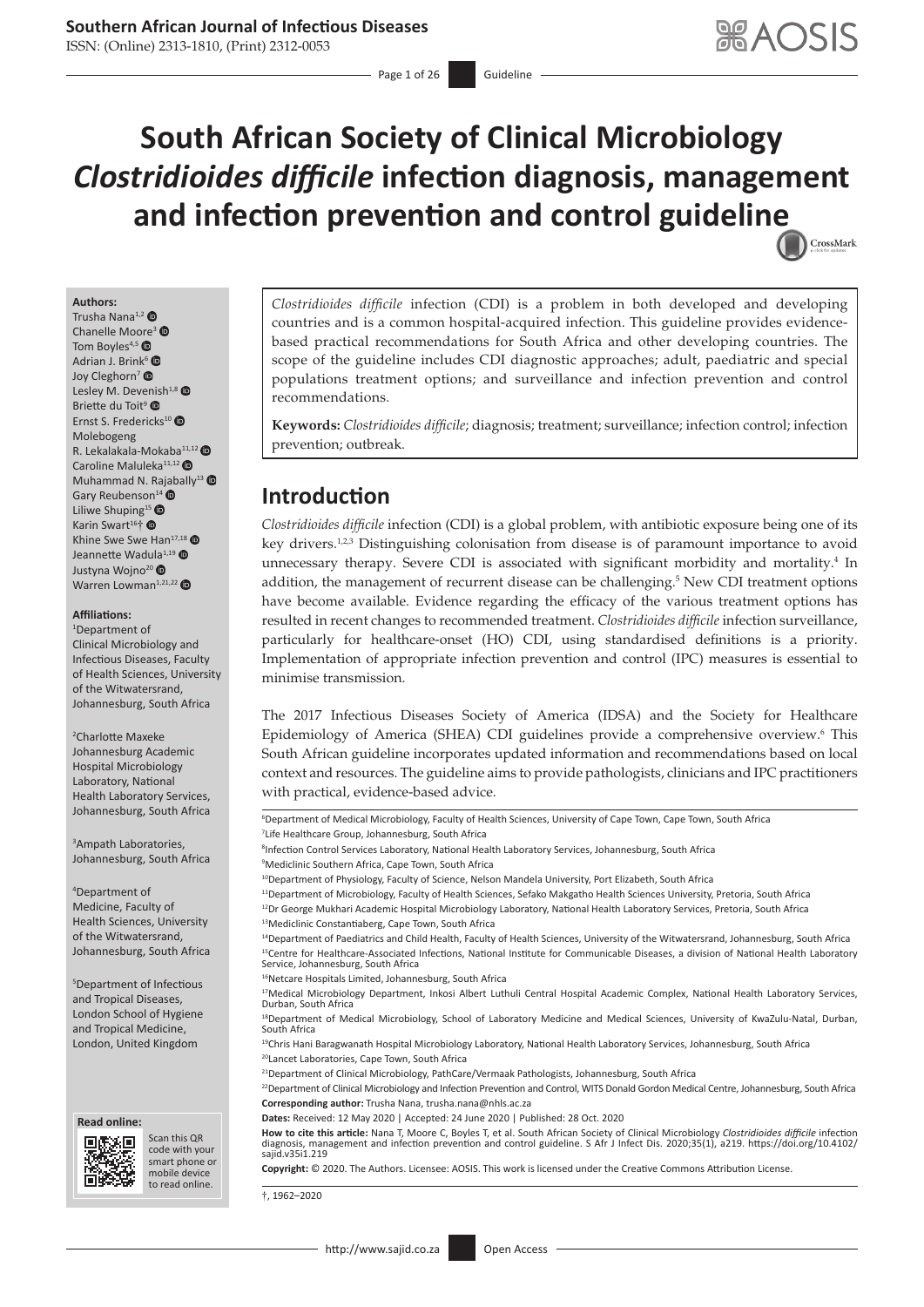# South African Society of Clinical Microbiology *Clostridioides difficile* infection diagnosis, management and infection prevention and control guideline

**Authors:**
Trusha Nana[1,2]
Chanelle Moore[3]
Tom Boyles[4,5]
Adrian J. Brink[6]
Joy Cleghorn[7]
Lesley M. Devenish[1,8]
Briette du Toit[9]
Ernst S. Fredericks[10]
Molebogeng R. Lekalakala-Mokaba[11,12]
Caroline Maluleka[11,12]
Muhammad N. Rajabally[13]
Gary Reubenson[14]
Liliwe Shuping[15]
Karin Swart[16]†
Khine Swe Swe Han[17,18]
Jeannette Wadula[1,19]
Justyna Wojno[20]
Warren Lowman[1,21,22]

**Affiliations:**
[1]Department of Clinical Microbiology and Infectious Diseases, Faculty of Health Sciences, University of the Witwatersrand, Johannesburg, South Africa

[2]Charlotte Maxeke Johannesburg Academic Hospital Microbiology Laboratory, National Health Laboratory Services, Johannesburg, South Africa

[3]Ampath Laboratories, Johannesburg, South Africa

[4]Department of Medicine, Faculty of Health Sciences, University of the Witwatersrand, Johannesburg, South Africa

[5]Department of Infectious and Tropical Diseases, London School of Hygiene and Tropical Medicine, London, United Kingdom

[6]Department of Medical Microbiology, Faculty of Health Sciences, University of Cape Town, Cape Town, South Africa

[7]Life Healthcare Group, Johannesburg, South Africa

[8]Infection Control Services Laboratory, National Health Laboratory Services, Johannesburg, South Africa

[9]Mediclinic Southern Africa, Cape Town, South Africa

[10]Department of Physiology, Faculty of Science, Nelson Mandela University, Port Elizabeth, South Africa

[11]Department of Microbiology, Faculty of Health Sciences, Sefako Makgatho Health Sciences University, Pretoria, South Africa

[12]Dr George Mukhari Academic Hospital Microbiology Laboratory, National Health Laboratory Services, Pretoria, South Africa

[13]Mediclinic Constantiaberg, Cape Town, South Africa

[14]Department of Paediatrics and Child Health, Faculty of Health Sciences, University of the Witwatersrand, Johannesburg, South Africa

[15]Centre for Healthcare-Associated Infections, National Institute for Communicable Diseases, a division of National Health Laboratory Service, Johannesburg, South Africa

[16]Netcare Hospitals Limited, Johannesburg, South Africa

[17]Medical Microbiology Department, Inkosi Albert Luthuli Central Hospital Academic Complex, National Health Laboratory Services, Durban, South Africa

[18]Department of Medical Microbiology, School of Laboratory Medicine and Medical Sciences, University of KwaZulu-Natal, Durban, South Africa

[19]Chris Hani Baragwanath Hospital Microbiology Laboratory, National Health Laboratory Services, Johannesburg, South Africa

[20]Lancet Laboratories, Cape Town, South Africa

[21]Department of Clinical Microbiology, PathCare/Vermaak Pathologists, Johannesburg, South Africa

[22]Department of Clinical Microbiology and Infection Prevention and Control, WITS Donald Gordon Medical Centre, Johannesburg, South Africa

**Corresponding author:** Trusha Nana, trusha.nana@nhls.ac.za

**Dates:** Received: 12 May 2020 | Accepted: 24 June 2020 | Published: 28 Oct. 2020

**How to cite this article:** Nana T, Moore C, Boyles T, et al. South African Society of Clinical Microbiology *Clostridioides difficile* infection diagnosis, management and infection prevention and control guideline. S Afr J Infect Dis. 2020;35(1), a219. https://doi.org/10.4102/sajid.v35i1.219

**Copyright:** © 2020. The Authors. Licensee: AOSIS. This work is licensed under the Creative Commons Attribution License.

†, 1962–2020

**Read online:** Scan this QR code with your smart phone or mobile device to read online.

*Clostridioides difficile* infection (CDI) is a problem in both developed and developing countries and is a common hospital-acquired infection. This guideline provides evidence-based practical recommendations for South Africa and other developing countries. The scope of the guideline includes CDI diagnostic approaches; adult, paediatric and special populations treatment options; and surveillance and infection prevention and control recommendations.

**Keywords:** *Clostridioides difficile*; diagnosis; treatment; surveillance; infection control; infection prevention; outbreak.

## Introduction

*Clostridioides difficile* infection (CDI) is a global problem, with antibiotic exposure being one of its key drivers.[1,2,3] Distinguishing colonisation from disease is of paramount importance to avoid unnecessary therapy. Severe CDI is associated with significant morbidity and mortality.[4] In addition, the management of recurrent disease can be challenging.[5] New CDI treatment options have become available. Evidence regarding the efficacy of the various treatment options has resulted in recent changes to recommended treatment. *Clostridioides difficile* infection surveillance, particularly for healthcare-onset (HO) CDI, using standardised definitions is a priority. Implementation of appropriate infection prevention and control (IPC) measures is essential to minimise transmission.

The 2017 Infectious Diseases Society of America (IDSA) and the Society for Healthcare Epidemiology of America (SHEA) CDI guidelines provide a comprehensive overview.[6] This South African guideline incorporates updated information and recommendations based on local context and resources. The guideline aims to provide pathologists, clinicians and IPC practitioners with practical, evidence-based advice.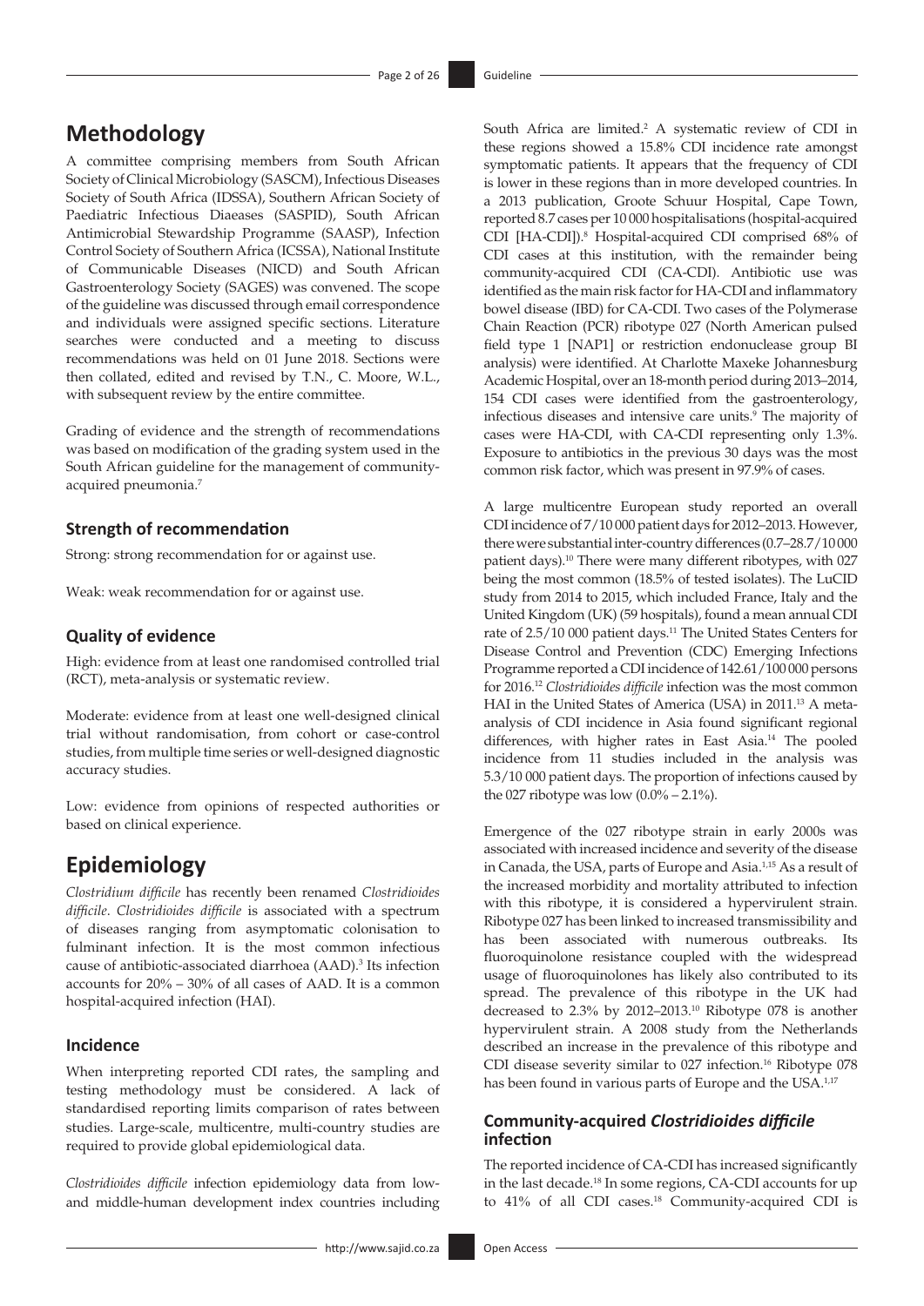# Methodology

A committee comprising members from South African Society of Clinical Microbiology (SASCM), Infectious Diseases Society of South Africa (IDSSA), Southern African Society of Paediatric Infectious Diaeases (SASPID), South African Antimicrobial Stewardship Programme (SAASP), Infection Control Society of Southern Africa (ICSSA), National Institute of Communicable Diseases (NICD) and South African Gastroenterology Society (SAGES) was convened. The scope of the guideline was discussed through email correspondence and individuals were assigned specific sections. Literature searches were conducted and a meeting to discuss recommendations was held on 01 June 2018. Sections were then collated, edited and revised by T.N., C. Moore, W.L., with subsequent review by the entire committee.

Grading of evidence and the strength of recommendations was based on modification of the grading system used in the South African guideline for the management of community-acquired pneumonia.[7]

## Strength of recommendation

Strong: strong recommendation for or against use.

Weak: weak recommendation for or against use.

## Quality of evidence

High: evidence from at least one randomised controlled trial (RCT), meta-analysis or systematic review.

Moderate: evidence from at least one well-designed clinical trial without randomisation, from cohort or case-control studies, from multiple time series or well-designed diagnostic accuracy studies.

Low: evidence from opinions of respected authorities or based on clinical experience.

# Epidemiology

*Clostridium difficile* has recently been renamed *Clostridioides difficile*. *Clostridioides difficile* is associated with a spectrum of diseases ranging from asymptomatic colonisation to fulminant infection. It is the most common infectious cause of antibiotic-associated diarrhoea (AAD).[3] Its infection accounts for 20% – 30% of all cases of AAD. It is a common hospital-acquired infection (HAI).

## Incidence

When interpreting reported CDI rates, the sampling and testing methodology must be considered. A lack of standardised reporting limits comparison of rates between studies. Large-scale, multicentre, multi-country studies are required to provide global epidemiological data.

*Clostridioides difficile* infection epidemiology data from low- and middle-human development index countries including South Africa are limited.[2] A systematic review of CDI in these regions showed a 15.8% CDI incidence rate amongst symptomatic patients. It appears that the frequency of CDI is lower in these regions than in more developed countries. In a 2013 publication, Groote Schuur Hospital, Cape Town, reported 8.7 cases per 10 000 hospitalisations (hospital-acquired CDI [HA-CDI]).[8] Hospital-acquired CDI comprised 68% of CDI cases at this institution, with the remainder being community-acquired CDI (CA-CDI). Antibiotic use was identified as the main risk factor for HA-CDI and inflammatory bowel disease (IBD) for CA-CDI. Two cases of the Polymerase Chain Reaction (PCR) ribotype 027 (North American pulsed field type 1 [NAP1] or restriction endonuclease group BI analysis) were identified. At Charlotte Maxeke Johannesburg Academic Hospital, over an 18-month period during 2013–2014, 154 CDI cases were identified from the gastroenterology, infectious diseases and intensive care units.[9] The majority of cases were HA-CDI, with CA-CDI representing only 1.3%. Exposure to antibiotics in the previous 30 days was the most common risk factor, which was present in 97.9% of cases.

A large multicentre European study reported an overall CDI incidence of 7/10 000 patient days for 2012–2013. However, there were substantial inter-country differences (0.7–28.7/10 000 patient days).[10] There were many different ribotypes, with 027 being the most common (18.5% of tested isolates). The LuCID study from 2014 to 2015, which included France, Italy and the United Kingdom (UK) (59 hospitals), found a mean annual CDI rate of 2.5/10 000 patient days.[11] The United States Centers for Disease Control and Prevention (CDC) Emerging Infections Programme reported a CDI incidence of 142.61/100 000 persons for 2016.[12] *Clostridioides difficile* infection was the most common HAI in the United States of America (USA) in 2011.[13] A meta-analysis of CDI incidence in Asia found significant regional differences, with higher rates in East Asia.[14] The pooled incidence from 11 studies included in the analysis was 5.3/10 000 patient days. The proportion of infections caused by the 027 ribotype was low (0.0% – 2.1%).

Emergence of the 027 ribotype strain in early 2000s was associated with increased incidence and severity of the disease in Canada, the USA, parts of Europe and Asia.[1,15] As a result of the increased morbidity and mortality attributed to infection with this ribotype, it is considered a hypervirulent strain. Ribotype 027 has been linked to increased transmissibility and has been associated with numerous outbreaks. Its fluoroquinolone resistance coupled with the widespread usage of fluoroquinolones has likely also contributed to its spread. The prevalence of this ribotype in the UK had decreased to 2.3% by 2012–2013.[10] Ribotype 078 is another hypervirulent strain. A 2008 study from the Netherlands described an increase in the prevalence of this ribotype and CDI disease severity similar to 027 infection.[16] Ribotype 078 has been found in various parts of Europe and the USA.[1,17]

## Community-acquired *Clostridioides difficile* infection

The reported incidence of CA-CDI has increased significantly in the last decade.[18] In some regions, CA-CDI accounts for up to 41% of all CDI cases.[18] Community-acquired CDI is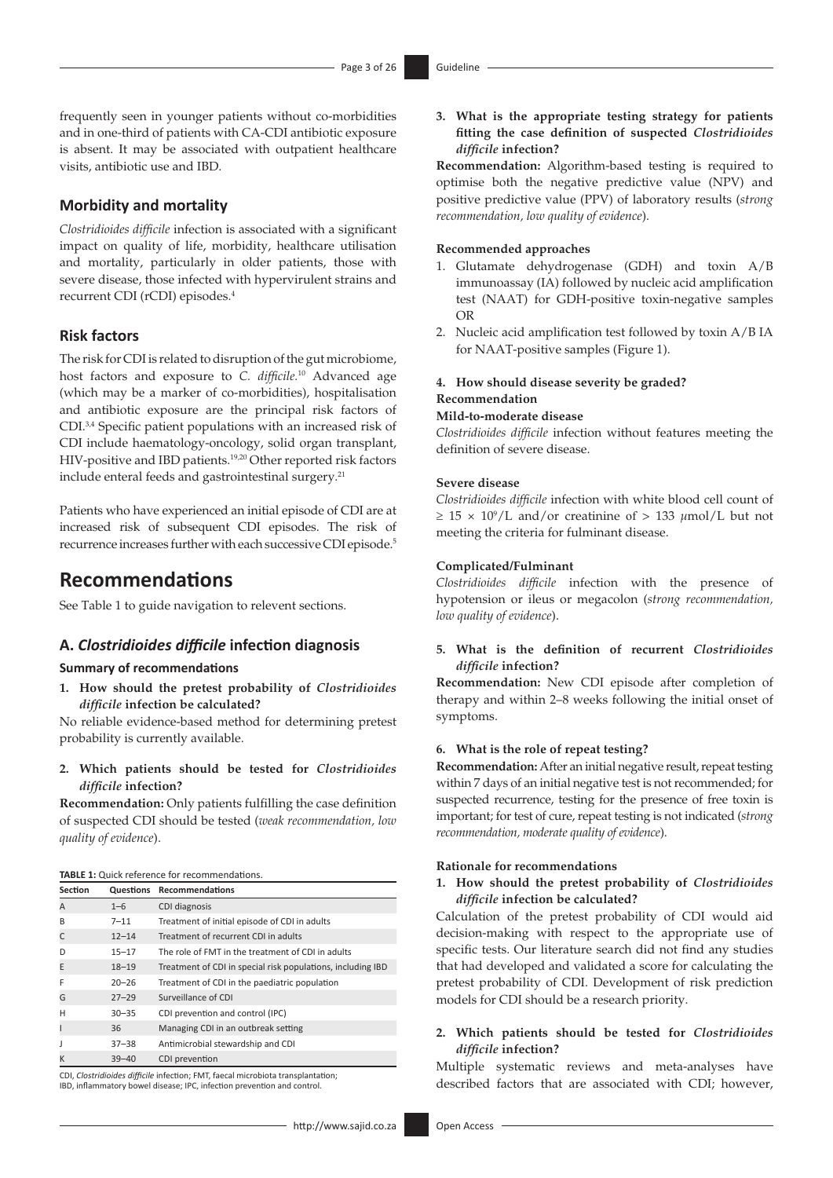frequently seen in younger patients without co-morbidities and in one-third of patients with CA-CDI antibiotic exposure is absent. It may be associated with outpatient healthcare visits, antibiotic use and IBD.

## Morbidity and mortality

*Clostridioides difficile* infection is associated with a significant impact on quality of life, morbidity, healthcare utilisation and mortality, particularly in older patients, those with severe disease, those infected with hypervirulent strains and recurrent CDI (rCDI) episodes.[4]

## Risk factors

The risk for CDI is related to disruption of the gut microbiome, host factors and exposure to *C. difficile*.[10] Advanced age (which may be a marker of co-morbidities), hospitalisation and antibiotic exposure are the principal risk factors of CDI.[3,4] Specific patient populations with an increased risk of CDI include haematology-oncology, solid organ transplant, HIV-positive and IBD patients.[19,20] Other reported risk factors include enteral feeds and gastrointestinal surgery.[21]

Patients who have experienced an initial episode of CDI are at increased risk of subsequent CDI episodes. The risk of recurrence increases further with each successive CDI episode.[5]

# Recommendations

See Table 1 to guide navigation to relevent sections.

## A. *Clostridioides difficile* infection diagnosis

### Summary of recommendations

**1. How should the pretest probability of *Clostridioides difficile* infection be calculated?**

No reliable evidence-based method for determining pretest probability is currently available.

**2. Which patients should be tested for *Clostridioides difficile* infection?**

**Recommendation:** Only patients fulfilling the case definition of suspected CDI should be tested (*weak recommendation, low quality of evidence*).

**TABLE 1:** Quick reference for recommendations.

| Section | Questions | Recommendations |
|---|---|---|
| A | 1–6 | CDI diagnosis |
| B | 7–11 | Treatment of initial episode of CDI in adults |
| C | 12–14 | Treatment of recurrent CDI in adults |
| D | 15–17 | The role of FMT in the treatment of CDI in adults |
| E | 18–19 | Treatment of CDI in special risk populations, including IBD |
| F | 20–26 | Treatment of CDI in the paediatric population |
| G | 27–29 | Surveillance of CDI |
| H | 30–35 | CDI prevention and control (IPC) |
| I | 36 | Managing CDI in an outbreak setting |
| J | 37–38 | Antimicrobial stewardship and CDI |
| K | 39–40 | CDI prevention |

CDI, *Clostridioides difficile* infection; FMT, faecal microbiota transplantation; IBD, inflammatory bowel disease; IPC, infection prevention and control.

**3. What is the appropriate testing strategy for patients fitting the case definition of suspected *Clostridioides difficile* infection?**

**Recommendation:** Algorithm-based testing is required to optimise both the negative predictive value (NPV) and positive predictive value (PPV) of laboratory results (*strong recommendation, low quality of evidence*).

**Recommended approaches**

1. Glutamate dehydrogenase (GDH) and toxin A/B immunoassay (IA) followed by nucleic acid amplification test (NAAT) for GDH-positive toxin-negative samples OR
2. Nucleic acid amplification test followed by toxin A/B IA for NAAT-positive samples (Figure 1).

**4. How should disease severity be graded?**

**Recommendation**

**Mild-to-moderate disease**

*Clostridioides difficile* infection without features meeting the definition of severe disease.

**Severe disease**

*Clostridioides difficile* infection with white blood cell count of $\geq 15 \times 10^9$/L and/or creatinine of > 133 μmol/L but not meeting the criteria for fulminant disease.

**Complicated/Fulminant**

*Clostridioides difficile* infection with the presence of hypotension or ileus or megacolon (*strong recommendation, low quality of evidence*).

**5. What is the definition of recurrent *Clostridioides difficile* infection?**

**Recommendation:** New CDI episode after completion of therapy and within 2–8 weeks following the initial onset of symptoms.

**6. What is the role of repeat testing?**

**Recommendation:** After an initial negative result, repeat testing within 7 days of an initial negative test is not recommended; for suspected recurrence, testing for the presence of free toxin is important; for test of cure, repeat testing is not indicated (*strong recommendation, moderate quality of evidence*).

**Rationale for recommendations**

**1. How should the pretest probability of *Clostridioides difficile* infection be calculated?**

Calculation of the pretest probability of CDI would aid decision-making with respect to the appropriate use of specific tests. Our literature search did not find any studies that had developed and validated a score for calculating the pretest probability of CDI. Development of risk prediction models for CDI should be a research priority.

**2. Which patients should be tested for *Clostridioides difficile* infection?**

Multiple systematic reviews and meta-analyses have described factors that are associated with CDI; however,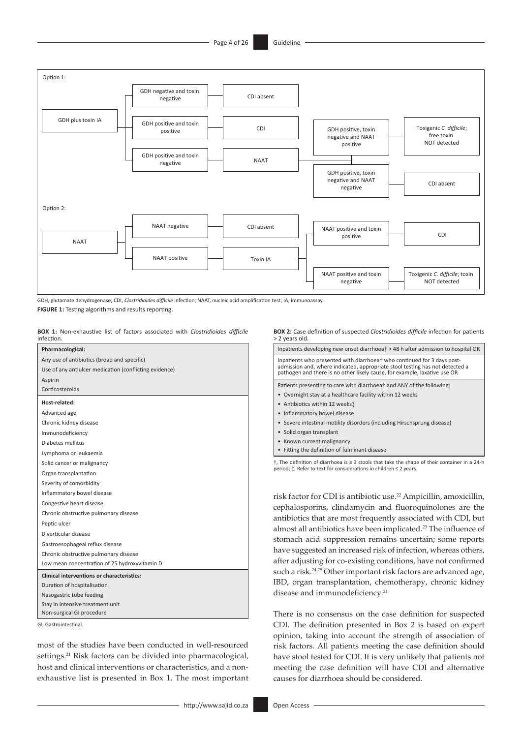Option 1:

- GDH plus toxin IA
  - GDH negative and toxin negative → CDI absent
  - GDH positive and toxin positive → CDI
  - GDH positive and toxin negative → NAAT
    - GDH positive, toxin negative and NAAT positive → Toxigenic *C. difficile*; free toxin NOT detected
    - GDH positive, toxin negative and NAAT negative → CDI absent

Option 2:

- NAAT
  - NAAT negative → CDI absent
  - NAAT positive → Toxin IA
    - NAAT positive and toxin positive → CDI
    - NAAT positive and toxin negative → Toxigenic *C. difficile*; toxin NOT detected

GDH, glutamate dehydrogenase; CDI, *Clostridioides difficile* infection; NAAT, nucleic acid amplification test; IA, immunoassay.

**FIGURE 1:** Testing algorithms and results reporting.

**BOX 1:** Non-exhaustive list of factors associated with *Clostridioides difficile* infection.

| **Pharmacological:** |
| --- |
| Any use of antibiotics (broad and specific) |
| Use of any antiulcer medication (conflicting evidence) |
| Aspirin |
| Corticosteroids |
| **Host-related:** |
| Advanced age |
| Chronic kidney disease |
| Immunodeficiency |
| Diabetes mellitus |
| Lymphoma or leukaemia |
| Solid cancer or malignancy |
| Organ transplantation |
| Severity of comorbidity |
| Inflammatory bowel disease |
| Congestive heart disease |
| Chronic obstructive pulmonary disease |
| Peptic ulcer |
| Diverticular disease |
| Gastroesophageal reflux disease |
| Chronic obstructive pulmonary disease |
| Low mean concentration of 25 hydroxyvitamin D |
| **Clinical interventions or characteristics:** |
| Duration of hospitalisation |
| Nasogastric tube feeding |
| Stay in intensive treatment unit |
| Non-surgical GI procedure |

GI, Gastrointestinal.

most of the studies have been conducted in well-resourced settings.[21] Risk factors can be divided into pharmacological, host and clinical interventions or characteristics, and a non-exhaustive list is presented in Box 1. The most important risk factor for CDI is antibiotic use.[22] Ampicillin, amoxicillin, cephalosporins, clindamycin and fluoroquinolones are the antibiotics that are most frequently associated with CDI, but almost all antibiotics have been implicated.[23] The influence of stomach acid suppression remains uncertain; some reports have suggested an increased risk of infection, whereas others, after adjusting for co-existing conditions, have not confirmed such a risk.[24,25] Other important risk factors are advanced age, IBD, organ transplantation, chemotherapy, chronic kidney disease and immunodeficiency.[21]

**BOX 2:** Case definition of suspected *Clostridioides difficile* infection for patients > 2 years old.

| |
| --- |
| Inpatients developing new onset diarrhoea† > 48 h after admission to hospital OR |
| Inpatients who presented with diarrhoea† who continued for 3 days post-admission and, where indicated, appropriate stool testing has not detected a pathogen and there is no other likely cause, for example, laxative use OR |
| Patients presenting to care with diarrhoea† and ANY of the following:<br>• Overnight stay at a healthcare facility within 12 weeks<br>• Antibiotics within 12 weeks‡<br>• Inflammatory bowel disease<br>• Severe intestinal motility disorders (including Hirschsprung disease)<br>• Solid organ transplant<br>• Known current malignancy<br>• Fitting the definition of fulminant disease |

†, The definition of diarrhoea is ≥ 3 stools that take the shape of their container in a 24-h period; ‡, Refer to text for considerations in children ≤ 2 years.

There is no consensus on the case definition for suspected CDI. The definition presented in Box 2 is based on expert opinion, taking into account the strength of association of risk factors. All patients meeting the case definition should have stool tested for CDI. It is very unlikely that patients not meeting the case definition will have CDI and alternative causes for diarrhoea should be considered.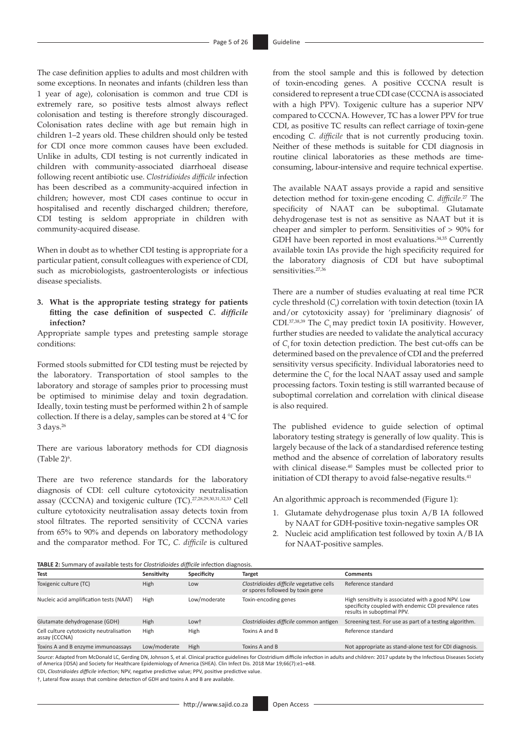The case definition applies to adults and most children with some exceptions. In neonates and infants (children less than 1 year of age), colonisation is common and true CDI is extremely rare, so positive tests almost always reflect colonisation and testing is therefore strongly discouraged. Colonisation rates decline with age but remain high in children 1–2 years old. These children should only be tested for CDI once more common causes have been excluded. Unlike in adults, CDI testing is not currently indicated in children with community-associated diarrhoeal disease following recent antibiotic use. *Clostridioides difficile* infection has been described as a community-acquired infection in children; however, most CDI cases continue to occur in hospitalised and recently discharged children; therefore, CDI testing is seldom appropriate in children with community-acquired disease.

When in doubt as to whether CDI testing is appropriate for a particular patient, consult colleagues with experience of CDI, such as microbiologists, gastroenterologists or infectious disease specialists.

### 3. What is the appropriate testing strategy for patients fitting the case definition of suspected *C. difficile* infection?

Appropriate sample types and pretesting sample storage conditions:

Formed stools submitted for CDI testing must be rejected by the laboratory. Transportation of stool samples to the laboratory and storage of samples prior to processing must be optimised to minimise delay and toxin degradation. Ideally, toxin testing must be performed within 2 h of sample collection. If there is a delay, samples can be stored at 4 °C for 3 days.[26]

There are various laboratory methods for CDI diagnosis (Table 2)[6].

There are two reference standards for the laboratory diagnosis of CDI: cell culture cytotoxicity neutralisation assay (CCCNA) and toxigenic culture (TC).[27,28,29,30,31,32,33] Cell culture cytotoxicity neutralisation assay detects toxin from stool filtrates. The reported sensitivity of CCCNA varies from 65% to 90% and depends on laboratory methodology and the comparator method. For TC, *C. difficile* is cultured from the stool sample and this is followed by detection of toxin-encoding genes. A positive CCCNA result is considered to represent a true CDI case (CCCNA is associated with a high PPV). Toxigenic culture has a superior NPV compared to CCCNA. However, TC has a lower PPV for true CDI, as positive TC results can reflect carriage of toxin-gene encoding *C. difficile* that is not currently producing toxin. Neither of these methods is suitable for CDI diagnosis in routine clinical laboratories as these methods are time-consuming, labour-intensive and require technical expertise.

The available NAAT assays provide a rapid and sensitive detection method for toxin-gene encoding *C. difficile*.[27] The specificity of NAAT can be suboptimal. Glutamate dehydrogenase test is not as sensitive as NAAT but it is cheaper and simpler to perform. Sensitivities of > 90% for GDH have been reported in most evaluations.[34,35] Currently available toxin IAs provide the high specificity required for the laboratory diagnosis of CDI but have suboptimal sensitivities.[27,36]

There are a number of studies evaluating at real time PCR cycle threshold ($C_t$) correlation with toxin detection (toxin IA and/or cytotoxicity assay) for 'preliminary diagnosis' of CDI.[37,38,39] The $C_t$ may predict toxin IA positivity. However, further studies are needed to validate the analytical accuracy of $C_t$ for toxin detection prediction. The best cut-offs can be determined based on the prevalence of CDI and the preferred sensitivity versus specificity. Individual laboratories need to determine the $C_t$ for the local NAAT assay used and sample processing factors. Toxin testing is still warranted because of suboptimal correlation and correlation with clinical disease is also required.

The published evidence to guide selection of optimal laboratory testing strategy is generally of low quality. This is largely because of the lack of a standardised reference testing method and the absence of correlation of laboratory results with clinical disease.[40] Samples must be collected prior to initiation of CDI therapy to avoid false-negative results.[41]

An algorithmic approach is recommended (Figure 1):

1. Glutamate dehydrogenase plus toxin A/B IA followed by NAAT for GDH-positive toxin-negative samples OR
2. Nucleic acid amplification test followed by toxin A/B IA for NAAT-positive samples.

**TABLE 2:** Summary of available tests for *Clostridioides difficile* infection diagnosis.

| Test | Sensitivity | Specificity | Target | Comments |
|---|---|---|---|---|
| Toxigenic culture (TC) | High | Low | *Clostridioides difficile* vegetative cells or spores followed by toxin gene | Reference standard |
| Nucleic acid amplification tests (NAAT) | High | Low/moderate | Toxin-encoding genes | High sensitivity is associated with a good NPV. Low specificity coupled with endemic CDI prevalence rates results in suboptimal PPV. |
| Glutamate dehydrogenase (GDH) | High | Low† | *Clostridioides difficile* common antigen | Screening test. For use as part of a testing algorithm. |
| Cell culture cytotoxicity neutralisation assay (CCCNA) | High | High | Toxins A and B | Reference standard |
| Toxins A and B enzyme immunoassays | Low/moderate | High | Toxins A and B | Not appropriate as stand-alone test for CDI diagnosis. |

*Source*: Adapted from McDonald LC, Gerding DN, Johnson S, et al. Clinical practice guidelines for Clostridium difficile infection in adults and children: 2017 update by the Infectious Diseases Society of America (IDSA) and Society for Healthcare Epidemiology of America (SHEA). Clin Infect Dis. 2018 Mar 19;66(7):e1–e48.

CDI, *Clostridioides difficile* infection; NPV, negative predictive value; PPV, positive predictive value.

†, Lateral flow assays that combine detection of GDH and toxins A and B are available.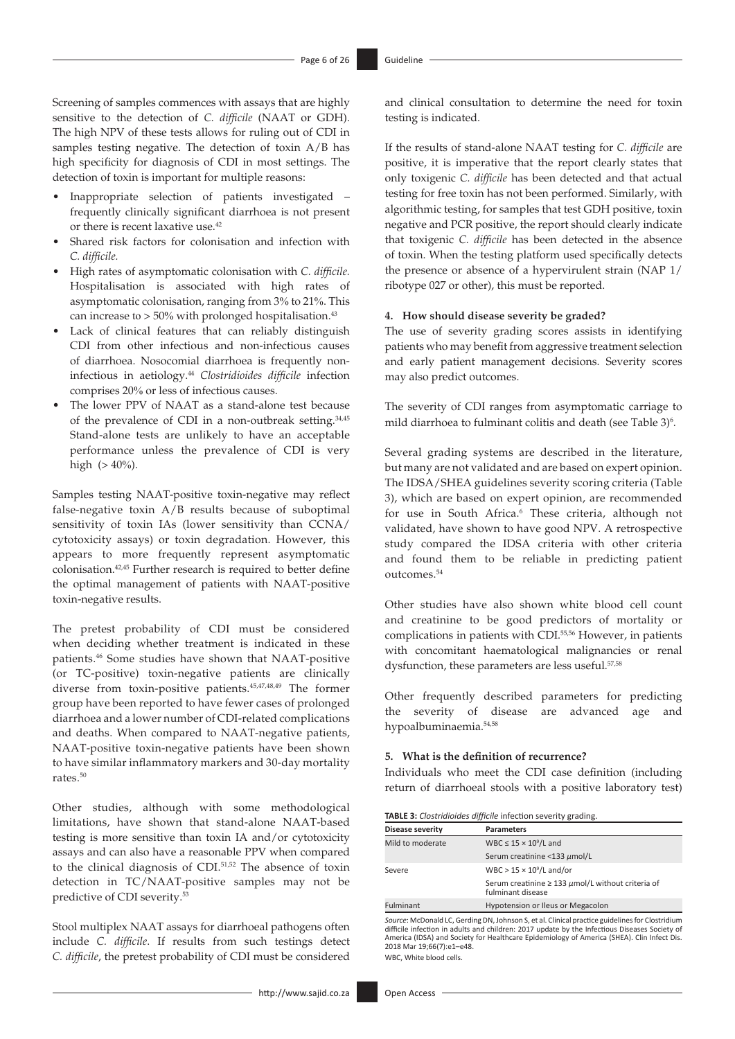Screening of samples commences with assays that are highly sensitive to the detection of *C. difficile* (NAAT or GDH). The high NPV of these tests allows for ruling out of CDI in samples testing negative. The detection of toxin A/B has high specificity for diagnosis of CDI in most settings. The detection of toxin is important for multiple reasons:

- Inappropriate selection of patients investigated – frequently clinically significant diarrhoea is not present or there is recent laxative use.[42]
- Shared risk factors for colonisation and infection with *C. difficile*.
- High rates of asymptomatic colonisation with *C. difficile*. Hospitalisation is associated with high rates of asymptomatic colonisation, ranging from 3% to 21%. This can increase to > 50% with prolonged hospitalisation.[43]
- Lack of clinical features that can reliably distinguish CDI from other infectious and non-infectious causes of diarrhoea. Nosocomial diarrhoea is frequently non-infectious in aetiology.[44] *Clostridioides difficile* infection comprises 20% or less of infectious causes.
- The lower PPV of NAAT as a stand-alone test because of the prevalence of CDI in a non-outbreak setting.[34,45] Stand-alone tests are unlikely to have an acceptable performance unless the prevalence of CDI is very high (> 40%).

Samples testing NAAT-positive toxin-negative may reflect false-negative toxin A/B results because of suboptimal sensitivity of toxin IAs (lower sensitivity than CCNA/cytotoxicity assays) or toxin degradation. However, this appears to more frequently represent asymptomatic colonisation.[42,45] Further research is required to better define the optimal management of patients with NAAT-positive toxin-negative results.

The pretest probability of CDI must be considered when deciding whether treatment is indicated in these patients.[46] Some studies have shown that NAAT-positive (or TC-positive) toxin-negative patients are clinically diverse from toxin-positive patients.[45,47,48,49] The former group have been reported to have fewer cases of prolonged diarrhoea and a lower number of CDI-related complications and deaths. When compared to NAAT-negative patients, NAAT-positive toxin-negative patients have been shown to have similar inflammatory markers and 30-day mortality rates.[50]

Other studies, although with some methodological limitations, have shown that stand-alone NAAT-based testing is more sensitive than toxin IA and/or cytotoxicity assays and can also have a reasonable PPV when compared to the clinical diagnosis of CDI.[51,52] The absence of toxin detection in TC/NAAT-positive samples may not be predictive of CDI severity.[53]

Stool multiplex NAAT assays for diarrhoeal pathogens often include *C. difficile*. If results from such testings detect *C. difficile*, the pretest probability of CDI must be considered and clinical consultation to determine the need for toxin testing is indicated.

If the results of stand-alone NAAT testing for *C. difficile* are positive, it is imperative that the report clearly states that only toxigenic *C. difficile* has been detected and that actual testing for free toxin has not been performed. Similarly, with algorithmic testing, for samples that test GDH positive, toxin negative and PCR positive, the report should clearly indicate that toxigenic *C. difficile* has been detected in the absence of toxin. When the testing platform used specifically detects the presence or absence of a hypervirulent strain (NAP 1/ribotype 027 or other), this must be reported.

### 4. How should disease severity be graded?

The use of severity grading scores assists in identifying patients who may benefit from aggressive treatment selection and early patient management decisions. Severity scores may also predict outcomes.

The severity of CDI ranges from asymptomatic carriage to mild diarrhoea to fulminant colitis and death (see Table 3)[6].

Several grading systems are described in the literature, but many are not validated and are based on expert opinion. The IDSA/SHEA guidelines severity scoring criteria (Table 3), which are based on expert opinion, are recommended for use in South Africa.[6] These criteria, although not validated, have shown to have good NPV. A retrospective study compared the IDSA criteria with other criteria and found them to be reliable in predicting patient outcomes.[54]

Other studies have also shown white blood cell count and creatinine to be good predictors of mortality or complications in patients with CDI.[55,56] However, in patients with concomitant haematological malignancies or renal dysfunction, these parameters are less useful.[57,58]

Other frequently described parameters for predicting the severity of disease are advanced age and hypoalbuminaemia.[54,58]

### 5. What is the definition of recurrence?

Individuals who meet the CDI case definition (including return of diarrhoeal stools with a positive laboratory test)

**TABLE 3:** *Clostridioides difficile* infection severity grading.

| Disease severity | Parameters |
|---|---|
| Mild to moderate | WBC ≤ 15 × $10^9$/L and |
| | Serum creatinine <133 μmol/L |
| Severe | WBC > 15 × $10^9$/L and/or |
| | Serum creatinine ≥ 133 μmol/L without criteria of fulminant disease |
| Fulminant | Hypotension or Ileus or Megacolon |

*Source*: McDonald LC, Gerding DN, Johnson S, et al. Clinical practice guidelines for Clostridium difficile infection in adults and children: 2017 update by the Infectious Diseases Society of America (IDSA) and Society for Healthcare Epidemiology of America (SHEA). Clin Infect Dis. 2018 Mar 19;66(7):e1–e48.

WBC, White blood cells.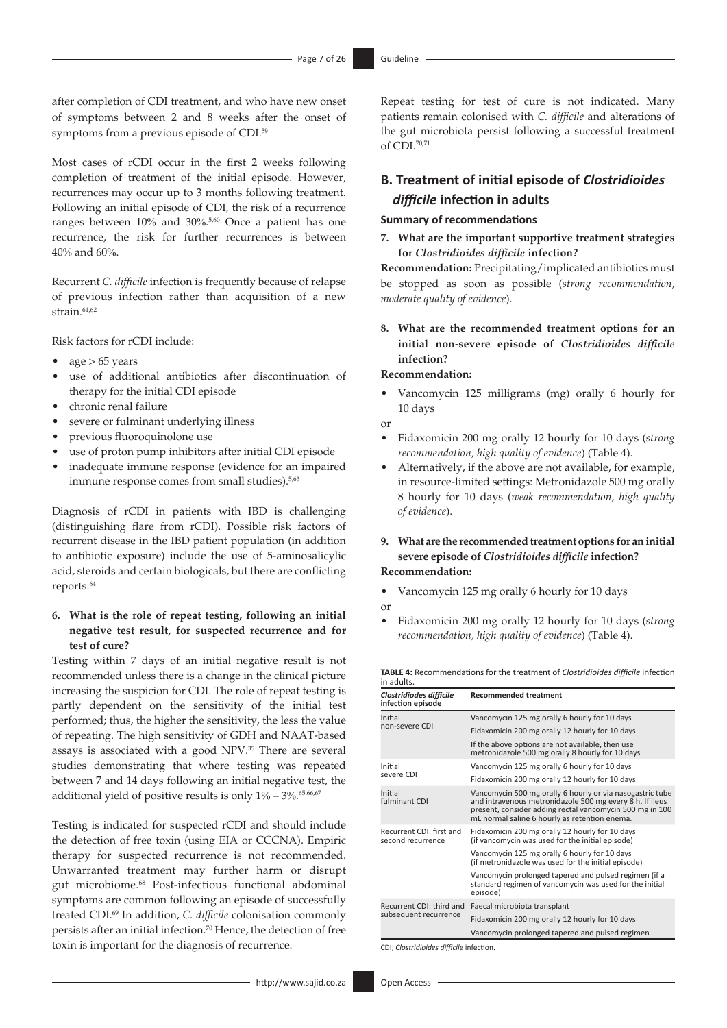after completion of CDI treatment, and who have new onset of symptoms between 2 and 8 weeks after the onset of symptoms from a previous episode of CDI.[59]

Most cases of rCDI occur in the first 2 weeks following completion of treatment of the initial episode. However, recurrences may occur up to 3 months following treatment. Following an initial episode of CDI, the risk of a recurrence ranges between 10% and 30%.[5,60] Once a patient has one recurrence, the risk for further recurrences is between 40% and 60%.

Recurrent *C. difficile* infection is frequently because of relapse of previous infection rather than acquisition of a new strain.[61,62]

Risk factors for rCDI include:

- age > 65 years
- use of additional antibiotics after discontinuation of therapy for the initial CDI episode
- chronic renal failure
- severe or fulminant underlying illness
- previous fluoroquinolone use
- use of proton pump inhibitors after initial CDI episode
- inadequate immune response (evidence for an impaired immune response comes from small studies).[5,63]

Diagnosis of rCDI in patients with IBD is challenging (distinguishing flare from rCDI). Possible risk factors of recurrent disease in the IBD patient population (in addition to antibiotic exposure) include the use of 5-aminosalicylic acid, steroids and certain biologicals, but there are conflicting reports.[64]

**6. What is the role of repeat testing, following an initial negative test result, for suspected recurrence and for test of cure?**

Testing within 7 days of an initial negative result is not recommended unless there is a change in the clinical picture increasing the suspicion for CDI. The role of repeat testing is partly dependent on the sensitivity of the initial test performed; thus, the higher the sensitivity, the less the value of repeating. The high sensitivity of GDH and NAAT-based assays is associated with a good NPV.[35] There are several studies demonstrating that where testing was repeated between 7 and 14 days following an initial negative test, the additional yield of positive results is only 1% – 3%.[65,66,67]

Testing is indicated for suspected rCDI and should include the detection of free toxin (using EIA or CCCNA). Empiric therapy for suspected recurrence is not recommended. Unwarranted treatment may further harm or disrupt gut microbiome.[68] Post-infectious functional abdominal symptoms are common following an episode of successfully treated CDI.[69] In addition, *C. difficile* colonisation commonly persists after an initial infection.[70] Hence, the detection of free toxin is important for the diagnosis of recurrence.

Repeat testing for test of cure is not indicated. Many patients remain colonised with *C. difficile* and alterations of the gut microbiota persist following a successful treatment of CDI.[70,71]

## B. Treatment of initial episode of *Clostridioides difficile* infection in adults

### Summary of recommendations

**7. What are the important supportive treatment strategies for *Clostridioides difficile* infection?**

**Recommendation:** Precipitating/implicated antibiotics must be stopped as soon as possible (*strong recommendation, moderate quality of evidence*).

**8. What are the recommended treatment options for an initial non-severe episode of *Clostridioides difficile* infection?**

**Recommendation:**

- Vancomycin 125 milligrams (mg) orally 6 hourly for 10 days

or

- Fidaxomicin 200 mg orally 12 hourly for 10 days (*strong recommendation, high quality of evidence*) (Table 4).
- Alternatively, if the above are not available, for example, in resource-limited settings: Metronidazole 500 mg orally 8 hourly for 10 days (*weak recommendation, high quality of evidence*).

**9. What are the recommended treatment options for an initial severe episode of *Clostridioides difficile* infection?**

**Recommendation:**

- Vancomycin 125 mg orally 6 hourly for 10 days

or

- Fidaxomicin 200 mg orally 12 hourly for 10 days (*strong recommendation, high quality of evidence*) (Table 4).

**TABLE 4:** Recommendations for the treatment of *Clostridioides difficile* infection in adults.

| *Clostridioides difficile* infection episode | Recommended treatment |
|---|---|
| Initial non-severe CDI | Vancomycin 125 mg orally 6 hourly for 10 days |
| | Fidaxomicin 200 mg orally 12 hourly for 10 days |
| | If the above options are not available, then use metronidazole 500 mg orally 8 hourly for 10 days |
| Initial severe CDI | Vancomycin 125 mg orally 6 hourly for 10 days |
| | Fidaxomicin 200 mg orally 12 hourly for 10 days |
| Initial fulminant CDI | Vancomycin 500 mg orally 6 hourly or via nasogastric tube and intravenous metronidazole 500 mg every 8 h. If ileus present, consider adding rectal vancomycin 500 mg in 100 mL normal saline 6 hourly as retention enema. |
| Recurrent CDI: first and second recurrence | Fidaxomicin 200 mg orally 12 hourly for 10 days (if vancomycin was used for the initial episode) |
| | Vancomycin 125 mg orally 6 hourly for 10 days (if metronidazole was used for the initial episode) |
| | Vancomycin prolonged tapered and pulsed regimen (if a standard regimen of vancomycin was used for the initial episode) |
| Recurrent CDI: third and subsequent recurrence | Faecal microbiota transplant |
| | Fidaxomicin 200 mg orally 12 hourly for 10 days |
| | Vancomycin prolonged tapered and pulsed regimen |

CDI, *Clostridioides difficile* infection.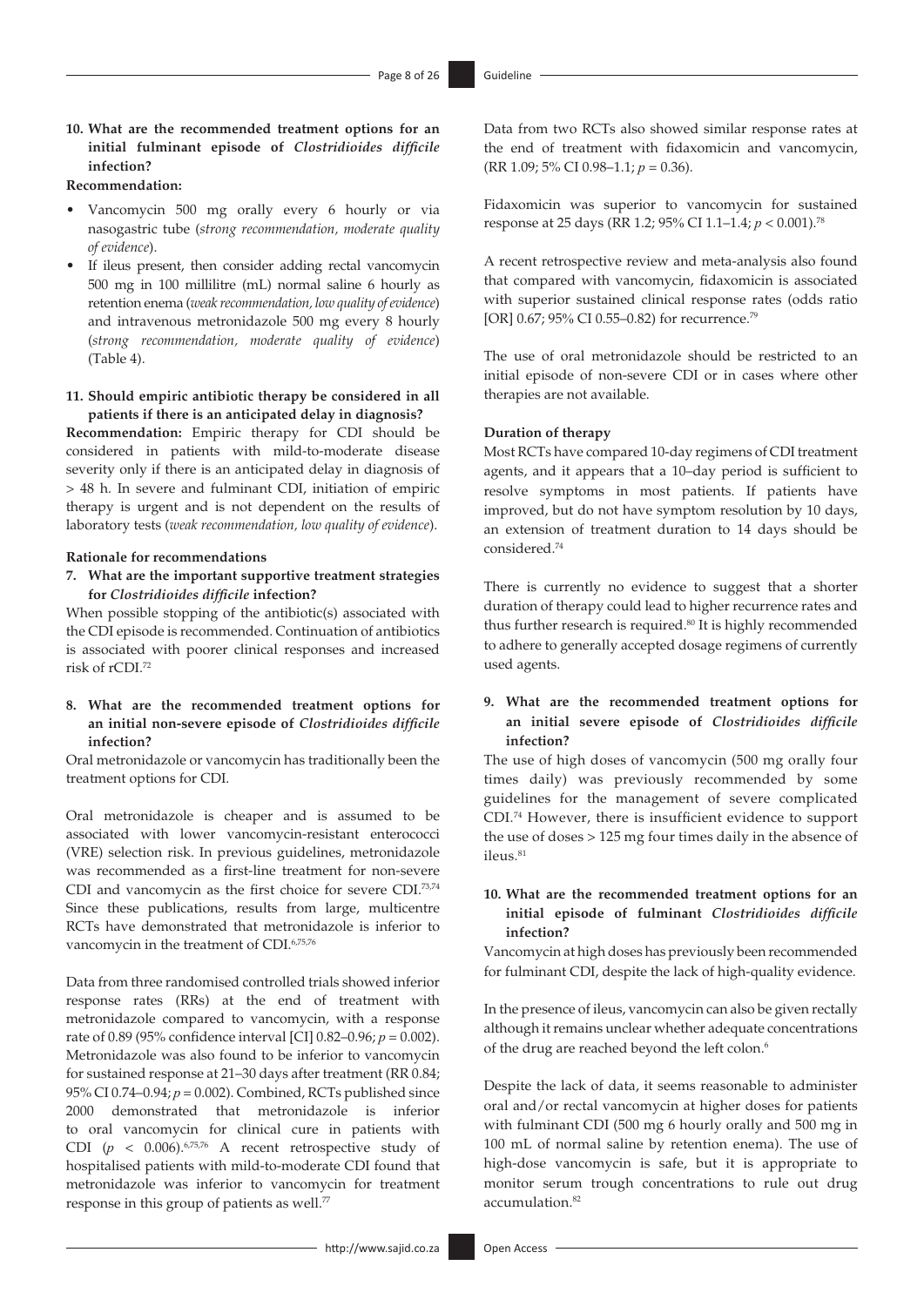**10. What are the recommended treatment options for an initial fulminant episode of *Clostridioides difficile* infection?**

**Recommendation:**

- Vancomycin 500 mg orally every 6 hourly or via nasogastric tube (*strong recommendation, moderate quality of evidence*).
- If ileus present, then consider adding rectal vancomycin 500 mg in 100 millilitre (mL) normal saline 6 hourly as retention enema (*weak recommendation, low quality of evidence*) and intravenous metronidazole 500 mg every 8 hourly (*strong recommendation, moderate quality of evidence*) (Table 4).

**11. Should empiric antibiotic therapy be considered in all patients if there is an anticipated delay in diagnosis?**

**Recommendation:** Empiric therapy for CDI should be considered in patients with mild-to-moderate disease severity only if there is an anticipated delay in diagnosis of > 48 h. In severe and fulminant CDI, initiation of empiric therapy is urgent and is not dependent on the results of laboratory tests (*weak recommendation, low quality of evidence*).

#### Rationale for recommendations

**7. What are the important supportive treatment strategies for *Clostridioides difficile* infection?**

When possible stopping of the antibiotic(s) associated with the CDI episode is recommended. Continuation of antibiotics is associated with poorer clinical responses and increased risk of rCDI.[72]

**8. What are the recommended treatment options for an initial non-severe episode of *Clostridioides difficile* infection?**

Oral metronidazole or vancomycin has traditionally been the treatment options for CDI.

Oral metronidazole is cheaper and is assumed to be associated with lower vancomycin-resistant enterococci (VRE) selection risk. In previous guidelines, metronidazole was recommended as a first-line treatment for non-severe CDI and vancomycin as the first choice for severe CDI.[73,74] Since these publications, results from large, multicentre RCTs have demonstrated that metronidazole is inferior to vancomycin in the treatment of CDI.[6,75,76]

Data from three randomised controlled trials showed inferior response rates (RRs) at the end of treatment with metronidazole compared to vancomycin, with a response rate of 0.89 (95% confidence interval [CI] 0.82–0.96; $p = 0.002$). Metronidazole was also found to be inferior to vancomycin for sustained response at 21–30 days after treatment (RR 0.84; 95% CI 0.74–0.94; $p = 0.002$). Combined, RCTs published since 2000 demonstrated that metronidazole is inferior to oral vancomycin for clinical cure in patients with CDI ($p < 0.006$).[6,75,76] A recent retrospective study of hospitalised patients with mild-to-moderate CDI found that metronidazole was inferior to vancomycin for treatment response in this group of patients as well.[77]

Data from two RCTs also showed similar response rates at the end of treatment with fidaxomicin and vancomycin, (RR 1.09; 5% CI 0.98–1.1; $p = 0.36$).

Fidaxomicin was superior to vancomycin for sustained response at 25 days (RR 1.2; 95% CI 1.1–1.4; $p < 0.001$).[78]

A recent retrospective review and meta-analysis also found that compared with vancomycin, fidaxomicin is associated with superior sustained clinical response rates (odds ratio [OR] 0.67; 95% CI 0.55–0.82) for recurrence.[79]

The use of oral metronidazole should be restricted to an initial episode of non-severe CDI or in cases where other therapies are not available.

#### Duration of therapy

Most RCTs have compared 10-day regimens of CDI treatment agents, and it appears that a 10–day period is sufficient to resolve symptoms in most patients. If patients have improved, but do not have symptom resolution by 10 days, an extension of treatment duration to 14 days should be considered.[74]

There is currently no evidence to suggest that a shorter duration of therapy could lead to higher recurrence rates and thus further research is required.[80] It is highly recommended to adhere to generally accepted dosage regimens of currently used agents.

**9. What are the recommended treatment options for an initial severe episode of *Clostridioides difficile* infection?**

The use of high doses of vancomycin (500 mg orally four times daily) was previously recommended by some guidelines for the management of severe complicated CDI.[74] However, there is insufficient evidence to support the use of doses > 125 mg four times daily in the absence of ileus.[81]

**10. What are the recommended treatment options for an initial episode of fulminant *Clostridioides difficile* infection?**

Vancomycin at high doses has previously been recommended for fulminant CDI, despite the lack of high-quality evidence.

In the presence of ileus, vancomycin can also be given rectally although it remains unclear whether adequate concentrations of the drug are reached beyond the left colon.[6]

Despite the lack of data, it seems reasonable to administer oral and/or rectal vancomycin at higher doses for patients with fulminant CDI (500 mg 6 hourly orally and 500 mg in 100 mL of normal saline by retention enema). The use of high-dose vancomycin is safe, but it is appropriate to monitor serum trough concentrations to rule out drug accumulation.[82]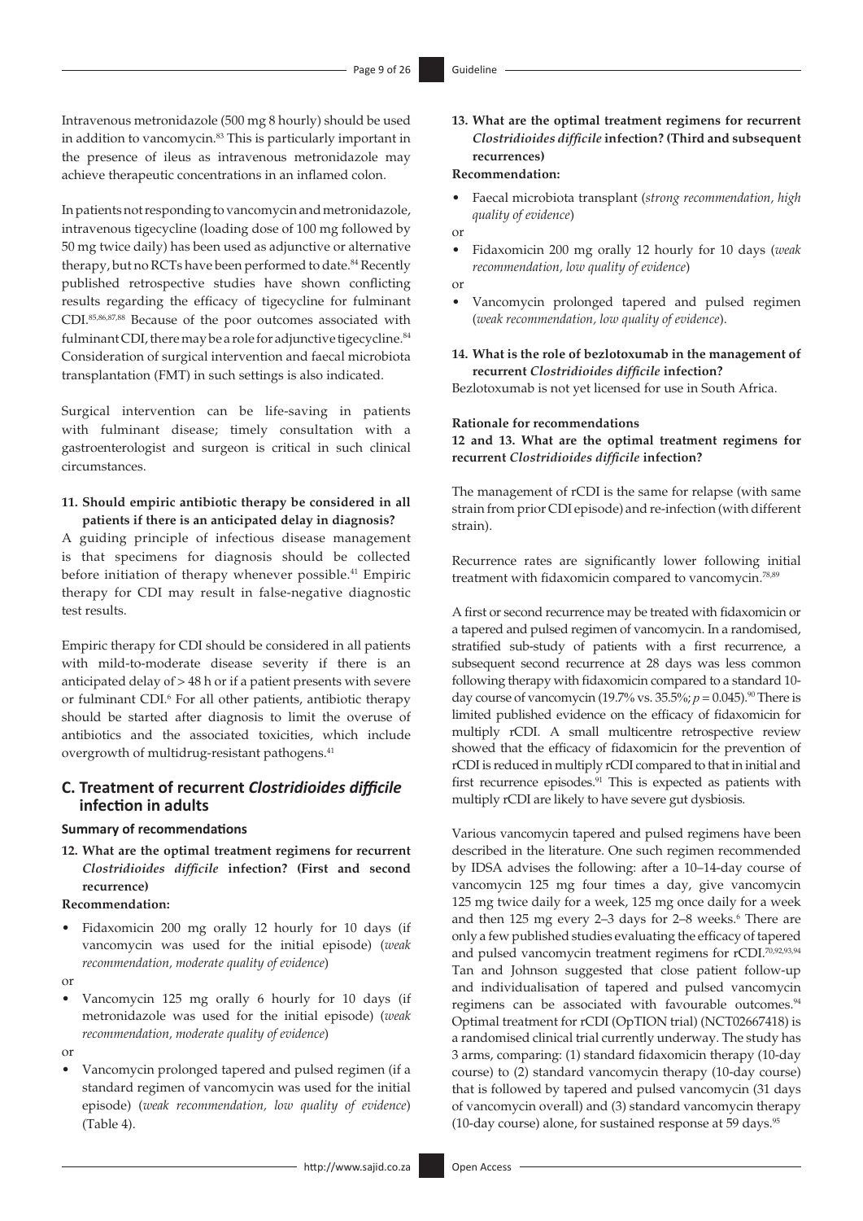Intravenous metronidazole (500 mg 8 hourly) should be used in addition to vancomycin.[83] This is particularly important in the presence of ileus as intravenous metronidazole may achieve therapeutic concentrations in an inflamed colon.

In patients not responding to vancomycin and metronidazole, intravenous tigecycline (loading dose of 100 mg followed by 50 mg twice daily) has been used as adjunctive or alternative therapy, but no RCTs have been performed to date.[84] Recently published retrospective studies have shown conflicting results regarding the efficacy of tigecycline for fulminant CDI.[85,86,87,88] Because of the poor outcomes associated with fulminant CDI, there may be a role for adjunctive tigecycline.[84] Consideration of surgical intervention and faecal microbiota transplantation (FMT) in such settings is also indicated.

Surgical intervention can be life-saving in patients with fulminant disease; timely consultation with a gastroenterologist and surgeon is critical in such clinical circumstances.

**11. Should empiric antibiotic therapy be considered in all patients if there is an anticipated delay in diagnosis?**

A guiding principle of infectious disease management is that specimens for diagnosis should be collected before initiation of therapy whenever possible.[41] Empiric therapy for CDI may result in false-negative diagnostic test results.

Empiric therapy for CDI should be considered in all patients with mild-to-moderate disease severity if there is an anticipated delay of > 48 h or if a patient presents with severe or fulminant CDI.[6] For all other patients, antibiotic therapy should be started after diagnosis to limit the overuse of antibiotics and the associated toxicities, which include overgrowth of multidrug-resistant pathogens.[41]

## C. Treatment of recurrent *Clostridioides difficile* infection in adults

### Summary of recommendations

**12. What are the optimal treatment regimens for recurrent *Clostridioides difficile* infection? (First and second recurrence)**

**Recommendation:**

- Fidaxomicin 200 mg orally 12 hourly for 10 days (if vancomycin was used for the initial episode) (*weak recommendation, moderate quality of evidence*)

or

- Vancomycin 125 mg orally 6 hourly for 10 days (if metronidazole was used for the initial episode) (*weak recommendation, moderate quality of evidence*)

or

- Vancomycin prolonged tapered and pulsed regimen (if a standard regimen of vancomycin was used for the initial episode) (*weak recommendation, low quality of evidence*) (Table 4).

**13. What are the optimal treatment regimens for recurrent *Clostridioides difficile* infection? (Third and subsequent recurrences)**

**Recommendation:**

- Faecal microbiota transplant (*strong recommendation, high quality of evidence*)

or

- Fidaxomicin 200 mg orally 12 hourly for 10 days (*weak recommendation, low quality of evidence*)

or

- Vancomycin prolonged tapered and pulsed regimen (*weak recommendation, low quality of evidence*).

**14. What is the role of bezlotoxumab in the management of recurrent *Clostridioides difficile* infection?**

Bezlotoxumab is not yet licensed for use in South Africa.

**Rationale for recommendations**

**12 and 13. What are the optimal treatment regimens for recurrent *Clostridioides difficile* infection?**

The management of rCDI is the same for relapse (with same strain from prior CDI episode) and re-infection (with different strain).

Recurrence rates are significantly lower following initial treatment with fidaxomicin compared to vancomycin.[78,89]

A first or second recurrence may be treated with fidaxomicin or a tapered and pulsed regimen of vancomycin. In a randomised, stratified sub-study of patients with a first recurrence, a subsequent second recurrence at 28 days was less common following therapy with fidaxomicin compared to a standard 10-day course of vancomycin (19.7% vs. 35.5%; $p = 0.045$).[90] There is limited published evidence on the efficacy of fidaxomicin for multiply rCDI. A small multicentre retrospective review showed that the efficacy of fidaxomicin for the prevention of rCDI is reduced in multiply rCDI compared to that in initial and first recurrence episodes.[91] This is expected as patients with multiply rCDI are likely to have severe gut dysbiosis.

Various vancomycin tapered and pulsed regimens have been described in the literature. One such regimen recommended by IDSA advises the following: after a 10–14-day course of vancomycin 125 mg four times a day, give vancomycin 125 mg twice daily for a week, 125 mg once daily for a week and then 125 mg every 2–3 days for 2–8 weeks.[6] There are only a few published studies evaluating the efficacy of tapered and pulsed vancomycin treatment regimens for rCDI.[70,92,93,94] Tan and Johnson suggested that close patient follow-up and individualisation of tapered and pulsed vancomycin regimens can be associated with favourable outcomes.[94] Optimal treatment for rCDI (OpTION trial) (NCT02667418) is a randomised clinical trial currently underway. The study has 3 arms, comparing: (1) standard fidaxomicin therapy (10-day course) to (2) standard vancomycin therapy (10-day course) that is followed by tapered and pulsed vancomycin (31 days of vancomycin overall) and (3) standard vancomycin therapy (10-day course) alone, for sustained response at 59 days.[95]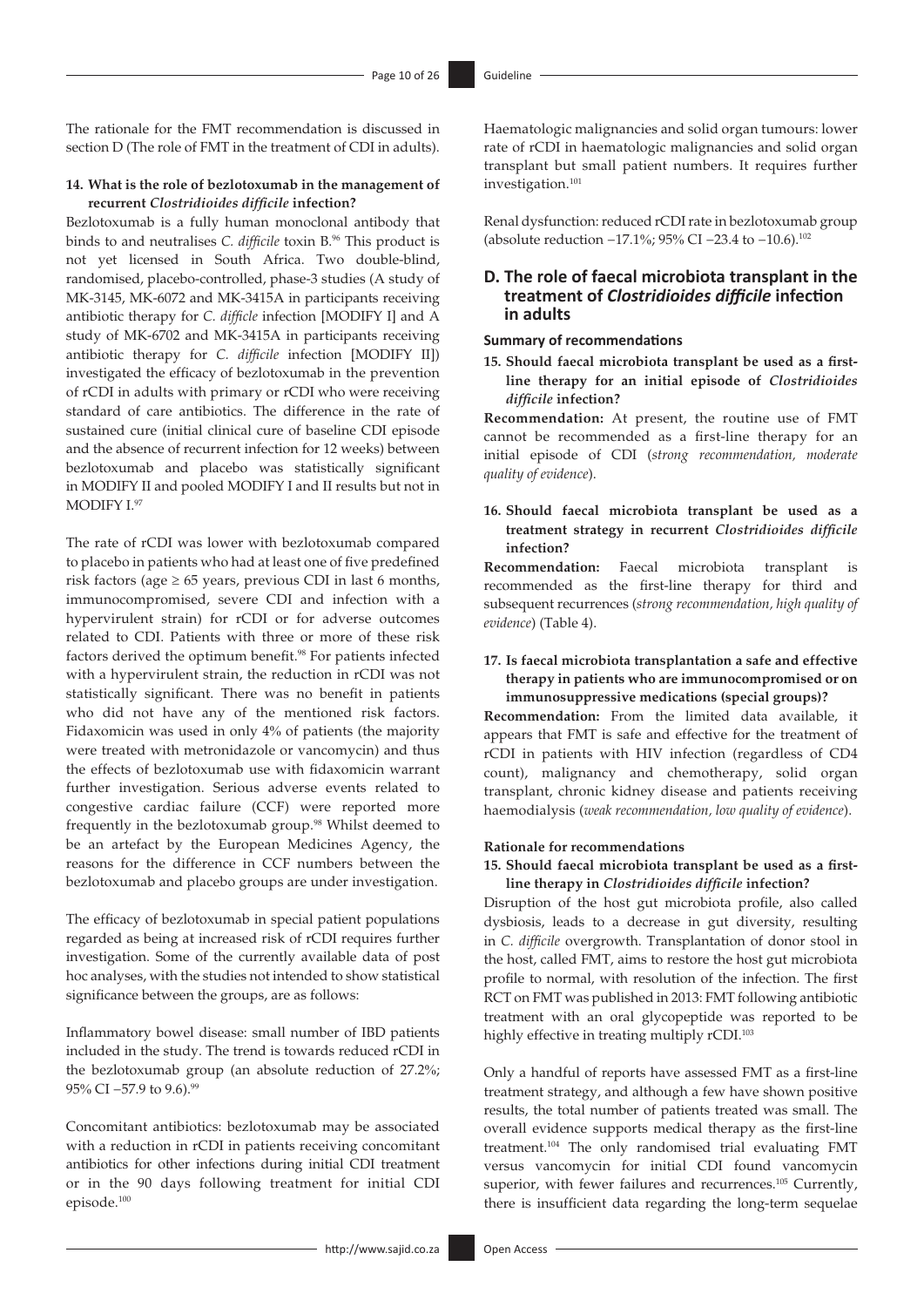The rationale for the FMT recommendation is discussed in section D (The role of FMT in the treatment of CDI in adults).

**14. What is the role of bezlotoxumab in the management of recurrent *Clostridioides difficile* infection?**

Bezlotoxumab is a fully human monoclonal antibody that binds to and neutralises *C. difficile* toxin B.[96] This product is not yet licensed in South Africa. Two double-blind, randomised, placebo-controlled, phase-3 studies (A study of MK-3145, MK-6072 and MK-3415A in participants receiving antibiotic therapy for *C. difficile* infection [MODIFY I] and A study of MK-6702 and MK-3415A in participants receiving antibiotic therapy for *C. difficile* infection [MODIFY II]) investigated the efficacy of bezlotoxumab in the prevention of rCDI in adults with primary or rCDI who were receiving standard of care antibiotics. The difference in the rate of sustained cure (initial clinical cure of baseline CDI episode and the absence of recurrent infection for 12 weeks) between bezlotoxumab and placebo was statistically significant in MODIFY II and pooled MODIFY I and II results but not in MODIFY I.[97]

The rate of rCDI was lower with bezlotoxumab compared to placebo in patients who had at least one of five predefined risk factors (age ≥ 65 years, previous CDI in last 6 months, immunocompromised, severe CDI and infection with a hypervirulent strain) for rCDI or for adverse outcomes related to CDI. Patients with three or more of these risk factors derived the optimum benefit.[98] For patients infected with a hypervirulent strain, the reduction in rCDI was not statistically significant. There was no benefit in patients who did not have any of the mentioned risk factors. Fidaxomicin was used in only 4% of patients (the majority were treated with metronidazole or vancomycin) and thus the effects of bezlotoxumab use with fidaxomicin warrant further investigation. Serious adverse events related to congestive cardiac failure (CCF) were reported more frequently in the bezlotoxumab group.[98] Whilst deemed to be an artefact by the European Medicines Agency, the reasons for the difference in CCF numbers between the bezlotoxumab and placebo groups are under investigation.

The efficacy of bezlotoxumab in special patient populations regarded as being at increased risk of rCDI requires further investigation. Some of the currently available data are of post hoc analyses, with the studies not intended to show statistical significance between the groups, are as follows:

Inflammatory bowel disease: small number of IBD patients included in the study. The trend is towards reduced rCDI in the bezlotoxumab group (an absolute reduction of 27.2%; 95% CI −57.9 to 9.6).[99]

Concomitant antibiotics: bezlotoxumab may be associated with a reduction in rCDI in patients receiving concomitant antibiotics for other infections during initial CDI treatment or in the 90 days following treatment for initial CDI episode.[100]

Haematologic malignancies and solid organ tumours: lower rate of rCDI in haematologic malignancies and solid organ transplant but small patient numbers. It requires further investigation.[101]

Renal dysfunction: reduced rCDI rate in bezlotoxumab group (absolute reduction −17.1%; 95% CI −23.4 to −10.6).[102]

## D. The role of faecal microbiota transplant in the treatment of *Clostridioides difficile* infection in adults

### Summary of recommendations

**15. Should faecal microbiota transplant be used as a first-line therapy for an initial episode of *Clostridioides difficile* infection?**

**Recommendation:** At present, the routine use of FMT cannot be recommended as a first-line therapy for an initial episode of CDI (*strong recommendation, moderate quality of evidence*).

**16. Should faecal microbiota transplant be used as a treatment strategy in recurrent *Clostridioides difficile* infection?**

**Recommendation:** Faecal microbiota transplant is recommended as the first-line therapy for third and subsequent recurrences (*strong recommendation, high quality of evidence*) (Table 4).

**17. Is faecal microbiota transplantation a safe and effective therapy in patients who are immunocompromised or on immunosuppressive medications (special groups)?**

**Recommendation:** From the limited data available, it appears that FMT is safe and effective for the treatment of rCDI in patients with HIV infection (regardless of CD4 count), malignancy and chemotherapy, solid organ transplant, chronic kidney disease and patients receiving haemodialysis (*weak recommendation, low quality of evidence*).

### Rationale for recommendations

**15. Should faecal microbiota transplant be used as a first-line therapy in *Clostridioides difficile* infection?**

Disruption of the host gut microbiota profile, also called dysbiosis, leads to a decrease in gut diversity, resulting in *C. difficile* overgrowth. Transplantation of donor stool in the host, called FMT, aims to restore the host gut microbiota profile to normal, with resolution of the infection. The first RCT on FMT was published in 2013: FMT following antibiotic treatment with an oral glycopeptide was reported to be highly effective in treating multiply rCDI.[103]

Only a handful of reports have assessed FMT as a first-line treatment strategy, and although a few have shown positive results, the total number of patients treated was small. The overall evidence supports medical therapy as the first-line treatment.[104] The only randomised trial evaluating FMT versus vancomycin for initial CDI found vancomycin superior, with fewer failures and recurrences.[105] Currently, there is insufficient data regarding the long-term sequelae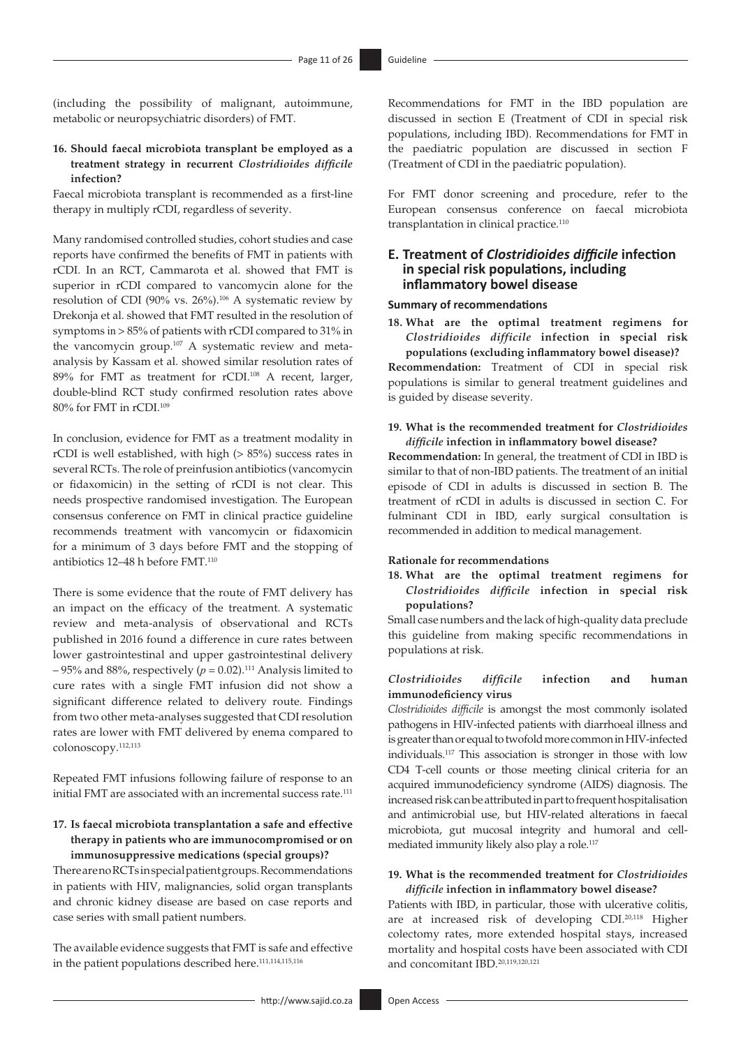(including the possibility of malignant, autoimmune, metabolic or neuropsychiatric disorders) of FMT.

**16. Should faecal microbiota transplant be employed as a treatment strategy in recurrent *Clostridioides difficile* infection?**

Faecal microbiota transplant is recommended as a first-line therapy in multiply rCDI, regardless of severity.

Many randomised controlled studies, cohort studies and case reports have confirmed the benefits of FMT in patients with rCDI. In an RCT, Cammarota et al. showed that FMT is superior in rCDI compared to vancomycin alone for the resolution of CDI (90% vs. 26%).[106] A systematic review by Drekonja et al. showed that FMT resulted in the resolution of symptoms in > 85% of patients with rCDI compared to 31% in the vancomycin group.[107] A systematic review and meta-analysis by Kassam et al. showed similar resolution rates of 89% for FMT as treatment for rCDI.[108] A recent, larger, double-blind RCT study confirmed resolution rates above 80% for FMT in rCDI.[109]

In conclusion, evidence for FMT as a treatment modality in rCDI is well established, with high (> 85%) success rates in several RCTs. The role of preinfusion antibiotics (vancomycin or fidaxomicin) in the setting of rCDI is not clear. This needs prospective randomised investigation. The European consensus conference on FMT in clinical practice guideline recommends treatment with vancomycin or fidaxomicin for a minimum of 3 days before FMT and the stopping of antibiotics 12–48 h before FMT.[110]

There is some evidence that the route of FMT delivery has an impact on the efficacy of the treatment. A systematic review and meta-analysis of observational and RCTs published in 2016 found a difference in cure rates between lower gastrointestinal and upper gastrointestinal delivery – 95% and 88%, respectively ($p = 0.02$).[111] Analysis limited to cure rates with a single FMT infusion did not show a significant difference related to delivery route. Findings from two other meta-analyses suggested that CDI resolution rates are lower with FMT delivered by enema compared to colonoscopy.[112,113]

Repeated FMT infusions following failure of response to an initial FMT are associated with an incremental success rate.[111]

**17. Is faecal microbiota transplantation a safe and effective therapy in patients who are immunocompromised or on immunosuppressive medications (special groups)?**

There are no RCTs in special patient groups. Recommendations in patients with HIV, malignancies, solid organ transplants and chronic kidney disease are based on case reports and case series with small patient numbers.

The available evidence suggests that FMT is safe and effective in the patient populations described here.[111,114,115,116]

Recommendations for FMT in the IBD population are discussed in section E (Treatment of CDI in special risk populations, including IBD). Recommendations for FMT in the paediatric population are discussed in section F (Treatment of CDI in the paediatric population).

For FMT donor screening and procedure, refer to the European consensus conference on faecal microbiota transplantation in clinical practice.[110]

## E. Treatment of *Clostridioides difficile* infection in special risk populations, including inflammatory bowel disease

### Summary of recommendations

**18. What are the optimal treatment regimens for *Clostridioides difficile* infection in special risk populations (excluding inflammatory bowel disease)?**

**Recommendation:** Treatment of CDI in special risk populations is similar to general treatment guidelines and is guided by disease severity.

**19. What is the recommended treatment for *Clostridioides difficile* infection in inflammatory bowel disease?**

**Recommendation:** In general, the treatment of CDI in IBD is similar to that of non-IBD patients. The treatment of an initial episode of CDI in adults is discussed in section B. The treatment of rCDI in adults is discussed in section C. For fulminant CDI in IBD, early surgical consultation is recommended in addition to medical management.

### Rationale for recommendations

**18. What are the optimal treatment regimens for *Clostridioides difficile* infection in special risk populations?**

Small case numbers and the lack of high-quality data preclude this guideline from making specific recommendations in populations at risk.

#### *Clostridioides difficile* infection and human immunodeficiency virus

*Clostridioides difficile* is amongst the most commonly isolated pathogens in HIV-infected patients with diarrhoeal illness and is greater than or equal to twofold more common in HIV-infected individuals.[117] This association is stronger in those with low CD4 T-cell counts or those meeting clinical criteria for an acquired immunodeficiency syndrome (AIDS) diagnosis. The increased risk can be attributed in part to frequent hospitalisation and antimicrobial use, but HIV-related alterations in faecal microbiota, gut mucosal integrity and humoral and cell-mediated immunity likely also play a role.[117]

**19. What is the recommended treatment for *Clostridioides difficile* infection in inflammatory bowel disease?**

Patients with IBD, in particular, those with ulcerative colitis, are at increased risk of developing CDI.[20,118] Higher colectomy rates, more extended hospital stays, increased mortality and hospital costs have been associated with CDI and concomitant IBD.[20,119,120,121]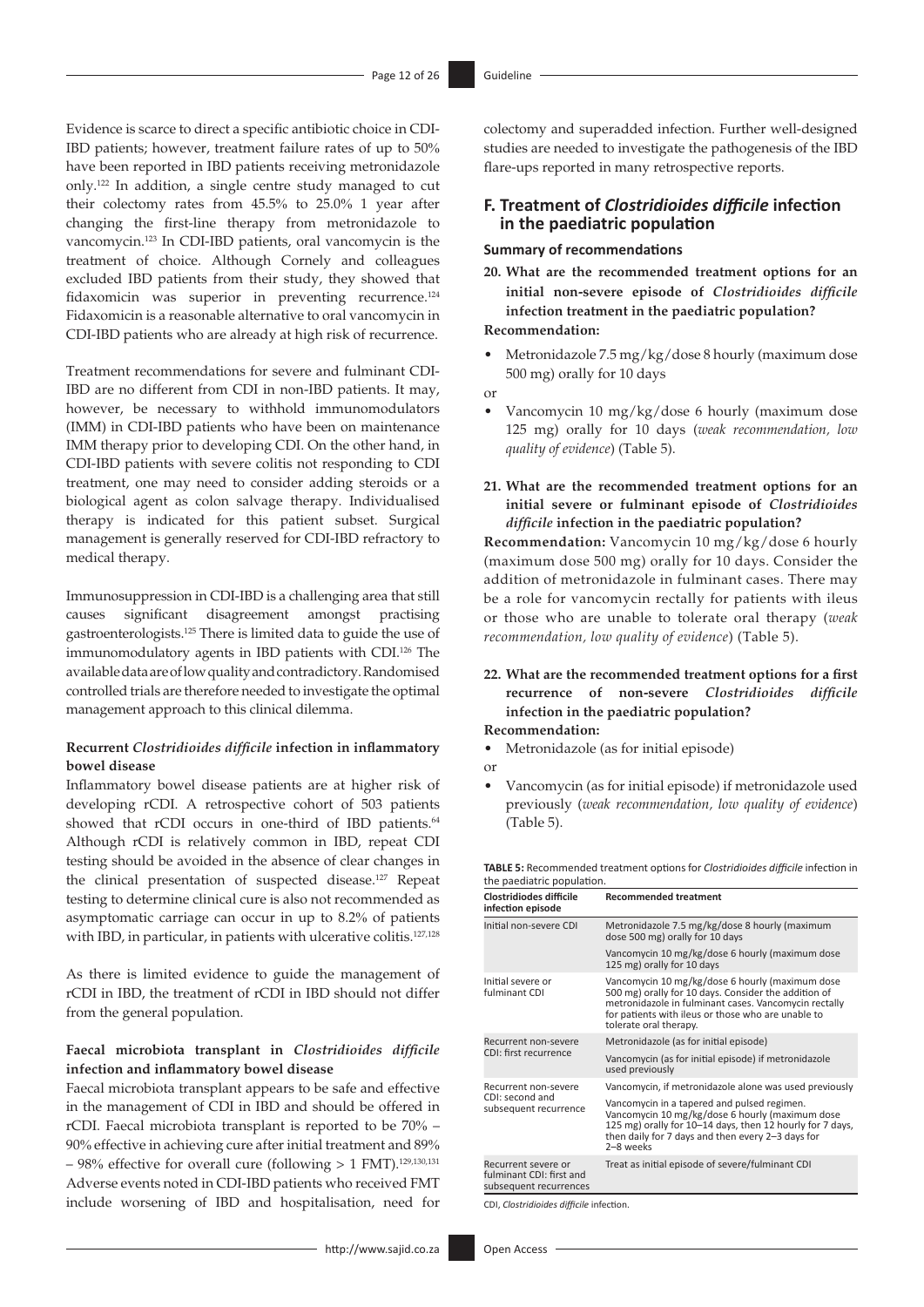Evidence is scarce to direct a specific antibiotic choice in CDI-IBD patients; however, treatment failure rates of up to 50% have been reported in IBD patients receiving metronidazole only.[122] In addition, a single centre study managed to cut their colectomy rates from 45.5% to 25.0% 1 year after changing the first-line therapy from metronidazole to vancomycin.[123] In CDI-IBD patients, oral vancomycin is the treatment of choice. Although Cornely and colleagues excluded IBD patients from their study, they showed that fidaxomicin was superior in preventing recurrence.[124] Fidaxomicin is a reasonable alternative to oral vancomycin in CDI-IBD patients who are already at high risk of recurrence.

Treatment recommendations for severe and fulminant CDI-IBD are no different from CDI in non-IBD patients. It may, however, be necessary to withhold immunomodulators (IMM) in CDI-IBD patients who have been on maintenance IMM therapy prior to developing CDI. On the other hand, in CDI-IBD patients with severe colitis not responding to CDI treatment, one may need to consider adding steroids or a biological agent as colon salvage therapy. Individualised therapy is indicated for this patient subset. Surgical management is generally reserved for CDI-IBD refractory to medical therapy.

Immunosuppression in CDI-IBD is a challenging area that still causes significant disagreement amongst practising gastroenterologists.[125] There is limited data to guide the use of immunomodulatory agents in IBD patients with CDI.[126] The available data are of low quality and contradictory. Randomised controlled trials are therefore needed to investigate the optimal management approach to this clinical dilemma.

#### Recurrent *Clostridioides difficile* infection in inflammatory bowel disease

Inflammatory bowel disease patients are at higher risk of developing rCDI. A retrospective cohort of 503 patients showed that rCDI occurs in one-third of IBD patients.[64] Although rCDI is relatively common in IBD, repeat CDI testing should be avoided in the absence of clear changes in the clinical presentation of suspected disease.[127] Repeat testing to determine clinical cure is also not recommended as asymptomatic carriage can occur in up to 8.2% of patients with IBD, in particular, in patients with ulcerative colitis.[127,128]

As there is limited evidence to guide the management of rCDI in IBD, the treatment of rCDI in IBD should not differ from the general population.

#### Faecal microbiota transplant in *Clostridioides difficile* infection and inflammatory bowel disease

Faecal microbiota transplant appears to be safe and effective in the management of CDI in IBD and should be offered in rCDI. Faecal microbiota transplant is reported to be 70% – 90% effective in achieving cure after initial treatment and 89% – 98% effective for overall cure (following > 1 FMT).[129,130,131] Adverse events noted in CDI-IBD patients who received FMT include worsening of IBD and hospitalisation, need for colectomy and superadded infection. Further well-designed studies are needed to investigate the pathogenesis of the IBD flare-ups reported in many retrospective reports.

## F. Treatment of *Clostridioides difficile* infection in the paediatric population

### Summary of recommendations

**20. What are the recommended treatment options for an initial non-severe episode of *Clostridioides difficile* infection treatment in the paediatric population?**

**Recommendation:**

- Metronidazole 7.5 mg/kg/dose 8 hourly (maximum dose 500 mg) orally for 10 days

or

- Vancomycin 10 mg/kg/dose 6 hourly (maximum dose 125 mg) orally for 10 days (*weak recommendation, low quality of evidence*) (Table 5).

**21. What are the recommended treatment options for an initial severe or fulminant episode of *Clostridioides difficile* infection in the paediatric population?**

**Recommendation:** Vancomycin 10 mg/kg/dose 6 hourly (maximum dose 500 mg) orally for 10 days. Consider the addition of metronidazole in fulminant cases. There may be a role for vancomycin rectally for patients with ileus or those who are unable to tolerate oral therapy (*weak recommendation, low quality of evidence*) (Table 5).

**22. What are the recommended treatment options for a first recurrence of non-severe *Clostridioides difficile* infection in the paediatric population?**

**Recommendation:**

- Metronidazole (as for initial episode)

or

- Vancomycin (as for initial episode) if metronidazole used previously (*weak recommendation, low quality of evidence*) (Table 5).

**TABLE 5:** Recommended treatment options for *Clostridioides difficile* infection in the paediatric population.

| Clostridiodes difficile infection episode | Recommended treatment |
|---|---|
| Initial non-severe CDI | Metronidazole 7.5 mg/kg/dose 8 hourly (maximum dose 500 mg) orally for 10 days |
| | Vancomycin 10 mg/kg/dose 6 hourly (maximum dose 125 mg) orally for 10 days |
| Initial severe or fulminant CDI | Vancomycin 10 mg/kg/dose 6 hourly (maximum dose 500 mg) orally for 10 days. Consider the addition of metronidazole in fulminant cases. Vancomycin rectally for patients with ileus or those who are unable to tolerate oral therapy. |
| Recurrent non-severe CDI: first recurrence | Metronidazole (as for initial episode) |
| | Vancomycin (as for initial episode) if metronidazole used previously |
| Recurrent non-severe CDI: second and subsequent recurrence | Vancomycin, if metronidazole alone was used previously |
| | Vancomycin in a tapered and pulsed regimen. Vancomycin 10 mg/kg/dose 6 hourly (maximum dose 125 mg) orally for 10–14 days, then 12 hourly for 7 days, then daily for 7 days and then every 2–3 days for 2–8 weeks |
| Recurrent severe or fulminant CDI: first and subsequent recurrences | Treat as initial episode of severe/fulminant CDI |

CDI, *Clostridioides difficile* infection.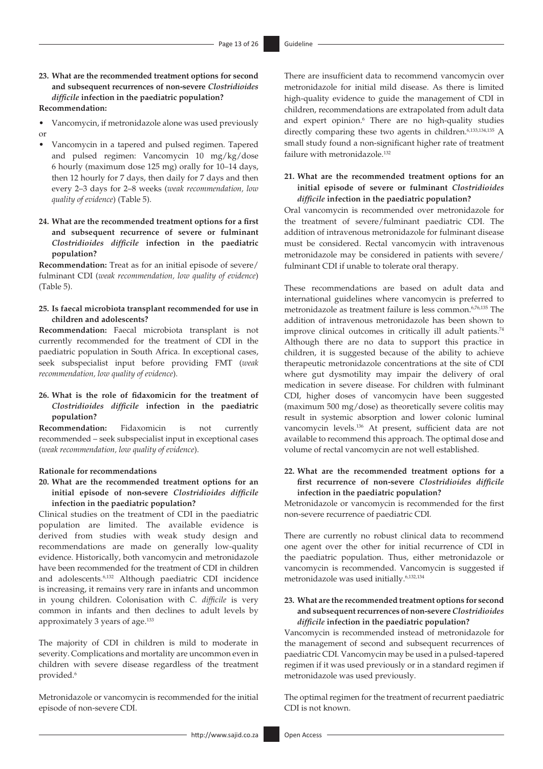**23. What are the recommended treatment options for second and subsequent recurrences of non-severe *Clostridioides difficile* infection in the paediatric population?**

**Recommendation:**

- Vancomycin, if metronidazole alone was used previously

or

- Vancomycin in a tapered and pulsed regimen. Tapered and pulsed regimen: Vancomycin 10 mg/kg/dose 6 hourly (maximum dose 125 mg) orally for 10–14 days, then 12 hourly for 7 days, then daily for 7 days and then every 2–3 days for 2–8 weeks (*weak recommendation, low quality of evidence*) (Table 5).

**24. What are the recommended treatment options for a first and subsequent recurrence of severe or fulminant *Clostridioides difficile* infection in the paediatric population?**

**Recommendation:** Treat as for an initial episode of severe/fulminant CDI (*weak recommendation, low quality of evidence*) (Table 5).

**25. Is faecal microbiota transplant recommended for use in children and adolescents?**

**Recommendation:** Faecal microbiota transplant is not currently recommended for the treatment of CDI in the paediatric population in South Africa. In exceptional cases, seek subspecialist input before providing FMT (*weak recommendation, low quality of evidence*).

**26. What is the role of fidaxomicin for the treatment of *Clostridioides difficile* infection in the paediatric population?**

**Recommendation:** Fidaxomicin is not currently recommended – seek subspecialist input in exceptional cases (*weak recommendation, low quality of evidence*).

#### Rationale for recommendations

**20. What are the recommended treatment options for an initial episode of non-severe *Clostridioides difficile* infection in the paediatric population?**

Clinical studies on the treatment of CDI in the paediatric population are limited. The available evidence is derived from studies with weak study design and recommendations are made on generally low-quality evidence. Historically, both vancomycin and metronidazole have been recommended for the treatment of CDI in children and adolescents.[6,132] Although paediatric CDI incidence is increasing, it remains very rare in infants and uncommon in young children. Colonisation with *C. difficile* is very common in infants and then declines to adult levels by approximately 3 years of age.[133]

The majority of CDI in children is mild to moderate in severity. Complications and mortality are uncommon even in children with severe disease regardless of the treatment provided.[6]

Metronidazole or vancomycin is recommended for the initial episode of non-severe CDI.

There are insufficient data to recommend vancomycin over metronidazole for initial mild disease. As there is limited high-quality evidence to guide the management of CDI in children, recommendations are extrapolated from adult data and expert opinion.[6] There are no high-quality studies directly comparing these two agents in children.[6,133,134,135] A small study found a non-significant higher rate of treatment failure with metronidazole.[132]

**21. What are the recommended treatment options for an initial episode of severe or fulminant *Clostridioides difficile* infection in the paediatric population?**

Oral vancomycin is recommended over metronidazole for the treatment of severe/fulminant paediatric CDI. The addition of intravenous metronidazole for fulminant disease must be considered. Rectal vancomycin with intravenous metronidazole may be considered in patients with severe/fulminant CDI if unable to tolerate oral therapy.

These recommendations are based on adult data and international guidelines where vancomycin is preferred to metronidazole as treatment failure is less common.[6,76,135] The addition of intravenous metronidazole has been shown to improve clinical outcomes in critically ill adult patients.[74] Although there are no data to support this practice in children, it is suggested because of the ability to achieve therapeutic metronidazole concentrations at the site of CDI where gut dysmotility may impair the delivery of oral medication in severe disease. For children with fulminant CDI, higher doses of vancomycin have been suggested (maximum 500 mg/dose) as theoretically severe colitis may result in systemic absorption and lower colonic luminal vancomycin levels.[136] At present, sufficient data are not available to recommend this approach. The optimal dose and volume of rectal vancomycin are not well established.

**22. What are the recommended treatment options for a first recurrence of non-severe *Clostridioides difficile* infection in the paediatric population?**

Metronidazole or vancomycin is recommended for the first non-severe recurrence of paediatric CDI.

There are currently no robust clinical data to recommend one agent over the other for initial recurrence of CDI in the paediatric population. Thus, either metronidazole or vancomycin is recommended. Vancomycin is suggested if metronidazole was used initially.[6,132,134]

**23. What are the recommended treatment options for second and subsequent recurrences of non-severe *Clostridioides difficile* infection in the paediatric population?**

Vancomycin is recommended instead of metronidazole for the management of second and subsequent recurrences of paediatric CDI. Vancomycin may be used in a pulsed-tapered regimen if it was used previously or in a standard regimen if metronidazole was used previously.

The optimal regimen for the treatment of recurrent paediatric CDI is not known.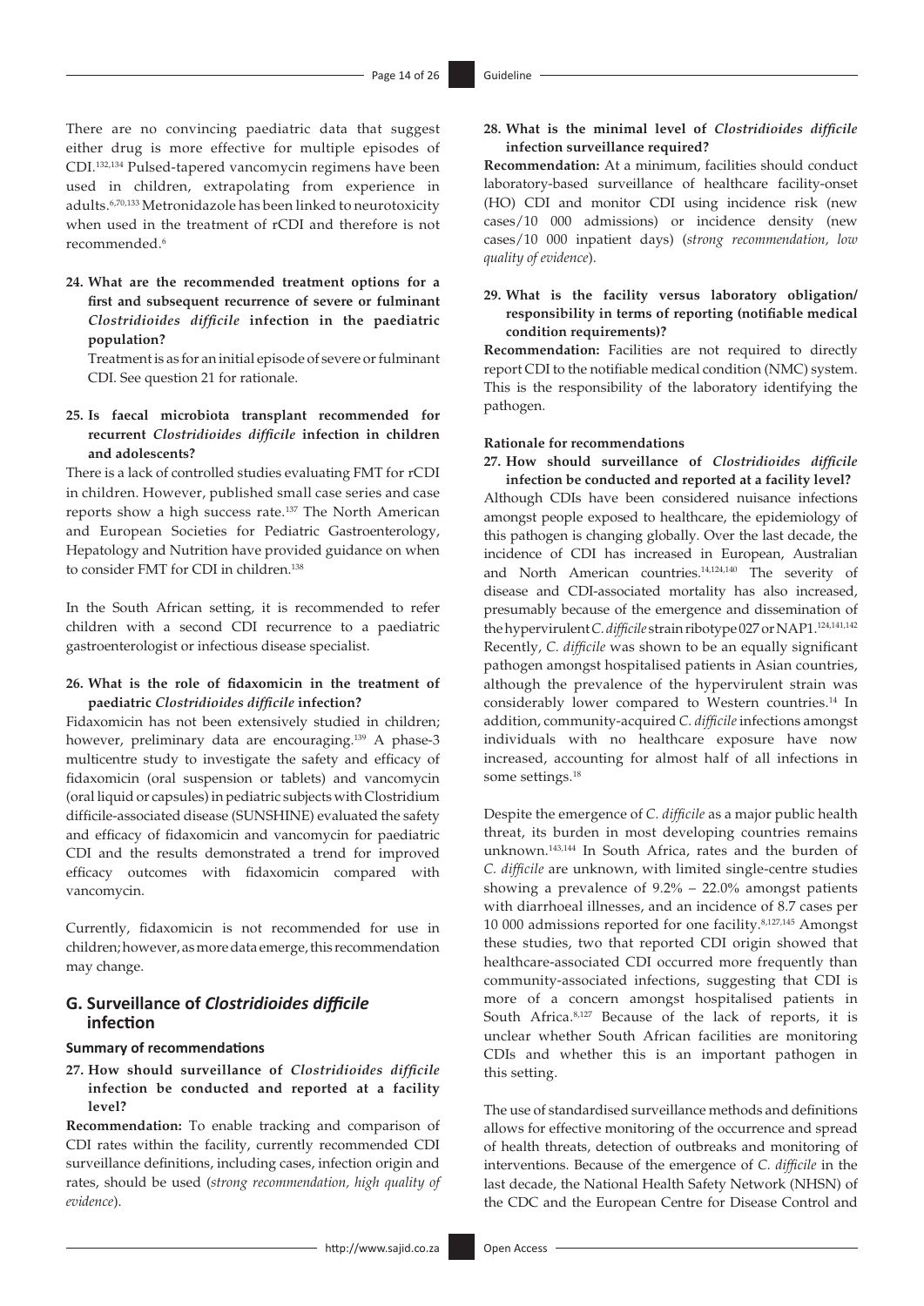There are no convincing paediatric data that suggest either drug is more effective for multiple episodes of CDI.[132,134] Pulsed-tapered vancomycin regimens have been used in children, extrapolating from experience in adults.[6,70,133] Metronidazole has been linked to neurotoxicity when used in the treatment of rCDI and therefore is not recommended.[6]

**24. What are the recommended treatment options for a first and subsequent recurrence of severe or fulminant *Clostridioides difficile* infection in the paediatric population?**

Treatment is as for an initial episode of severe or fulminant CDI. See question 21 for rationale.

**25. Is faecal microbiota transplant recommended for recurrent *Clostridioides difficile* infection in children and adolescents?**

There is a lack of controlled studies evaluating FMT for rCDI in children. However, published small case series and case reports show a high success rate.[137] The North American and European Societies for Pediatric Gastroenterology, Hepatology and Nutrition have provided guidance on when to consider FMT for CDI in children.[138]

In the South African setting, it is recommended to refer children with a second CDI recurrence to a paediatric gastroenterologist or infectious disease specialist.

**26. What is the role of fidaxomicin in the treatment of paediatric *Clostridioides difficile* infection?**

Fidaxomicin has not been extensively studied in children; however, preliminary data are encouraging.[139] A phase-3 multicentre study to investigate the safety and efficacy of fidaxomicin (oral suspension or tablets) and vancomycin (oral liquid or capsules) in pediatric subjects with Clostridium difficile-associated disease (SUNSHINE) evaluated the safety and efficacy of fidaxomicin and vancomycin for paediatric CDI and the results demonstrated a trend for improved efficacy outcomes with fidaxomicin compared with vancomycin.

Currently, fidaxomicin is not recommended for use in children; however, as more data emerge, this recommendation may change.

## G. Surveillance of *Clostridioides difficile* infection

### Summary of recommendations

**27. How should surveillance of *Clostridioides difficile* infection be conducted and reported at a facility level?**

**Recommendation:** To enable tracking and comparison of CDI rates within the facility, currently recommended CDI surveillance definitions, including cases, infection origin and rates, should be used (*strong recommendation, high quality of evidence*).

**28. What is the minimal level of *Clostridioides difficile* infection surveillance required?**

**Recommendation:** At a minimum, facilities should conduct laboratory-based surveillance of healthcare facility-onset (HO) CDI and monitor CDI using incidence risk (new cases/10 000 admissions) or incidence density (new cases/10 000 inpatient days) (*strong recommendation, low quality of evidence*).

**29. What is the facility versus laboratory obligation/responsibility in terms of reporting (notifiable medical condition requirements)?**

**Recommendation:** Facilities are not required to directly report CDI to the notifiable medical condition (NMC) system. This is the responsibility of the laboratory identifying the pathogen.

### Rationale for recommendations

**27. How should surveillance of *Clostridioides difficile* infection be conducted and reported at a facility level?**

Although CDIs have been considered nuisance infections amongst people exposed to healthcare, the epidemiology of this pathogen is changing globally. Over the last decade, the incidence of CDI has increased in European, Australian and North American countries.[14,124,140] The severity of disease and CDI-associated mortality has also increased, presumably because of the emergence and dissemination of the hypervirulent *C. difficile* strain ribotype 027 or NAP1.[124,141,142] Recently, *C. difficile* was shown to be an equally significant pathogen amongst hospitalised patients in Asian countries, although the prevalence of the hypervirulent strain was considerably lower compared to Western countries.[14] In addition, community-acquired *C. difficile* infections amongst individuals with no healthcare exposure have now increased, accounting for almost half of all infections in some settings.[18]

Despite the emergence of *C. difficile* as a major public health threat, its burden in most developing countries remains unknown.[143,144] In South Africa, rates and the burden of *C. difficile* are unknown, with limited single-centre studies showing a prevalence of 9.2% – 22.0% amongst patients with diarrhoeal illnesses, and an incidence of 8.7 cases per 10 000 admissions reported for one facility.[8,127,145] Amongst these studies, two that reported CDI origin showed that healthcare-associated CDI occurred more frequently than community-associated infections, suggesting that CDI is more of a concern amongst hospitalised patients in South Africa.[8,127] Because of the lack of reports, it is unclear whether South African facilities are monitoring CDIs and whether this is an important pathogen in this setting.

The use of standardised surveillance methods and definitions allows for effective monitoring of the occurrence and spread of health threats, detection of outbreaks and monitoring of interventions. Because of the emergence of *C. difficile* in the last decade, the National Health Safety Network (NHSN) of the CDC and the European Centre for Disease Control and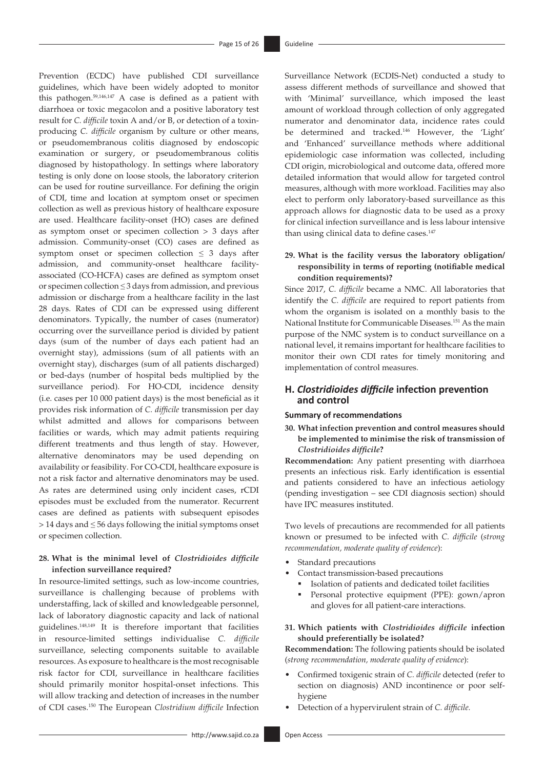Prevention (ECDC) have published CDI surveillance guidelines, which have been widely adopted to monitor this pathogen.[59,146,147] A case is defined as a patient with diarrhoea or toxic megacolon and a positive laboratory test result for *C. difficile* toxin A and/or B, or detection of a toxin-producing *C. difficile* organism by culture or other means, or pseudomembranous colitis diagnosed by endoscopic examination or surgery, or pseudomembranous colitis diagnosed by histopathology. In settings where laboratory testing is only done on loose stools, the laboratory criterion can be used for routine surveillance. For defining the origin of CDI, time and location at symptom onset or specimen collection as well as previous history of healthcare exposure are used. Healthcare facility-onset (HO) cases are defined as symptom onset or specimen collection > 3 days after admission. Community-onset (CO) cases are defined as symptom onset or specimen collection ≤ 3 days after admission, and community-onset healthcare facility-associated (CO-HCFA) cases are defined as symptom onset or specimen collection ≤ 3 days from admission, and previous admission or discharge from a healthcare facility in the last 28 days. Rates of CDI can be expressed using different denominators. Typically, the number of cases (numerator) occurring over the surveillance period is divided by patient days (sum of the number of days each patient had an overnight stay), admissions (sum of all patients with an overnight stay), discharges (sum of all patients discharged) or bed-days (number of hospital beds multiplied by the surveillance period). For HO-CDI, incidence density (i.e. cases per 10 000 patient days) is the most beneficial as it provides risk information of *C. difficile* transmission per day whilst admitted and allows for comparisons between facilities or wards, which may admit patients requiring different treatments and thus length of stay. However, alternative denominators may be used depending on availability or feasibility. For CO-CDI, healthcare exposure is not a risk factor and alternative denominators may be used. As rates are determined using only incident cases, rCDI episodes must be excluded from the numerator. Recurrent cases are defined as patients with subsequent episodes > 14 days and ≤ 56 days following the initial symptoms onset or specimen collection.

**28. What is the minimal level of *Clostridioides difficile* infection surveillance required?**

In resource-limited settings, such as low-income countries, surveillance is challenging because of problems with understaffing, lack of skilled and knowledgeable personnel, lack of laboratory diagnostic capacity and lack of national guidelines.[148,149] It is therefore important that facilities in resource-limited settings individualise *C. difficile* surveillance, selecting components suitable to available resources. As exposure to healthcare is the most recognisable risk factor for CDI, surveillance in healthcare facilities should primarily monitor hospital-onset infections. This will allow tracking and detection of increases in the number of CDI cases.[150] The European *Clostridium difficile* Infection Surveillance Network (ECDIS-Net) conducted a study to assess different methods of surveillance and showed that with 'Minimal' surveillance, which imposed the least amount of workload through collection of only aggregated numerator and denominator data, incidence rates could be determined and tracked.[146] However, the 'Light' and 'Enhanced' surveillance methods where additional epidemiologic case information was collected, including CDI origin, microbiological and outcome data, offered more detailed information that would allow for targeted control measures, although with more workload. Facilities may also elect to perform only laboratory-based surveillance as this approach allows for diagnostic data to be used as a proxy for clinical infection surveillance and is less labour intensive than using clinical data to define cases.[147]

**29. What is the facility versus the laboratory obligation/responsibility in terms of reporting (notifiable medical condition requirements)?**

Since 2017, *C. difficile* became a NMC. All laboratories that identify the *C. difficile* are required to report patients from whom the organism is isolated on a monthly basis to the National Institute for Communicable Diseases.[151] As the main purpose of the NMC system is to conduct surveillance on a national level, it remains important for healthcare facilities to monitor their own CDI rates for timely monitoring and implementation of control measures.

## H. *Clostridioides difficile* infection prevention and control

### Summary of recommendations

**30. What infection prevention and control measures should be implemented to minimise the risk of transmission of *Clostridioides difficile*?**

**Recommendation:** Any patient presenting with diarrhoea presents an infectious risk. Early identification is essential and patients considered to have an infectious aetiology (pending investigation – see CDI diagnosis section) should have IPC measures instituted.

Two levels of precautions are recommended for all patients known or presumed to be infected with *C. difficile* (*strong recommendation, moderate quality of evidence*):

- Standard precautions
- Contact transmission-based precautions
  - Isolation of patients and dedicated toilet facilities
  - Personal protective equipment (PPE): gown/apron and gloves for all patient-care interactions.

**31. Which patients with *Clostridioides difficile* infection should preferentially be isolated?**

**Recommendation:** The following patients should be isolated (*strong recommendation, moderate quality of evidence*):

- Confirmed toxigenic strain of *C. difficile* detected (refer to section on diagnosis) AND incontinence or poor self-hygiene
- Detection of a hypervirulent strain of *C. difficile.*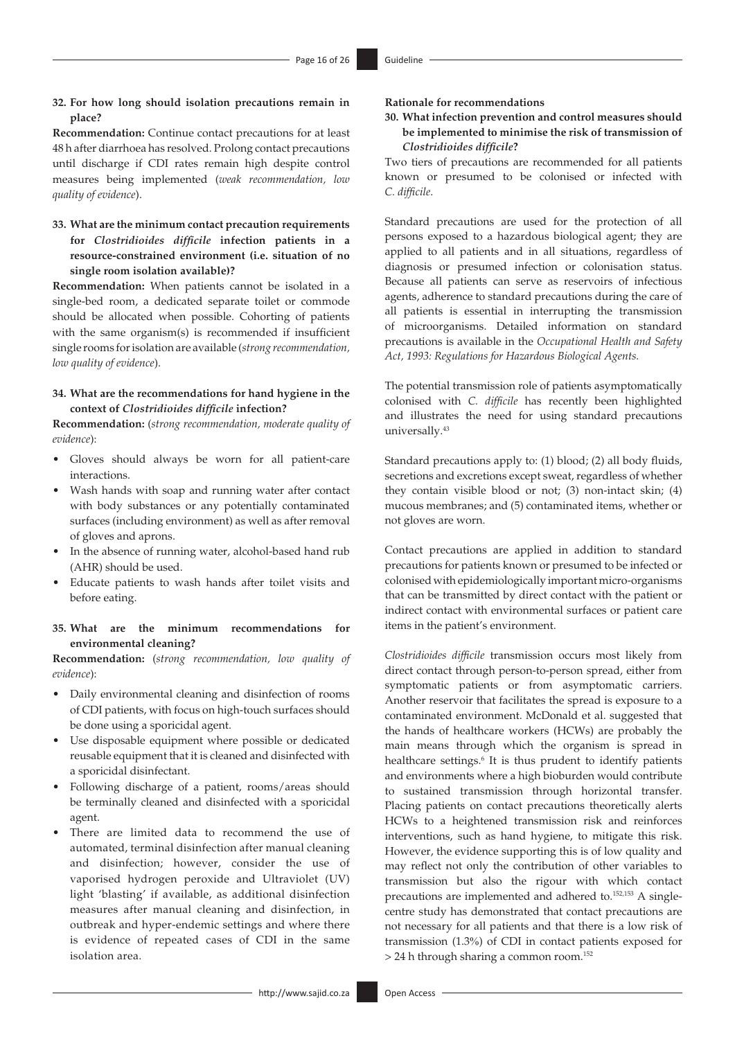**32. For how long should isolation precautions remain in place?**

**Recommendation:** Continue contact precautions for at least 48 h after diarrhoea has resolved. Prolong contact precautions until discharge if CDI rates remain high despite control measures being implemented (*weak recommendation, low quality of evidence*).

**33. What are the minimum contact precaution requirements for *Clostridioides difficile* infection patients in a resource-constrained environment (i.e. situation of no single room isolation available)?**

**Recommendation:** When patients cannot be isolated in a single-bed room, a dedicated separate toilet or commode should be allocated when possible. Cohorting of patients with the same organism(s) is recommended if insufficient single rooms for isolation are available (*strong recommendation, low quality of evidence*).

**34. What are the recommendations for hand hygiene in the context of *Clostridioides difficile* infection?**

**Recommendation:** (*strong recommendation, moderate quality of evidence*):

- Gloves should always be worn for all patient-care interactions.
- Wash hands with soap and running water after contact with body substances or any potentially contaminated surfaces (including environment) as well as after removal of gloves and aprons.
- In the absence of running water, alcohol-based hand rub (AHR) should be used.
- Educate patients to wash hands after toilet visits and before eating.

**35. What are the minimum recommendations for environmental cleaning?**

**Recommendation:** (*strong recommendation, low quality of evidence*):

- Daily environmental cleaning and disinfection of rooms of CDI patients, with focus on high-touch surfaces should be done using a sporicidal agent.
- Use disposable equipment where possible or dedicated reusable equipment that it is cleaned and disinfected with a sporicidal disinfectant.
- Following discharge of a patient, rooms/areas should be terminally cleaned and disinfected with a sporicidal agent.
- There are limited data to recommend the use of automated, terminal disinfection after manual cleaning and disinfection; however, consider the use of vaporised hydrogen peroxide and Ultraviolet (UV) light 'blasting' if available, as additional disinfection measures after manual cleaning and disinfection, in outbreak and hyper-endemic settings and where there is evidence of repeated cases of CDI in the same isolation area.

**Rationale for recommendations**

**30. What infection prevention and control measures should be implemented to minimise the risk of transmission of *Clostridioides difficile*?**

Two tiers of precautions are recommended for all patients known or presumed to be colonised or infected with *C. difficile*.

Standard precautions are used for the protection of all persons exposed to a hazardous biological agent; they are applied to all patients and in all situations, regardless of diagnosis or presumed infection or colonisation status. Because all patients can serve as reservoirs of infectious agents, adherence to standard precautions during the care of all patients is essential in interrupting the transmission of microorganisms. Detailed information on standard precautions is available in the *Occupational Health and Safety Act, 1993: Regulations for Hazardous Biological Agents.*

The potential transmission role of patients asymptomatically colonised with *C. difficile* has recently been highlighted and illustrates the need for using standard precautions universally.[43]

Standard precautions apply to: (1) blood; (2) all body fluids, secretions and excretions except sweat, regardless of whether they contain visible blood or not; (3) non-intact skin; (4) mucous membranes; and (5) contaminated items, whether or not gloves are worn.

Contact precautions are applied in addition to standard precautions for patients known or presumed to be infected or colonised with epidemiologically important micro-organisms that can be transmitted by direct contact with the patient or indirect contact with environmental surfaces or patient care items in the patient's environment.

*Clostridioides difficile* transmission occurs most likely from direct contact through person-to-person spread, either from symptomatic patients or from asymptomatic carriers. Another reservoir that facilitates the spread is exposure to a contaminated environment. McDonald et al. suggested that the hands of healthcare workers (HCWs) are probably the main means through which the organism is spread in healthcare settings.[6] It is thus prudent to identify patients and environments where a high bioburden would contribute to sustained transmission through horizontal transfer. Placing patients on contact precautions theoretically alerts HCWs to a heightened transmission risk and reinforces interventions, such as hand hygiene, to mitigate this risk. However, the evidence supporting this is of low quality and may reflect not only the contribution of other variables to transmission but also the rigour with which contact precautions are implemented and adhered to.[152,153] A single-centre study has demonstrated that contact precautions are not necessary for all patients and that there is a low risk of transmission (1.3%) of CDI in contact patients exposed for > 24 h through sharing a common room.[152]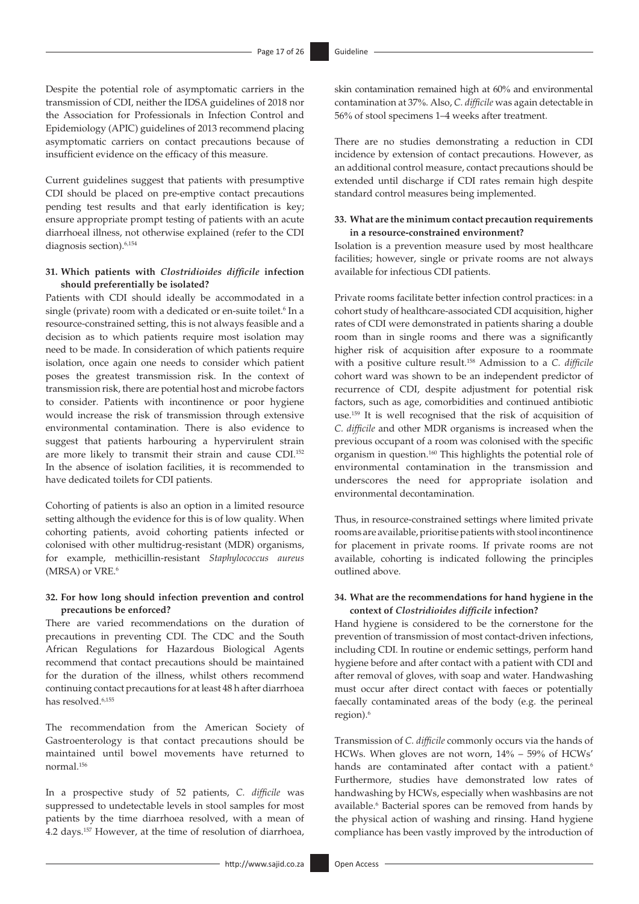Despite the potential role of asymptomatic carriers in the transmission of CDI, neither the IDSA guidelines of 2018 nor the Association for Professionals in Infection Control and Epidemiology (APIC) guidelines of 2013 recommend placing asymptomatic carriers on contact precautions because of insufficient evidence on the efficacy of this measure.

Current guidelines suggest that patients with presumptive CDI should be placed on pre-emptive contact precautions pending test results and that early identification is key; ensure appropriate prompt testing of patients with an acute diarrhoeal illness, not otherwise explained (refer to the CDI diagnosis section).[6,154]

### 31. Which patients with *Clostridioides difficile* infection should preferentially be isolated?

Patients with CDI should ideally be accommodated in a single (private) room with a dedicated or en-suite toilet.[6] In a resource-constrained setting, this is not always feasible and a decision as to which patients require most isolation may need to be made. In consideration of which patients require isolation, once again one needs to consider which patient poses the greatest transmission risk. In the context of transmission risk, there are potential host and microbe factors to consider. Patients with incontinence or poor hygiene would increase the risk of transmission through extensive environmental contamination. There is also evidence to suggest that patients harbouring a hypervirulent strain are more likely to transmit their strain and cause CDI.[152] In the absence of isolation facilities, it is recommended to have dedicated toilets for CDI patients.

Cohorting of patients is also an option in a limited resource setting although the evidence for this is of low quality. When cohorting patients, avoid cohorting patients infected or colonised with other multidrug-resistant (MDR) organisms, for example, methicillin-resistant *Staphylococcus aureus* (MRSA) or VRE.[6]

### 32. For how long should infection prevention and control precautions be enforced?

There are varied recommendations on the duration of precautions in preventing CDI. The CDC and the South African Regulations for Hazardous Biological Agents recommend that contact precautions should be maintained for the duration of the illness, whilst others recommend continuing contact precautions for at least 48 h after diarrhoea has resolved.[6,155]

The recommendation from the American Society of Gastroenterology is that contact precautions should be maintained until bowel movements have returned to normal.[156]

In a prospective study of 52 patients, *C. difficile* was suppressed to undetectable levels in stool samples for most patients by the time diarrhoea resolved, with a mean of 4.2 days.[157] However, at the time of resolution of diarrhoea, skin contamination remained high at 60% and environmental contamination at 37%. Also, *C. difficile* was again detectable in 56% of stool specimens 1–4 weeks after treatment.

There are no studies demonstrating a reduction in CDI incidence by extension of contact precautions. However, as an additional control measure, contact precautions should be extended until discharge if CDI rates remain high despite standard control measures being implemented.

### 33. What are the minimum contact precaution requirements in a resource-constrained environment?

Isolation is a prevention measure used by most healthcare facilities; however, single or private rooms are not always available for infectious CDI patients.

Private rooms facilitate better infection control practices: in a cohort study of healthcare-associated CDI acquisition, higher rates of CDI were demonstrated in patients sharing a double room than in single rooms and there was a significantly higher risk of acquisition after exposure to a roommate with a positive culture result.[158] Admission to a *C. difficile* cohort ward was shown to be an independent predictor of recurrence of CDI, despite adjustment for potential risk factors, such as age, comorbidities and continued antibiotic use.[159] It is well recognised that the risk of acquisition of *C. difficile* and other MDR organisms is increased when the previous occupant of a room was colonised with the specific organism in question.[160] This highlights the potential role of environmental contamination in the transmission and underscores the need for appropriate isolation and environmental decontamination.

Thus, in resource-constrained settings where limited private rooms are available, prioritise patients with stool incontinence for placement in private rooms. If private rooms are not available, cohorting is indicated following the principles outlined above.

### 34. What are the recommendations for hand hygiene in the context of *Clostridioides difficile* infection?

Hand hygiene is considered to be the cornerstone for the prevention of transmission of most contact-driven infections, including CDI. In routine or endemic settings, perform hand hygiene before and after contact with a patient with CDI and after removal of gloves, with soap and water. Handwashing must occur after direct contact with faeces or potentially faecally contaminated areas of the body (e.g. the perineal region).[6]

Transmission of *C. difficile* commonly occurs via the hands of HCWs. When gloves are not worn, 14% – 59% of HCWs' hands are contaminated after contact with a patient.[6] Furthermore, studies have demonstrated low rates of handwashing by HCWs, especially when washbasins are not available.[6] Bacterial spores can be removed from hands by the physical action of washing and rinsing. Hand hygiene compliance has been vastly improved by the introduction of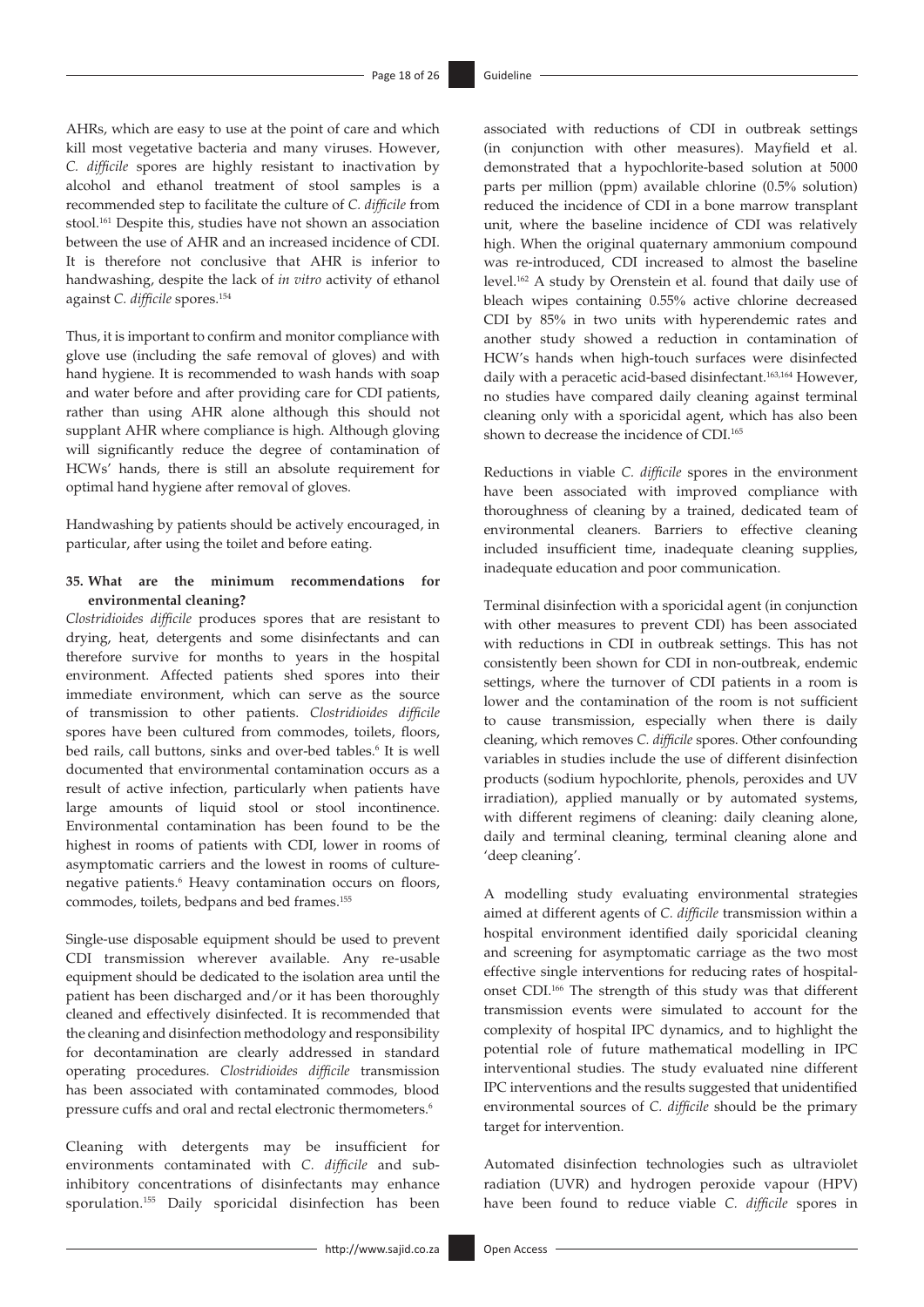AHRs, which are easy to use at the point of care and which kill most vegetative bacteria and many viruses. However, *C. difficile* spores are highly resistant to inactivation by alcohol and ethanol treatment of stool samples is a recommended step to facilitate the culture of *C. difficile* from stool.[161] Despite this, studies have not shown an association between the use of AHR and an increased incidence of CDI. It is therefore not conclusive that AHR is inferior to handwashing, despite the lack of *in vitro* activity of ethanol against *C. difficile* spores.[154]

Thus, it is important to confirm and monitor compliance with glove use (including the safe removal of gloves) and with hand hygiene. It is recommended to wash hands with soap and water before and after providing care for CDI patients, rather than using AHR alone although this should not supplant AHR where compliance is high. Although gloving will significantly reduce the degree of contamination of HCWs' hands, there is still an absolute requirement for optimal hand hygiene after removal of gloves.

Handwashing by patients should be actively encouraged, in particular, after using the toilet and before eating.

**35. What are the minimum recommendations for environmental cleaning?**

*Clostridioides difficile* produces spores that are resistant to drying, heat, detergents and some disinfectants and can therefore survive for months to years in the hospital environment. Affected patients shed spores into their immediate environment, which can serve as the source of transmission to other patients. *Clostridioides difficile* spores have been cultured from commodes, toilets, floors, bed rails, call buttons, sinks and over-bed tables.[6] It is well documented that environmental contamination occurs as a result of active infection, particularly when patients have large amounts of liquid stool or stool incontinence. Environmental contamination has been found to be the highest in rooms of patients with CDI, lower in rooms of asymptomatic carriers and the lowest in rooms of culture-negative patients.[6] Heavy contamination occurs on floors, commodes, toilets, bedpans and bed frames.[155]

Single-use disposable equipment should be used to prevent CDI transmission wherever available. Any re-usable equipment should be dedicated to the isolation area until the patient has been discharged and/or it has been thoroughly cleaned and effectively disinfected. It is recommended that the cleaning and disinfection methodology and responsibility for decontamination are clearly addressed in standard operating procedures. *Clostridioides difficile* transmission has been associated with contaminated commodes, blood pressure cuffs and oral and rectal electronic thermometers.[6]

Cleaning with detergents may be insufficient for environments contaminated with *C. difficile* and sub-inhibitory concentrations of disinfectants may enhance sporulation.[155] Daily sporicidal disinfection has been associated with reductions of CDI in outbreak settings (in conjunction with other measures). Mayfield et al. demonstrated that a hypochlorite-based solution at 5000 parts per million (ppm) available chlorine (0.5% solution) reduced the incidence of CDI in a bone marrow transplant unit, where the baseline incidence of CDI was relatively high. When the original quaternary ammonium compound was re-introduced, CDI increased to almost the baseline level.[162] A study by Orenstein et al. found that daily use of bleach wipes containing 0.55% active chlorine decreased CDI by 85% in two units with hyperendemic rates and another study showed a reduction in contamination of HCW's hands when high-touch surfaces were disinfected daily with a peracetic acid-based disinfectant.[163,164] However, no studies have compared daily cleaning against terminal cleaning only with a sporicidal agent, which has also been shown to decrease the incidence of CDI.[165]

Reductions in viable *C. difficile* spores in the environment have been associated with improved compliance with thoroughness of cleaning by a trained, dedicated team of environmental cleaners. Barriers to effective cleaning included insufficient time, inadequate cleaning supplies, inadequate education and poor communication.

Terminal disinfection with a sporicidal agent (in conjunction with other measures to prevent CDI) has been associated with reductions in CDI in outbreak settings. This has not consistently been shown for CDI in non-outbreak, endemic settings, where the turnover of CDI patients in a room is lower and the contamination of the room is not sufficient to cause transmission, especially when there is daily cleaning, which removes *C. difficile* spores. Other confounding variables in studies include the use of different disinfection products (sodium hypochlorite, phenols, peroxides and UV irradiation), applied manually or by automated systems, with different regimens of cleaning: daily cleaning alone, daily and terminal cleaning, terminal cleaning alone and 'deep cleaning'.

A modelling study evaluating environmental strategies aimed at different agents of *C. difficile* transmission within a hospital environment identified daily sporicidal cleaning and screening for asymptomatic carriage as the two most effective single interventions for reducing rates of hospital-onset CDI.[166] The strength of this study was that different transmission events were simulated to account for the complexity of hospital IPC dynamics, and to highlight the potential role of future mathematical modelling in IPC interventional studies. The study evaluated nine different IPC interventions and the results suggested that unidentified environmental sources of *C. difficile* should be the primary target for intervention.

Automated disinfection technologies such as ultraviolet radiation (UVR) and hydrogen peroxide vapour (HPV) have been found to reduce viable *C. difficile* spores in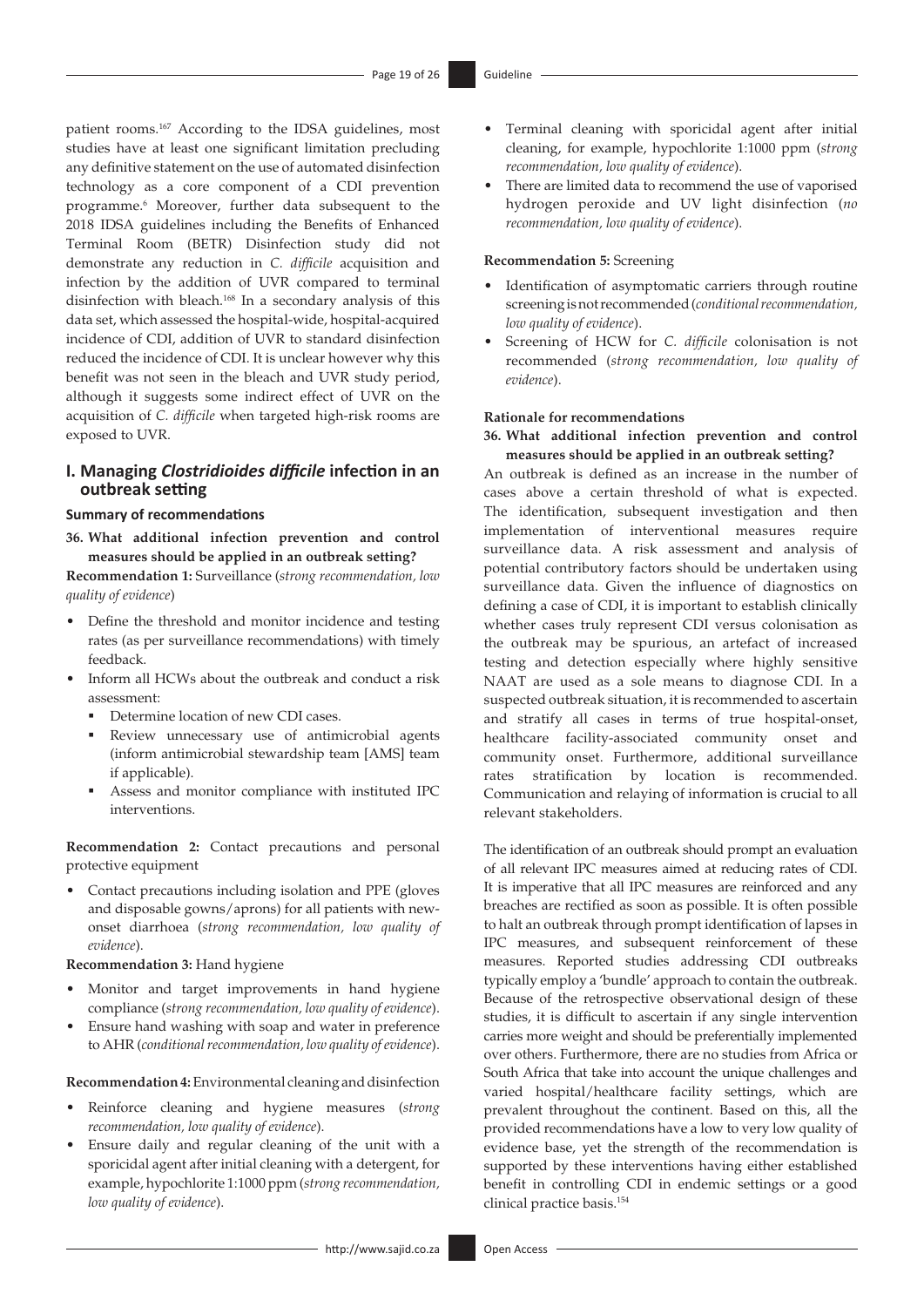patient rooms.[167] According to the IDSA guidelines, most studies have at least one significant limitation precluding any definitive statement on the use of automated disinfection technology as a core component of a CDI prevention programme.[6] Moreover, further data subsequent to the 2018 IDSA guidelines including the Benefits of Enhanced Terminal Room (BETR) Disinfection study did not demonstrate any reduction in *C. difficile* acquisition and infection by the addition of UVR compared to terminal disinfection with bleach.[168] In a secondary analysis of this data set, which assessed the hospital-wide, hospital-acquired incidence of CDI, addition of UVR to standard disinfection reduced the incidence of CDI. It is unclear however why this benefit was not seen in the bleach and UVR study period, although it suggests some indirect effect of UVR on the acquisition of *C. difficile* when targeted high-risk rooms are exposed to UVR.

## I. Managing *Clostridioides difficile* infection in an outbreak setting

### Summary of recommendations

**36. What additional infection prevention and control measures should be applied in an outbreak setting?**

**Recommendation 1:** Surveillance (*strong recommendation, low quality of evidence*)

- Define the threshold and monitor incidence and testing rates (as per surveillance recommendations) with timely feedback.
- Inform all HCWs about the outbreak and conduct a risk assessment:
  - Determine location of new CDI cases.
  - Review unnecessary use of antimicrobial agents (inform antimicrobial stewardship team [AMS] team if applicable).
  - Assess and monitor compliance with instituted IPC interventions.

**Recommendation 2:** Contact precautions and personal protective equipment

- Contact precautions including isolation and PPE (gloves and disposable gowns/aprons) for all patients with new-onset diarrhoea (*strong recommendation, low quality of evidence*).

**Recommendation 3:** Hand hygiene

- Monitor and target improvements in hand hygiene compliance (*strong recommendation, low quality of evidence*).
- Ensure hand washing with soap and water in preference to AHR (*conditional recommendation, low quality of evidence*).

**Recommendation 4:** Environmental cleaning and disinfection

- Reinforce cleaning and hygiene measures (*strong recommendation, low quality of evidence*).
- Ensure daily and regular cleaning of the unit with a sporicidal agent after initial cleaning with a detergent, for example, hypochlorite 1:1000 ppm (*strong recommendation, low quality of evidence*).
- Terminal cleaning with sporicidal agent after initial cleaning, for example, hypochlorite 1:1000 ppm (*strong recommendation, low quality of evidence*).
- There are limited data to recommend the use of vaporised hydrogen peroxide and UV light disinfection (*no recommendation, low quality of evidence*).

**Recommendation 5:** Screening

- Identification of asymptomatic carriers through routine screening is not recommended (*conditional recommendation, low quality of evidence*).
- Screening of HCW for *C. difficile* colonisation is not recommended (*strong recommendation, low quality of evidence*).

**Rationale for recommendations**

**36. What additional infection prevention and control measures should be applied in an outbreak setting?**

An outbreak is defined as an increase in the number of cases above a certain threshold of what is expected. The identification, subsequent investigation and then implementation of interventional measures require surveillance data. A risk assessment and analysis of potential contributory factors should be undertaken using surveillance data. Given the influence of diagnostics on defining a case of CDI, it is important to establish clinically whether cases truly represent CDI versus colonisation as the outbreak may be spurious, an artefact of increased testing and detection especially where highly sensitive NAAT are used as a sole means to diagnose CDI. In a suspected outbreak situation, it is recommended to ascertain and stratify all cases in terms of true hospital-onset, healthcare facility-associated community onset and community onset. Furthermore, additional surveillance rates stratification by location is recommended. Communication and relaying of information is crucial to all relevant stakeholders.

The identification of an outbreak should prompt an evaluation of all relevant IPC measures aimed at reducing rates of CDI. It is imperative that all IPC measures are reinforced and any breaches are rectified as soon as possible. It is often possible to halt an outbreak through prompt identification of lapses in IPC measures, and subsequent reinforcement of these measures. Reported studies addressing CDI outbreaks typically employ a 'bundle' approach to contain the outbreak. Because of the retrospective observational design of these studies, it is difficult to ascertain if any single intervention carries more weight and should be preferentially implemented over others. Furthermore, there are no studies from Africa or South Africa that take into account the unique challenges and varied hospital/healthcare facility settings, which are prevalent throughout the continent. Based on this, all the provided recommendations have a low to very low quality of evidence base, yet the strength of the recommendation is supported by these interventions having either established benefit in controlling CDI in endemic settings or a good clinical practice basis.[154]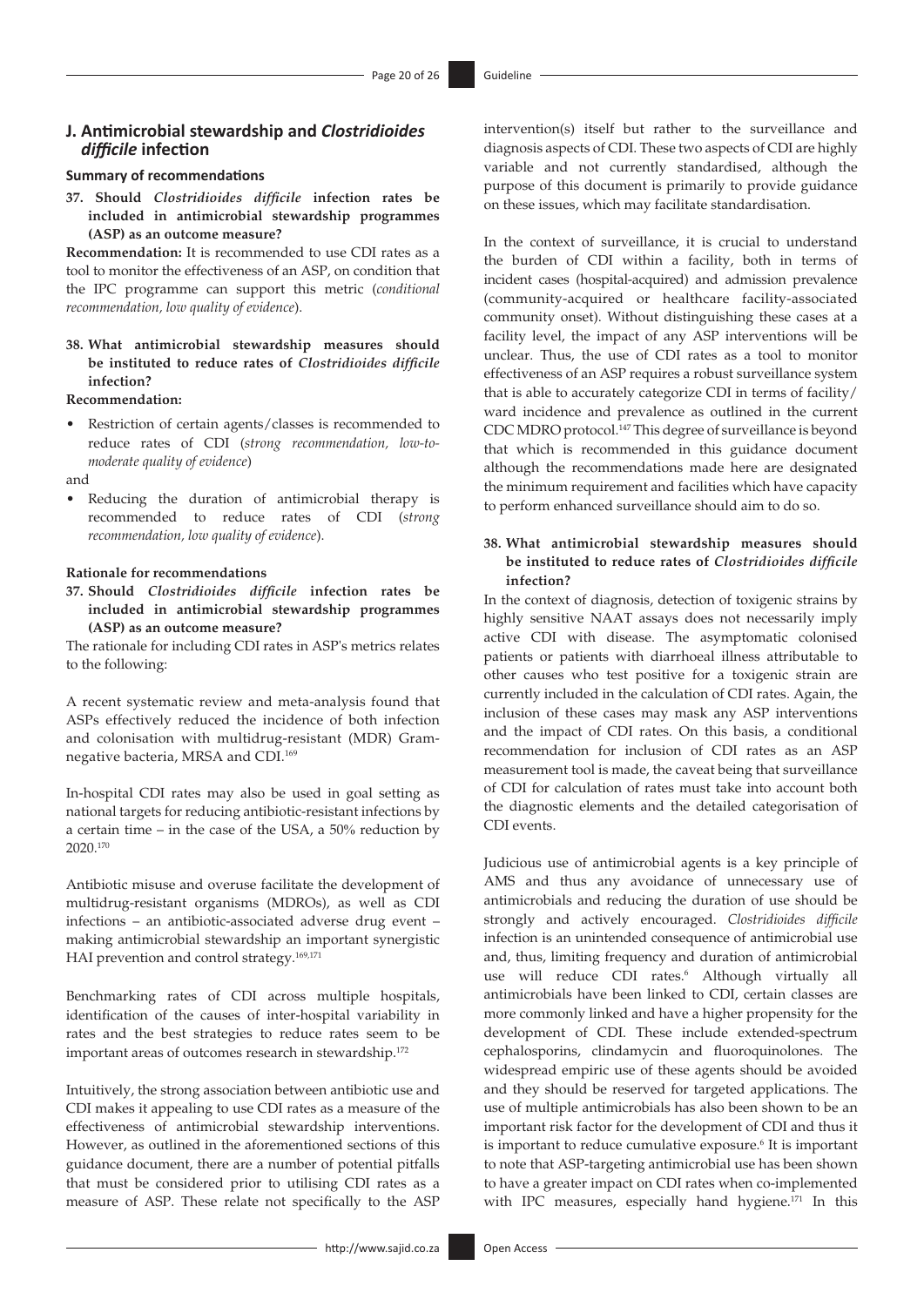## J. Antimicrobial stewardship and *Clostridioides difficile* infection

### Summary of recommendations

**37. Should *Clostridioides difficile* infection rates be included in antimicrobial stewardship programmes (ASP) as an outcome measure?**

**Recommendation:** It is recommended to use CDI rates as a tool to monitor the effectiveness of an ASP, on condition that the IPC programme can support this metric (*conditional recommendation, low quality of evidence*).

**38. What antimicrobial stewardship measures should be instituted to reduce rates of *Clostridioides difficile* infection?**

**Recommendation:**

- Restriction of certain agents/classes is recommended to reduce rates of CDI (*strong recommendation, low-to-moderate quality of evidence*)

and

- Reducing the duration of antimicrobial therapy is recommended to reduce rates of CDI (*strong recommendation, low quality of evidence*).

### Rationale for recommendations

**37. Should *Clostridioides difficile* infection rates be included in antimicrobial stewardship programmes (ASP) as an outcome measure?**

The rationale for including CDI rates in ASP's metrics relates to the following:

A recent systematic review and meta-analysis found that ASPs effectively reduced the incidence of both infection and colonisation with multidrug-resistant (MDR) Gram-negative bacteria, MRSA and CDI.[169]

In-hospital CDI rates may also be used in goal setting as national targets for reducing antibiotic-resistant infections by a certain time – in the case of the USA, a 50% reduction by 2020.[170]

Antibiotic misuse and overuse facilitate the development of multidrug-resistant organisms (MDROs), as well as CDI infections – an antibiotic-associated adverse drug event – making antimicrobial stewardship an important synergistic HAI prevention and control strategy.[169,171]

Benchmarking rates of CDI across multiple hospitals, identification of the causes of inter-hospital variability in rates and the best strategies to reduce rates seem to be important areas of outcomes research in stewardship.[172]

Intuitively, the strong association between antibiotic use and CDI makes it appealing to use CDI rates as a measure of the effectiveness of antimicrobial stewardship interventions. However, as outlined in the aforementioned sections of this guidance document, there are a number of potential pitfalls that must be considered prior to utilising CDI rates as a measure of ASP. These relate not specifically to the ASP intervention(s) itself but rather to the surveillance and diagnosis aspects of CDI. These two aspects of CDI are highly variable and not currently standardised, although the purpose of this document is primarily to provide guidance on these issues, which may facilitate standardisation.

In the context of surveillance, it is crucial to understand the burden of CDI within a facility, both in terms of incident cases (hospital-acquired) and admission prevalence (community-acquired or healthcare facility-associated community onset). Without distinguishing these cases at a facility level, the impact of any ASP interventions will be unclear. Thus, the use of CDI rates as a tool to monitor effectiveness of an ASP requires a robust surveillance system that is able to accurately categorize CDI in terms of facility/ward incidence and prevalence as outlined in the current CDC MDRO protocol.[147] This degree of surveillance is beyond that which is recommended in this guidance document although the recommendations made here are designated the minimum requirement and facilities which have capacity to perform enhanced surveillance should aim to do so.

**38. What antimicrobial stewardship measures should be instituted to reduce rates of *Clostridioides difficile* infection?**

In the context of diagnosis, detection of toxigenic strains by highly sensitive NAAT assays does not necessarily imply active CDI with disease. The asymptomatic colonised patients or patients with diarrhoeal illness attributable to other causes who test positive for a toxigenic strain are currently included in the calculation of CDI rates. Again, the inclusion of these cases may mask any ASP interventions and the impact of CDI rates. On this basis, a conditional recommendation for inclusion of CDI rates as an ASP measurement tool is made, the caveat being that surveillance of CDI for calculation of rates must take into account both the diagnostic elements and the detailed categorisation of CDI events.

Judicious use of antimicrobial agents is a key principle of AMS and thus any avoidance of unnecessary use of antimicrobials and reducing the duration of use should be strongly and actively encouraged. *Clostridioides difficile* infection is an unintended consequence of antimicrobial use and, thus, limiting frequency and duration of antimicrobial use will reduce CDI rates.[6] Although virtually all antimicrobials have been linked to CDI, certain classes are more commonly linked and have a higher propensity for the development of CDI. These include extended-spectrum cephalosporins, clindamycin and fluoroquinolones. The widespread empiric use of these agents should be avoided and they should be reserved for targeted applications. The use of multiple antimicrobials has also been shown to be an important risk factor for the development of CDI and thus it is important to reduce cumulative exposure.[6] It is important to note that ASP-targeting antimicrobial use has been shown to have a greater impact on CDI rates when co-implemented with IPC measures, especially hand hygiene.[171] In this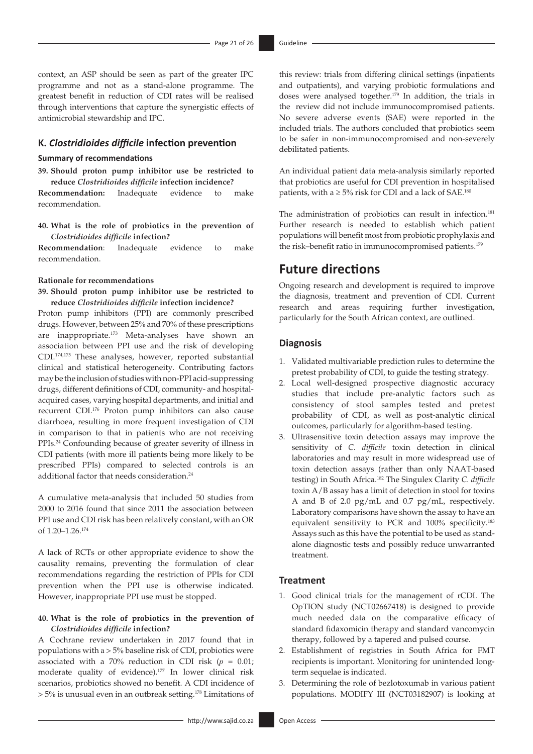context, an ASP should be seen as part of the greater IPC programme and not as a stand-alone programme. The greatest benefit in reduction of CDI rates will be realised through interventions that capture the synergistic effects of antimicrobial stewardship and IPC.

## K. *Clostridioides difficile* infection prevention

### Summary of recommendations

**39. Should proton pump inhibitor use be restricted to reduce *Clostridioides difficile* infection incidence?**

**Recommendation:** Inadequate evidence to make recommendation.

**40. What is the role of probiotics in the prevention of *Clostridioides difficile* infection?**

**Recommendation**: Inadequate evidence to make recommendation.

#### Rationale for recommendations

**39. Should proton pump inhibitor use be restricted to reduce *Clostridioides difficile* infection incidence?**

Proton pump inhibitors (PPI) are commonly prescribed drugs. However, between 25% and 70% of these prescriptions are inappropriate.[173] Meta-analyses have shown an association between PPI use and the risk of developing CDI.[174,175] These analyses, however, reported substantial clinical and statistical heterogeneity. Contributing factors may be the inclusion of studies with non-PPI acid-suppressing drugs, different definitions of CDI, community- and hospital-acquired cases, varying hospital departments, and initial and recurrent CDI.[176] Proton pump inhibitors can also cause diarrhoea, resulting in more frequent investigation of CDI in comparison to that in patients who are not receiving PPIs.[24] Confounding because of greater severity of illness in CDI patients (with more ill patients being more likely to be prescribed PPIs) compared to selected controls is an additional factor that needs consideration.[24]

A cumulative meta-analysis that included 50 studies from 2000 to 2016 found that since 2011 the association between PPI use and CDI risk has been relatively constant, with an OR of 1.20–1.26.[174]

A lack of RCTs or other appropriate evidence to show the causality remains, preventing the formulation of clear recommendations regarding the restriction of PPIs for CDI prevention when the PPI use is otherwise indicated. However, inappropriate PPI use must be stopped.

**40. What is the role of probiotics in the prevention of *Clostridioides difficile* infection?**

A Cochrane review undertaken in 2017 found that in populations with a > 5% baseline risk of CDI, probiotics were associated with a 70% reduction in CDI risk ($p$ = 0.01; moderate quality of evidence).[177] In lower clinical risk scenarios, probiotics showed no benefit. A CDI incidence of > 5% is unusual even in an outbreak setting.[178] Limitations of this review: trials from differing clinical settings (inpatients and outpatients), and varying probiotic formulations and doses were analysed together.[179] In addition, the trials in the review did not include immunocompromised patients. No severe adverse events (SAE) were reported in the included trials. The authors concluded that probiotics seem to be safer in non-immunocompromised and non-severely debilitated patients.

An individual patient data meta-analysis similarly reported that probiotics are useful for CDI prevention in hospitalised patients, with a ≥ 5% risk for CDI and a lack of SAE.[180]

The administration of probiotics can result in infection.[181] Further research is needed to establish which patient populations will benefit most from probiotic prophylaxis and the risk–benefit ratio in immunocompromised patients.[179]

# Future directions

Ongoing research and development is required to improve the diagnosis, treatment and prevention of CDI. Current research and areas requiring further investigation, particularly for the South African context, are outlined.

## Diagnosis

1. Validated multivariable prediction rules to determine the pretest probability of CDI, to guide the testing strategy.
2. Local well-designed prospective diagnostic accuracy studies that include pre-analytic factors such as consistency of stool samples tested and pretest probability of CDI, as well as post-analytic clinical outcomes, particularly for algorithm-based testing.
3. Ultrasensitive toxin detection assays may improve the sensitivity of *C. difficile* toxin detection in clinical laboratories and may result in more widespread use of toxin detection assays (rather than only NAAT-based testing) in South Africa.[182] The Singulex Clarity *C. difficile* toxin A/B assay has a limit of detection in stool for toxins A and B of 2.0 pg/mL and 0.7 pg/mL, respectively. Laboratory comparisons have shown the assay to have an equivalent sensitivity to PCR and 100% specificity.[183] Assays such as this have the potential to be used as stand-alone diagnostic tests and possibly reduce unwarranted treatment.

## Treatment

1. Good clinical trials for the management of rCDI. The OpTION study (NCT02667418) is designed to provide much needed data on the comparative efficacy of standard fidaxomicin therapy and standard vancomycin therapy, followed by a tapered and pulsed course.
2. Establishment of registries in South Africa for FMT recipients is important. Monitoring for unintended long-term sequelae is indicated.
3. Determining the role of bezlotoxumab in various patient populations. MODIFY III (NCT03182907) is looking at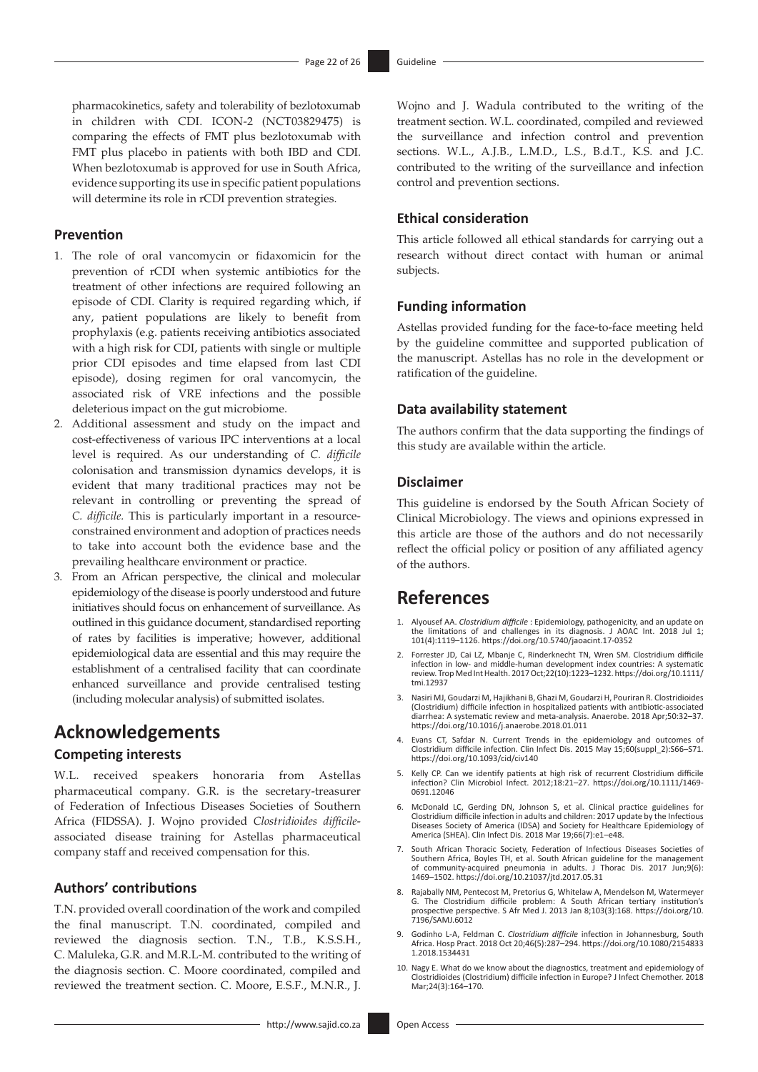pharmacokinetics, safety and tolerability of bezlotoxumab in children with CDI. ICON-2 (NCT03829475) is comparing the effects of FMT plus bezlotoxumab with FMT plus placebo in patients with both IBD and CDI. When bezlotoxumab is approved for use in South Africa, evidence supporting its use in specific patient populations will determine its role in rCDI prevention strategies.

### Prevention

1. The role of oral vancomycin or fidaxomicin for the prevention of rCDI when systemic antibiotics for the treatment of other infections are required following an episode of CDI. Clarity is required regarding which, if any, patient populations are likely to benefit from prophylaxis (e.g. patients receiving antibiotics associated with a high risk for CDI, patients with single or multiple prior CDI episodes and time elapsed from last CDI episode), dosing regimen for oral vancomycin, the associated risk of VRE infections and the possible deleterious impact on the gut microbiome.
2. Additional assessment and study on the impact and cost-effectiveness of various IPC interventions at a local level is required. As our understanding of *C. difficile* colonisation and transmission dynamics develops, it is evident that many traditional practices may not be relevant in controlling or preventing the spread of *C. difficile.* This is particularly important in a resource-constrained environment and adoption of practices needs to take into account both the evidence base and the prevailing healthcare environment or practice.
3. From an African perspective, the clinical and molecular epidemiology of the disease is poorly understood and future initiatives should focus on enhancement of surveillance. As outlined in this guidance document, standardised reporting of rates by facilities is imperative; however, additional epidemiological data are essential and this may require the establishment of a centralised facility that can coordinate enhanced surveillance and provide centralised testing (including molecular analysis) of submitted isolates.

## Acknowledgements

### Competing interests

W.L. received speakers honoraria from Astellas pharmaceutical company. G.R. is the secretary-treasurer of Federation of Infectious Diseases Societies of Southern Africa (FIDSSA). J. Wojno provided *Clostridioides difficile*-associated disease training for Astellas pharmaceutical company staff and received compensation for this.

### Authors' contributions

T.N. provided overall coordination of the work and compiled the final manuscript. T.N. coordinated, compiled and reviewed the diagnosis section. T.N., T.B., K.S.S.H., C. Maluleka, G.R. and M.R.L-M. contributed to the writing of the diagnosis section. C. Moore coordinated, compiled and reviewed the treatment section. C. Moore, E.S.F., M.N.R., J. Wojno and J. Wadula contributed to the writing of the treatment section. W.L. coordinated, compiled and reviewed the surveillance and infection control and prevention sections. W.L., A.J.B., L.M.D., L.S., B.d.T., K.S. and J.C. contributed to the writing of the surveillance and infection control and prevention sections.

### Ethical consideration

This article followed all ethical standards for carrying out a research without direct contact with human or animal subjects.

### Funding information

Astellas provided funding for the face-to-face meeting held by the guideline committee and supported publication of the manuscript. Astellas has no role in the development or ratification of the guideline.

### Data availability statement

The authors confirm that the data supporting the findings of this study are available within the article.

### Disclaimer

This guideline is endorsed by the South African Society of Clinical Microbiology. The views and opinions expressed in this article are those of the authors and do not necessarily reflect the official policy or position of any affiliated agency of the authors.

## References

1. Alyousef AA. *Clostridium difficile* : Epidemiology, pathogenicity, and an update on the limitations of and challenges in its diagnosis. J AOAC Int. 2018 Jul 1; 101(4):1119–1126. https://doi.org/10.5740/jaoacint.17-0352
2. Forrester JD, Cai LZ, Mbanje C, Rinderknecht TN, Wren SM. Clostridium difficile infection in low- and middle-human development index countries: A systematic review. Trop Med Int Health. 2017 Oct;22(10):1223–1232. https://doi.org/10.1111/tmi.12937
3. Nasiri MJ, Goudarzi M, Hajikhani B, Ghazi M, Goudarzi H, Pouriran R. Clostridioides (Clostridium) difficile infection in hospitalized patients with antibiotic-associated diarrhea: A systematic review and meta-analysis. Anaerobe. 2018 Apr;50:32–37. https://doi.org/10.1016/j.anaerobe.2018.01.011
4. Evans CT, Safdar N. Current Trends in the epidemiology and outcomes of Clostridium difficile infection. Clin Infect Dis. 2015 May 15;60(suppl_2):S66–S71. https://doi.org/10.1093/cid/civ140
5. Kelly CP. Can we identify patients at high risk of recurrent Clostridium difficile infection? Clin Microbiol Infect. 2012;18:21–27. https://doi.org/10.1111/1469-0691.12046
6. McDonald LC, Gerding DN, Johnson S, et al. Clinical practice guidelines for Clostridium difficile infection in adults and children: 2017 update by the Infectious Diseases Society of America (IDSA) and Society for Healthcare Epidemiology of America (SHEA). Clin Infect Dis. 2018 Mar 19;66(7):e1–e48.
7. South African Thoracic Society, Federation of Infectious Diseases Societies of Southern Africa, Boyles TH, et al. South African guideline for the management of community-acquired pneumonia in adults. J Thorac Dis. 2017 Jun;9(6): 1469–1502. https://doi.org/10.21037/jtd.2017.05.31
8. Rajabally NM, Pentecost M, Pretorius G, Whitelaw A, Mendelson M, Watermeyer G. The Clostridium difficile problem: A South African tertiary institution's prospective perspective. S Afr Med J. 2013 Jan 8;103(3):168. https://doi.org/10.7196/SAMJ.6012
9. Godinho L-A, Feldman C. *Clostridium difficile* infection in Johannesburg, South Africa. Hosp Pract. 2018 Oct 20;46(5):287–294. https://doi.org/10.1080/21548331.2018.1534431
10. Nagy E. What do we know about the diagnostics, treatment and epidemiology of Clostridioides (Clostridium) difficile infection in Europe? J Infect Chemother. 2018 Mar;24(3):164–170.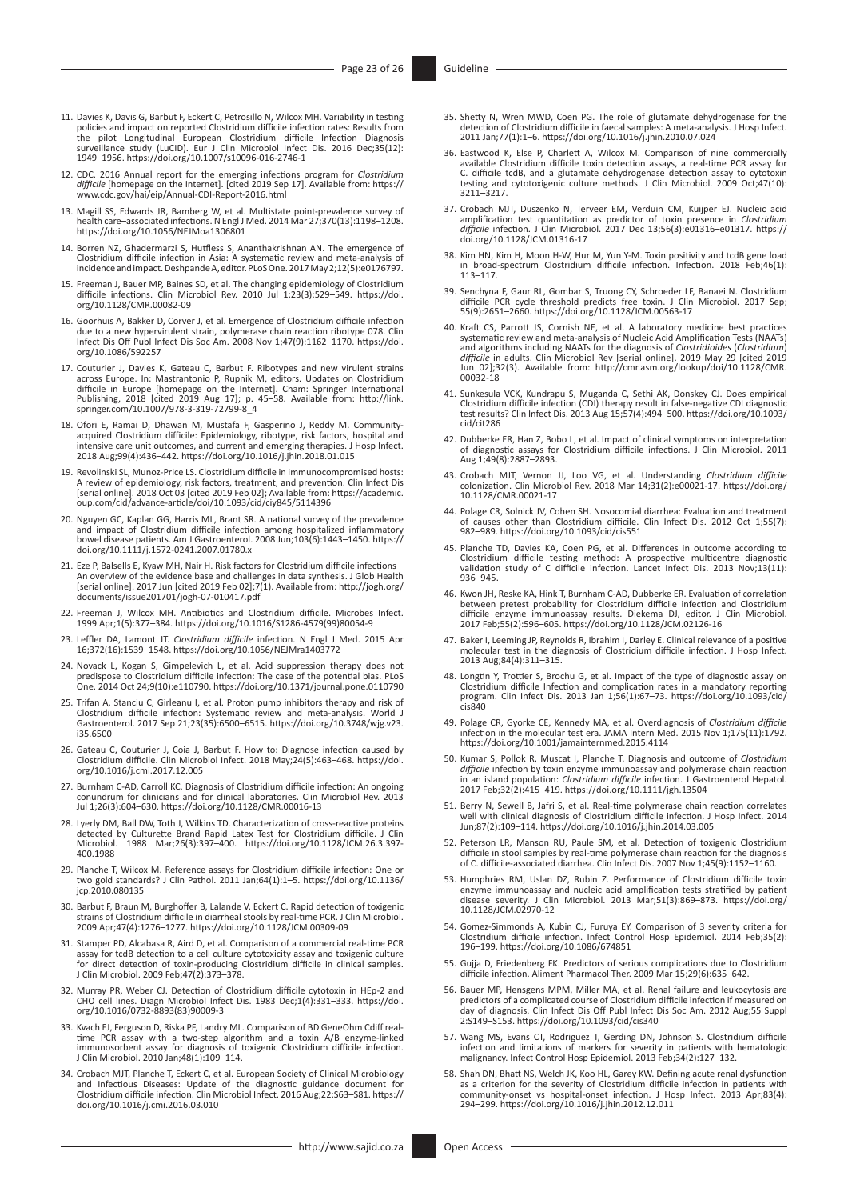11. Davies K, Davis G, Barbut F, Eckert C, Petrosillo N, Wilcox MH. Variability in testing policies and impact on reported Clostridium difficile infection rates: Results from the pilot Longitudinal European Clostridium difficile Infection Diagnosis surveillance study (LuCID). Eur J Clin Microbiol Infect Dis. 2016 Dec;35(12): 1949–1956. https://doi.org/10.1007/s10096-016-2746-1

12. CDC. 2016 Annual report for the emerging infections program for *Clostridium difficile* [homepage on the Internet]. [cited 2019 Sep 17]. Available from: https://www.cdc.gov/hai/eip/Annual-CDI-Report-2016.html

13. Magill SS, Edwards JR, Bamberg W, et al. Multistate point-prevalence survey of health care–associated infections. N Engl J Med. 2014 Mar 27;370(13):1198–1208. https://doi.org/10.1056/NEJMoa1306801

14. Borren NZ, Ghadermarzi S, Hutfless S, Ananthakrishnan AN. The emergence of Clostridium difficile infection in Asia: A systematic review and meta-analysis of incidence and impact. Deshpande A, editor. PLoS One. 2017 May 2;12(5):e0176797.

15. Freeman J, Bauer MP, Baines SD, et al. The changing epidemiology of Clostridium difficile infections. Clin Microbiol Rev. 2010 Jul 1;23(3):529–549. https://doi.org/10.1128/CMR.00082-09

16. Goorhuis A, Bakker D, Corver J, et al. Emergence of Clostridium difficile infection due to a new hypervirulent strain, polymerase chain reaction ribotype 078. Clin Infect Dis Off Publ Infect Dis Soc Am. 2008 Nov 1;47(9):1162–1170. https://doi.org/10.1086/592257

17. Couturier J, Davies K, Gateau C, Barbut F. Ribotypes and new virulent strains across Europe. In: Mastrantonio P, Rupnik M, editors. Updates on Clostridium difficile in Europe [homepage on the Internet]. Cham: Springer International Publishing, 2018 [cited 2019 Aug 17]; p. 45–58. Available from: http://link.springer.com/10.1007/978-3-319-72799-8_4

18. Ofori E, Ramai D, Dhawan M, Mustafa F, Gasperino J, Reddy M. Community-acquired Clostridium difficile: Epidemiology, ribotype, risk factors, hospital and intensive care unit outcomes, and current and emerging therapies. J Hosp Infect. 2018 Aug;99(4):436–442. https://doi.org/10.1016/j.jhin.2018.01.015

19. Revolinski SL, Munoz-Price LS. Clostridium difficile in immunocompromised hosts: A review of epidemiology, risk factors, treatment, and prevention. Clin Infect Dis [serial online]. 2018 Oct 03 [cited 2019 Feb 02]; Available from: https://academic.oup.com/cid/advance-article/doi/10.1093/cid/ciy845/5114396

20. Nguyen GC, Kaplan GG, Harris ML, Brant SR. A national survey of the prevalence and impact of Clostridium difficile infection among hospitalized inflammatory bowel disease patients. Am J Gastroenterol. 2008 Jun;103(6):1443–1450. https://doi.org/10.1111/j.1572-0241.2007.01780.x

21. Eze P, Balsells E, Kyaw MH, Nair H. Risk factors for Clostridium difficile infections – An overview of the evidence base and challenges in data synthesis. J Glob Health [serial online]. 2017 Jun [cited 2019 Feb 02];7(1). Available from: http://jogh.org/documents/issue201701/jogh-07-010417.pdf

22. Freeman J, Wilcox MH. Antibiotics and Clostridium difficile. Microbes Infect. 1999 Apr;1(5):377–384. https://doi.org/10.1016/S1286-4579(99)80054-9

23. Leffler DA, Lamont JT. *Clostridium difficile* infection. N Engl J Med. 2015 Apr 16;372(16):1539–1548. https://doi.org/10.1056/NEJMra1403772

24. Novack L, Kogan S, Gimpelevich L, et al. Acid suppression therapy does not predispose to Clostridium difficile infection: The case of the potential bias. PLoS One. 2014 Oct 24;9(10):e110790. https://doi.org/10.1371/journal.pone.0110790

25. Trifan A, Stanciu C, Girleanu I, et al. Proton pump inhibitors therapy and risk of Clostridium difficile infection: Systematic review and meta-analysis. World J Gastroenterol. 2017 Sep 21;23(35):6500–6515. https://doi.org/10.3748/wjg.v23.i35.6500

26. Gateau C, Couturier J, Coia J, Barbut F. How to: Diagnose infection caused by Clostridium difficile. Clin Microbiol Infect. 2018 May;24(5):463–468. https://doi.org/10.1016/j.cmi.2017.12.005

27. Burnham C-AD, Carroll KC. Diagnosis of Clostridium difficile infection: An ongoing conundrum for clinicians and for clinical laboratories. Clin Microbiol Rev. 2013 Jul 1;26(3):604–630. https://doi.org/10.1128/CMR.00016-13

28. Lyerly DM, Ball DW, Toth J, Wilkins TD. Characterization of cross-reactive proteins detected by Culturette Brand Rapid Latex Test for Clostridium difficile. J Clin Microbiol. 1988 Mar;26(3):397–400. https://doi.org/10.1128/JCM.26.3.397-400.1988

29. Planche T, Wilcox M. Reference assays for Clostridium difficile infection: One or two gold standards? J Clin Pathol. 2011 Jan;64(1):1–5. https://doi.org/10.1136/jcp.2010.080135

30. Barbut F, Braun M, Burghoffer B, Lalande V, Eckert C. Rapid detection of toxigenic strains of Clostridium difficile in diarrheal stools by real-time PCR. J Clin Microbiol. 2009 Apr;47(4):1276–1277. https://doi.org/10.1128/JCM.00309-09

31. Stamper PD, Alcabasa R, Aird D, et al. Comparison of a commercial real-time PCR assay for tcdB detection to a cell culture cytotoxicity assay and toxigenic culture for direct detection of toxin-producing Clostridium difficile in clinical samples. J Clin Microbiol. 2009 Feb;47(2):373–378.

32. Murray PR, Weber CJ. Detection of Clostridium difficile cytotoxin in HEp-2 and CHO cell lines. Diagn Microbiol Infect Dis. 1983 Dec;1(4):331–333. https://doi.org/10.1016/0732-8893(83)90009-3

33. Kvach EJ, Ferguson D, Riska PF, Landry ML. Comparison of BD GeneOhm Cdiff real-time PCR assay with a two-step algorithm and a toxin A/B enzyme-linked immunosorbent assay for diagnosis of toxigenic Clostridium difficile infection. J Clin Microbiol. 2010 Jan;48(1):109–114.

34. Crobach MJT, Planche T, Eckert C, et al. European Society of Clinical Microbiology and Infectious Diseases: Update of the diagnostic guidance document for Clostridium difficile infection. Clin Microbiol Infect. 2016 Aug;22:S63–S81. https://doi.org/10.1016/j.cmi.2016.03.010

35. Shetty N, Wren MWD, Coen PG. The role of glutamate dehydrogenase for the detection of Clostridium difficile in faecal samples: A meta-analysis. J Hosp Infect. 2011 Jan;77(1):1–6. https://doi.org/10.1016/j.jhin.2010.07.024

36. Eastwood K, Else P, Charlett A, Wilcox M. Comparison of nine commercially available Clostridium difficile toxin detection assays, a real-time PCR assay for C. difficile tcdB, and a glutamate dehydrogenase detection assay to cytotoxin testing and cytotoxigenic culture methods. J Clin Microbiol. 2009 Oct;47(10): 3211–3217.

37. Crobach MJT, Duszenko N, Terveer EM, Verduin CM, Kuijper EJ. Nucleic acid amplification test quantitation as predictor of toxin presence in *Clostridium difficile* infection. J Clin Microbiol. 2017 Dec 13;56(3):e01316–e01317. https://doi.org/10.1128/JCM.01316-17

38. Kim HN, Kim H, Moon H-W, Hur M, Yun Y-M. Toxin positivity and tcdB gene load in broad-spectrum Clostridium difficile infection. Infection. 2018 Feb;46(1): 113–117.

39. Senchyna F, Gaur RL, Gombar S, Truong CY, Schroeder LF, Banaei N. Clostridium difficile PCR cycle threshold predicts free toxin. J Clin Microbiol. 2017 Sep; 55(9):2651–2660. https://doi.org/10.1128/JCM.00563-17

40. Kraft CS, Parrott JS, Cornish NE, et al. A laboratory medicine best practices systematic review and meta-analysis of Nucleic Acid Amplification Tests (NAATs) and algorithms including NAATs for the diagnosis of *Clostridioides* (*Clostridium*) *difficile* in adults. Clin Microbiol Rev [serial online]. 2019 May 29 [cited 2019 Jun 02];32(3). Available from: http://cmr.asm.org/lookup/doi/10.1128/CMR.00032-18

41. Sunkesula VCK, Kundrapu S, Muganda C, Sethi AK, Donskey CJ. Does empirical Clostridium difficile infection (CDI) therapy result in false-negative CDI diagnostic test results? Clin Infect Dis. 2013 Aug 15;57(4):494–500. https://doi.org/10.1093/cid/cit286

42. Dubberke ER, Han Z, Bobo L, et al. Impact of clinical symptoms on interpretation of diagnostic assays for Clostridium difficile infections. J Clin Microbiol. 2011 Aug 1;49(8):2887–2893.

43. Crobach MJT, Vernon JJ, Loo VG, et al. Understanding *Clostridium difficile* colonization. Clin Microbiol Rev. 2018 Mar 14;31(2):e00021-17. https://doi.org/10.1128/CMR.00021-17

44. Polage CR, Solnick JV, Cohen SH. Nosocomial diarrhea: Evaluation and treatment of causes other than Clostridium difficile. Clin Infect Dis. 2012 Oct 1;55(7): 982–989. https://doi.org/10.1093/cid/cis551

45. Planche TD, Davies KA, Coen PG, et al. Differences in outcome according to Clostridium difficile testing method: A prospective multicentre diagnostic validation study of C difficile infection. Lancet Infect Dis. 2013 Nov;13(11): 936–945.

46. Kwon JH, Reske KA, Hink T, Burnham C-AD, Dubberke ER. Evaluation of correlation between pretest probability for Clostridium difficile infection and Clostridium difficile enzyme immunoassay results. Diekema DJ, editor. J Clin Microbiol. 2017 Feb;55(2):596–605. https://doi.org/10.1128/JCM.02126-16

47. Baker I, Leeming JP, Reynolds R, Ibrahim I, Darley E. Clinical relevance of a positive molecular test in the diagnosis of Clostridium difficile infection. J Hosp Infect. 2013 Aug;84(4):311–315.

48. Longtin Y, Trottier S, Brochu G, et al. Impact of the type of diagnostic assay on Clostridium difficile Infection and complication rates in a mandatory reporting program. Clin Infect Dis. 2013 Jan 1;56(1):67–73. https://doi.org/10.1093/cid/cis840

49. Polage CR, Gyorke CE, Kennedy MA, et al. Overdiagnosis of *Clostridium difficile* infection in the molecular test era. JAMA Intern Med. 2015 Nov 1;175(11):1792. https://doi.org/10.1001/jamainternmed.2015.4114

50. Kumar S, Pollok R, Muscat I, Planche T. Diagnosis and outcome of *Clostridium difficile* infection by toxin enzyme immunoassay and polymerase chain reaction in an island population: *Clostridium difficile* infection. J Gastroenterol Hepatol. 2017 Feb;32(2):415–419. https://doi.org/10.1111/jgh.13504

51. Berry N, Sewell B, Jafri S, et al. Real-time polymerase chain reaction correlates well with clinical diagnosis of Clostridium difficile infection. J Hosp Infect. 2014 Jun;87(2):109–114. https://doi.org/10.1016/j.jhin.2014.03.005

52. Peterson LR, Manson RU, Paule SM, et al. Detection of toxigenic Clostridium difficile in stool samples by real-time polymerase chain reaction for the diagnosis of C. difficile-associated diarrhea. Clin Infect Dis. 2007 Nov 1;45(9):1152–1160.

53. Humphries RM, Uslan DZ, Rubin Z. Performance of Clostridium difficile toxin enzyme immunoassay and nucleic acid amplification tests stratified by patient disease severity. J Clin Microbiol. 2013 Mar;51(3):869–873. https://doi.org/10.1128/JCM.02970-12

54. Gomez-Simmonds A, Kubin CJ, Furuya EY. Comparison of 3 severity criteria for Clostridium difficile infection. Infect Control Hosp Epidemiol. 2014 Feb;35(2): 196–199. https://doi.org/10.1086/674851

55. Gujja D, Friedenberg FK. Predictors of serious complications due to Clostridium difficile infection. Aliment Pharmacol Ther. 2009 Mar 15;29(6):635–642.

56. Bauer MP, Hensgens MPM, Miller MA, et al. Renal failure and leukocytosis are predictors of a complicated course of Clostridium difficile infection if measured on day of diagnosis. Clin Infect Dis Off Publ Infect Dis Soc Am. 2012 Aug;55 Suppl 2:S149–S153. https://doi.org/10.1093/cid/cis340

57. Wang MS, Evans CT, Rodriguez T, Gerding DN, Johnson S. Clostridium difficile infection and limitations of markers for severity in patients with hematologic malignancy. Infect Control Hosp Epidemiol. 2013 Feb;34(2):127–132.

58. Shah DN, Bhatt NS, Welch JK, Koo HL, Garey KW. Defining acute renal dysfunction as a criterion for the severity of Clostridium difficile infection in patients with community-onset vs hospital-onset infection. J Hosp Infect. 2013 Apr;83(4): 294–299. https://doi.org/10.1016/j.jhin.2012.12.011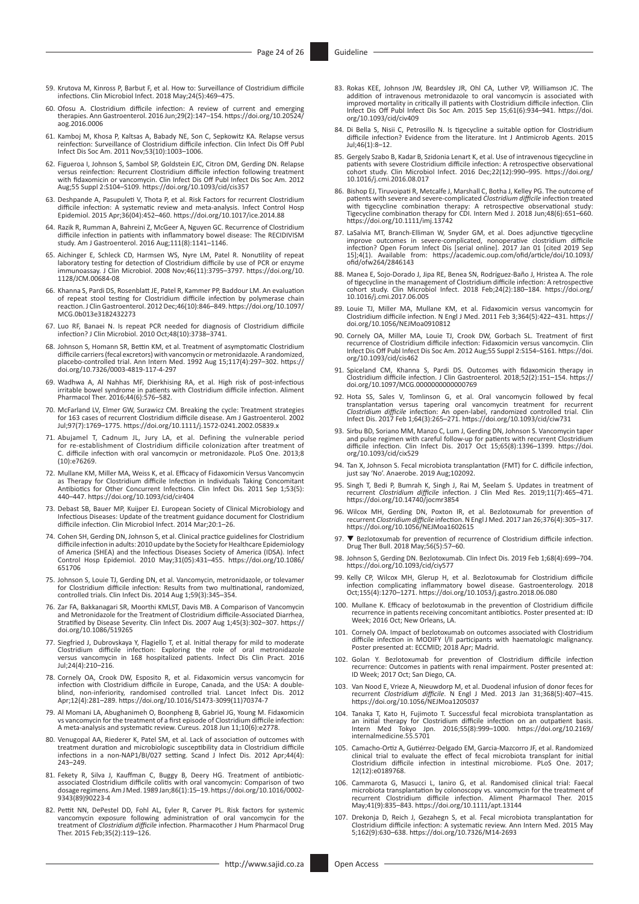59. Krutova M, Kinross P, Barbut F, et al. How to: Surveillance of Clostridium difficile infections. Clin Microbiol Infect. 2018 May;24(5):469–475.

60. Ofosu A. Clostridium difficile infection: A review of current and emerging therapies. Ann Gastroenterol. 2016 Jun;29(2):147–154. https://doi.org/10.20524/aog.2016.0006

61. Kamboj M, Khosa P, Kaltsas A, Babady NE, Son C, Sepkowitz KA. Relapse versus reinfection: Surveillance of Clostridium difficile infection. Clin Infect Dis Off Publ Infect Dis Soc Am. 2011 Nov;53(10):1003–1006.

62. Figueroa I, Johnson S, Sambol SP, Goldstein EJC, Citron DM, Gerding DN. Relapse versus reinfection: Recurrent Clostridium difficile infection following treatment with fidaxomicin or vancomycin. Clin Infect Dis Off Publ Infect Dis Soc Am. 2012 Aug;55 Suppl 2:S104–S109. https://doi.org/10.1093/cid/cis357

63. Deshpande A, Pasupuleti V, Thota P, et al. Risk Factors for recurrent Clostridium difficile infection: A systematic review and meta-analysis. Infect Control Hosp Epidemiol. 2015 Apr;36(04):452–460. https://doi.org/10.1017/ice.2014.88

64. Razik R, Rumman A, Bahreini Z, McGeer A, Nguyen GC. Recurrence of Clostridium difficile infection in patients with inflammatory bowel disease: The RECIDIVISM study. Am J Gastroenterol. 2016 Aug;111(8):1141–1146.

65. Aichinger E, Schleck CD, Harmsen WS, Nyre LM, Patel R. Nonutility of repeat laboratory testing for detection of Clostridium difficile by use of PCR or enzyme immunoassay. J Clin Microbiol. 2008 Nov;46(11):3795–3797. https://doi.org/10.1128/JCM.00684-08

66. Khanna S, Pardi DS, Rosenblatt JE, Patel R, Kammer PP, Baddour LM. An evaluation of repeat stool testing for Clostridium difficile infection by polymerase chain reaction. J Clin Gastroenterol. 2012 Dec;46(10):846–849. https://doi.org/10.1097/MCG.0b013e3182432273

67. Luo RF, Banaei N. Is repeat PCR needed for diagnosis of Clostridium difficile infection? J Clin Microbiol. 2010 Oct;48(10):3738–3741.

68. Johnson S, Homann SR, Bettin KM, et al. Treatment of asymptomatic Clostridium difficile carriers (fecal excretors) with vancomycin or metronidazole. A randomized, placebo-controlled trial. Ann Intern Med. 1992 Aug 15;117(4):297–302. https://doi.org/10.7326/0003-4819-117-4-297

69. Wadhwa A, Al Nahhas MF, Dierkhising RA, et al. High risk of post-infectious irritable bowel syndrome in patients with Clostridium difficile infection. Aliment Pharmacol Ther. 2016;44(6):576–582.

70. McFarland LV, Elmer GW, Surawicz CM. Breaking the cycle: Treatment strategies for 163 cases of recurrent Clostridium difficile disease. Am J Gastroenterol. 2002 Jul;97(7):1769–1775. https://doi.org/10.1111/j.1572-0241.2002.05839.x

71. Abujamel T, Cadnum JL, Jury LA, et al. Defining the vulnerable period for re-establishment of Clostridium difficile colonization after treatment of C. difficile infection with oral vancomycin or metronidazole. PLoS One. 2013;8(10):e76269.

72. Mullane KM, Miller MA, Weiss K, et al. Efficacy of Fidaxomicin Versus Vancomycin as Therapy for Clostridium difficile Infection in Individuals Taking Concomitant Antibiotics for Other Concurrent Infections. Clin Infect Dis. 2011 Sep 1;53(5):440–447. https://doi.org/10.1093/cid/cir404

73. Debast SB, Bauer MP, Kuijper EJ. European Society of Clinical Microbiology and Infectious Diseases: Update of the treatment guidance document for Clostridium difficile infection. Clin Microbiol Infect. 2014 Mar;20:1–26.

74. Cohen SH, Gerding DN, Johnson S, et al. Clinical practice guidelines for Clostridium difficile infection in adults: 2010 update by the Society for Healthcare Epidemiology of America (SHEA) and the Infectious Diseases Society of America (IDSA). Infect Control Hosp Epidemiol. 2010 May;31(05):431–455. https://doi.org/10.1086/651706

75. Johnson S, Louie TJ, Gerding DN, et al. Vancomycin, metronidazole, or tolevamer for Clostridium difficile infection: Results from two multinational, randomized, controlled trials. Clin Infect Dis. 2014 Aug 1;59(3):345–354.

76. Zar FA, Bakkanagari SR, Moorthi KMLST, Davis MB. A Comparison of Vancomycin and Metronidazole for the Treatment of Clostridium difficile-Associated Diarrhea, Stratified by Disease Severity. Clin Infect Dis. 2007 Aug 1;45(3):302–307. https://doi.org/10.1086/519265

77. Siegfried J, Dubrovskaya Y, Flagiello T, et al. Initial therapy for mild to moderate Clostridium difficile infection: Exploring the role of oral metronidazole versus vancomycin in 168 hospitalized patients. Infect Dis Clin Pract. 2016 Jul;24(4):210–216.

78. Cornely OA, Crook DW, Esposito R, et al. Fidaxomicin versus vancomycin for infection with Clostridium difficile in Europe, Canada, and the USA: A double-blind, non-inferiority, randomised controlled trial. Lancet Infect Dis. 2012 Apr;12(4):281–289. https://doi.org/10.1016/S1473-3099(11)70374-7

79. Al Momani LA, Abughanimeh O, Boonpheng B, Gabriel JG, Young M. Fidaxomicin vs vancomycin for the treatment of a first episode of Clostridium difficile infection: A meta-analysis and systematic review. Cureus. 2018 Jun 11;10(6):e2778.

80. Venugopal AA, Riederer K, Patel SM, et al. Lack of association of outcomes with treatment duration and microbiologic susceptibility data in Clostridium difficile infections in a non-NAP1/BI/027 setting. Scand J Infect Dis. 2012 Apr;44(4):243–249.

81. Fekety R, Silva J, Kauffman C, Buggy B, Deery HG. Treatment of antibiotic-associated Clostridium difficile colitis with oral vancomycin: Comparison of two dosage regimens. Am J Med. 1989 Jan;86(1):15–19. https://doi.org/10.1016/0002-9343(89)90223-4

82. Pettit NN, DePestel DD, Fohl AL, Eyler R, Carver PL. Risk factors for systemic vancomycin exposure following administration of oral vancomycin for the treatment of *Clostridium difficile* infection. Pharmacother J Hum Pharmacol Drug Ther. 2015 Feb;35(2):119–126.

83. Rokas KEE, Johnson JW, Beardsley JR, Ohl CA, Luther VP, Williamson JC. The addition of intravenous metronidazole to oral vancomycin is associated with improved mortality in critically ill patients with Clostridium difficile infection. Clin Infect Dis Off Publ Infect Dis Soc Am. 2015 Sep 15;61(6):934–941. https://doi.org/10.1093/cid/civ409

84. Di Bella S, Nisii C, Petrosillo N. Is tigecycline a suitable option for Clostridium difficile infection? Evidence from the literature. Int J Antimicrob Agents. 2015 Jul;46(1):8–12.

85. Gergely Szabo B, Kadar B, Szidonia Lenart K, et al. Use of intravenous tigecycline in patients with severe Clostridium difficile infection: A retrospective observational cohort study. Clin Microbiol Infect. 2016 Dec;22(12):990–995. https://doi.org/10.1016/j.cmi.2016.08.017

86. Bishop EJ, Tiruvoipati R, Metcalfe J, Marshall C, Botha J, Kelley PG. The outcome of patients with severe and severe-complicated *Clostridium difficile* infection treated with tigecycline combination therapy: A retrospective observational study: Tigecycline combination therapy for CDI. Intern Med J. 2018 Jun;48(6):651–660. https://doi.org/10.1111/imj.13742

87. LaSalvia MT, Branch-Elliman W, Snyder GM, et al. Does adjunctive tigecycline improve outcomes in severe-complicated, nonoperative clostridium difficile infection? Open Forum Infect Dis [serial online]. 2017 Jan 01 [cited 2019 Sep 15];4(1). Available from: https://academic.oup.com/ofid/article/doi/10.1093/ofid/ofw264/2846143

88. Manea E, Sojo-Dorado J, Jipa RE, Benea SN, Rodríguez-Baño J, Hristea A. The role of tigecycline in the management of Clostridium difficile infection: A retrospective cohort study. Clin Microbiol Infect. 2018 Feb;24(2):180–184. https://doi.org/10.1016/j.cmi.2017.06.005

89. Louie TJ, Miller MA, Mullane KM, et al. Fidaxomicin versus vancomycin for Clostridium difficile infection. N Engl J Med. 2011 Feb 3;364(5):422–431. https://doi.org/10.1056/NEJMoa0910812

90. Cornely OA, Miller MA, Louie TJ, Crook DW, Gorbach SL. Treatment of first recurrence of Clostridium difficile infection: Fidaxomicin versus vancomycin. Clin Infect Dis Off Publ Infect Dis Soc Am. 2012 Aug;55 Suppl 2:S154–S161. https://doi.org/10.1093/cid/cis462

91. Spiceland CM, Khanna S, Pardi DS. Outcomes with fidaxomicin therapy in Clostridium difficile infection. J Clin Gastroenterol. 2018;52(2):151–154. https://doi.org/10.1097/MCG.0000000000000769

92. Hota SS, Sales V, Tomlinson G, et al. Oral vancomycin followed by fecal transplantation versus tapering oral vancomycin treatment for recurrent *Clostridium difficile* infection: An open-label, randomized controlled trial. Clin Infect Dis. 2017 Feb 1;64(3):265–271. https://doi.org/10.1093/cid/ciw731

93. Sirbu BD, Soriano MM, Manzo C, Lum J, Gerding DN, Johnson S. Vancomycin taper and pulse regimen with careful follow-up for patients with recurrent Clostridium difficile infection. Clin Infect Dis. 2017 Oct 15;65(8):1396–1399. https://doi.org/10.1093/cid/cix529

94. Tan X, Johnson S. Fecal microbiota transplantation (FMT) for C. difficile infection, just say 'No'. Anaerobe. 2019 Aug;102092.

95. Singh T, Bedi P, Bumrah K, Singh J, Rai M, Seelam S. Updates in treatment of recurrent *Clostridium difficile* infection. J Clin Med Res. 2019;11(7):465–471. https://doi.org/10.14740/jocmr3854

96. Wilcox MH, Gerding DN, Poxton IR, et al. Bezlotoxumab for prevention of recurrent *Clostridium difficile* infection. N Engl J Med. 2017 Jan 26;376(4):305–317. https://doi.org/10.1056/NEJMoa1602615

97. ▼ Bezlotoxumab for prevention of recurrence of Clostridium difficile infection. Drug Ther Bull. 2018 May;56(5):57–60.

98. Johnson S, Gerding DN. Bezlotoxumab. Clin Infect Dis. 2019 Feb 1;68(4):699–704. https://doi.org/10.1093/cid/ciy577

99. Kelly CP, Wilcox MH, Glerup H, et al. Bezlotoxumab for Clostridium difficile infection complicating inflammatory bowel disease. Gastroenterology. 2018 Oct;155(4):1270–1271. https://doi.org/10.1053/j.gastro.2018.06.080

100. Mullane K. Efficacy of bezlotoxumab in the prevention of Clostridium difficile recurrence in patients receiving concomitant antibiotics. Poster presented at: ID Week; 2016 Oct; New Orleans, LA.

101. Cornely OA. Impact of bezlotoxumab on outcomes associated with Clostridium difficile infection in MODIFY I/II participants with haematologic malignancy. Poster presented at: ECCMID; 2018 Apr; Madrid.

102. Golan Y. Bezlotoxumab for prevention of Clostridium difficile infection recurrence: Outcomes in patients with renal impairment. Poster presented at: ID Week; 2017 Oct; San Diego, CA.

103. Van Nood E, Vrieze A, Nieuwdorp M, et al. Duodenal infusion of donor feces for recurrent *Clostridium difficile*. N Engl J Med. 2013 Jan 31;368(5):407–415. https://doi.org/10.1056/NEJMoa1205037

104. Tanaka T, Kato H, Fujimoto T. Successful fecal microbiota transplantation as an initial therapy for Clostridium difficile infection on an outpatient basis. Intern Med Tokyo Jpn. 2016;55(8):999–1000. https://doi.org/10.2169/internalmedicine.55.5701

105. Camacho-Ortiz A, Gutiérrez-Delgado EM, Garcia-Mazcorro JF, et al. Randomized clinical trial to evaluate the effect of fecal microbiota transplant for initial Clostridium difficile infection in intestinal microbiome. PLoS One. 2017;12(12):e0189768.

106. Cammarota G, Masucci L, Ianiro G, et al. Randomised clinical trial: Faecal microbiota transplantation by colonoscopy vs. vancomycin for the treatment of recurrent Clostridium difficile infection. Aliment Pharmacol Ther. 2015 May;41(9):835–843. https://doi.org/10.1111/apt.13144

107. Drekonja D, Reich J, Gezahegn S, et al. Fecal microbiota transplantation for Clostridium difficile infection: A systematic review. Ann Intern Med. 2015 May 5;162(9):630–638. https://doi.org/10.7326/M14-2693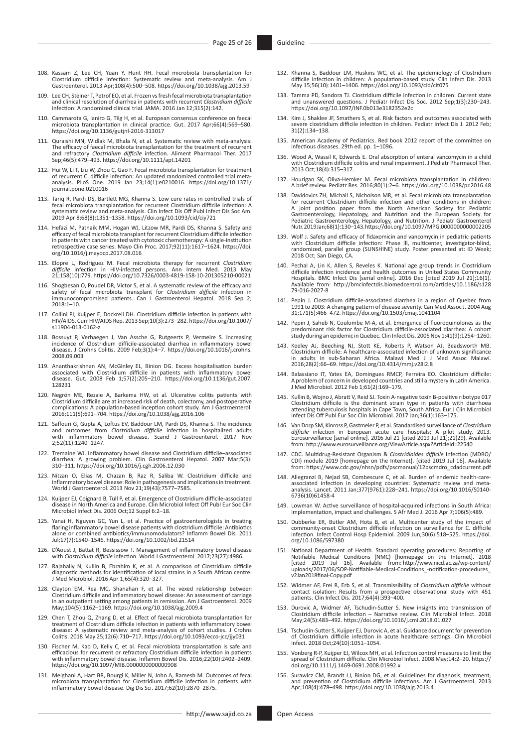108. Kassam Z, Lee CH, Yuan Y, Hunt RH. Fecal microbiota transplantation for Clostridium difficile infection: Systematic review and meta-analysis. Am J Gastroenterol. 2013 Apr;108(4):500–508. https://doi.org/10.1038/ajg.2013.59

109. Lee CH, Steiner T, Petrof EO, et al. Frozen vs fresh fecal microbiota transplantation and clinical resolution of diarrhea in patients with recurrent *Clostridium difficile* infection: A randomized clinical trial. JAMA. 2016 Jan 12;315(2):142.

110. Cammarota G, Ianiro G, Tilg H, et al. European consensus conference on faecal microbiota transplantation in clinical practice. Gut. 2017 Apr;66(4):569–580. https://doi.org/10.1136/gutjnl-2016-313017

111. Quraishi MN, Widlak M, Bhala N, et al. Systematic review with meta-analysis: The efficacy of faecal microbiota transplantation for the treatment of recurrent and refractory *Clostridium difficile* infection. Aliment Pharmacol Ther. 2017 Sep;46(5):479–493. https://doi.org/10.1111/apt.14201

112. Hui W, Li T, Liu W, Zhou C, Gao F. Fecal microbiota transplantation for treatment of recurrent C. difficile infection: An updated randomized controlled trial meta-analysis. PLoS One. 2019 Jan 23;14(1):e0210016. https://doi.org/10.1371/journal.pone.0210016

113. Tariq R, Pardi DS, Bartlett MG, Khanna S. Low cure rates in controlled trials of fecal microbiota transplantation for recurrent Clostridium difficile infection: A systematic review and meta-analysis. Clin Infect Dis Off Publ Infect Dis Soc Am. 2019 Apr 8;68(8):1351–1358. https://doi.org/10.1093/cid/ciy721

114. Hefazi M, Patnaik MM, Hogan WJ, Litzow MR, Pardi DS, Khanna S. Safety and efficacy of fecal microbiota transplant for recurrent Clostridium difficile infection in patients with cancer treated with cytotoxic chemotherapy: A single-institution retrospective case series. Mayo Clin Proc. 2017;92(11):1617–1624. https://doi.org/10.1016/j.mayocp.2017.08.016

115. Elopre L, Rodriguez M. Fecal microbiota therapy for recurrent *Clostridium difficile* infection in HIV-infected persons. Ann Intern Med. 2013 May 21;158(10):779. https://doi.org/10.7326/0003-4819-158-10-201305210-00021

116. Shogbesan O, Poudel DR, Victor S, et al. A systematic review of the efficacy and safety of fecal microbiota transplant for *Clostridium difficile* infection in immunocompromised patients. Can J Gastroenterol Hepatol. 2018 Sep 2; 2018:1–10.

117. Collini PJ, Kuijper E, Dockrell DH. Clostridium difficile infection in patients with HIV/AIDS. Curr HIV/AIDS Rep. 2013 Sep;10(3):273–282. https://doi.org/10.1007/s11904-013-0162-z

118. Bossuyt P, Verhaegen J, Van Assche G, Rutgeerts P, Vermeire S. Increasing incidence of Clostridium difficile-associated diarrhea in inflammatory bowel disease. J Crohns Colitis. 2009 Feb;3(1):4–7. https://doi.org/10.1016/j.crohns.2008.09.003

119. Ananthakrishnan AN, McGinley EL, Binion DG. Excess hospitalisation burden associated with Clostridium difficile in patients with inflammatory bowel disease. Gut. 2008 Feb 1;57(2):205–210. https://doi.org/10.1136/gut.2007.128231

120. Negrón ME, Rezaie A, Barkema HW, et al. Ulcerative colitis patients with Clostridium difficile are at increased risk of death, colectomy, and postoperative complications: A population-based inception cohort study. Am J Gastroenterol. 2016;111(5):691–704. https://doi.org/10.1038/ajg.2016.106

121. Saffouri G, Gupta A, Loftus EV, Baddour LM, Pardi DS, Khanna S. The incidence and outcomes from *Clostridium difficile* infection in hospitalized adults with inflammatory bowel disease. Scand J Gastroenterol. 2017 Nov 2;52(11):1240–1247.

122. Tremaine WJ. Inflammatory bowel disease and Clostridium difficile–associated diarrhea: A growing problem. Clin Gastroenterol Hepatol. 2007 Mar;5(3):310–311. https://doi.org/10.1016/j.cgh.2006.12.030

123. Nitzan O, Elias M, Chazan B, Raz R, Saliba W. Clostridium difficile and inflammatory bowel disease: Role in pathogenesis and implications in treatment. World J Gastroenterol. 2013 Nov 21;19(43):7577–7585.

124. Kuijper EJ, Coignard B, Tüll P, et al. Emergence of Clostridium difficile-associated disease in North America and Europe. Clin Microbiol Infect Off Publ Eur Soc Clin Microbiol Infect Dis. 2006 Oct;12 Suppl 6:2–18.

125. Yanai H, Nguyen GC, Yun L, et al. Practice of gastroenterologists in treating flaring inflammatory bowel disease patients with clostridium difficile: Antibiotics alone or combined antibiotics/immunomodulators? Inflamm Bowel Dis. 2011 Jul;17(7):1540–1546. https://doi.org/10.1002/ibd.21514

126. D'Aoust J, Battat R, Bessissow T. Management of inflammatory bowel disease with *Clostridium difficile* infection. World J Gastroenterol. 2017;23(27):4986.

127. Rajabally N, Kullin B, Ebrahim K, et al. A comparison of Clostridium difficile diagnostic methods for identification of local strains in a South African centre. J Med Microbiol. 2016 Apr 1;65(4):320–327.

128. Clayton EM, Rea MC, Shanahan F, et al. The vexed relationship between Clostridium difficile and inflammatory bowel disease: An assessment of carriage in an outpatient setting among patients in remission. Am J Gastroenterol. 2009 May;104(5):1162–1169. https://doi.org/10.1038/ajg.2009.4

129. Chen T, Zhou Q, Zhang D, et al. Effect of faecal microbiota transplantation for treatment of Clostridium difficile infection in patients with inflammatory bowel disease: A systematic review and meta-analysis of cohort studies. J Crohns Colitis. 2018 May 25;12(6):710–717. https://doi.org/10.1093/ecco-jcc/jjy031

130. Fischer M, Kao D, Kelly C, et al. Fecal microbiota transplantation is safe and efficacious for recurrent or refractory Clostridium difficile infection in patients with inflammatory bowel disease. Inflamm Bowel Dis. 2016;22(10):2402–2409. https://doi.org/10.1097/MIB.0000000000000908

131. Meighani A, Hart BR, Bourgi K, Miller N, John A, Ramesh M. Outcomes of fecal microbiota transplantation for Clostridium difficile infection in patients with inflammatory bowel disease. Dig Dis Sci. 2017;62(10):2870–2875.

132. Khanna S, Baddour LM, Huskins WC, et al. The epidemiology of Clostridium difficile infection in children: A population-based study. Clin Infect Dis. 2013 May 15;56(10):1401–1406. https://doi.org/10.1093/cid/cit075

133. Tamma PD, Sandora TJ. Clostridium difficile infection in children: Current state and unanswered questions. J Pediatr Infect Dis Soc. 2012 Sep;1(3):230–243. https://doi.org/10.1097/INF.0b013e3182352e2c

134. Kim J, Shaklee JF, Smathers S, et al. Risk factors and outcomes associated with severe clostridium difficile infection in children. Pediatr Infect Dis J. 2012 Feb; 31(2):134–138.

135. American Academy of Pediatrics. Red book 2012 report of the committee on infectious diseases. 29th ed. pp. 1–1096.

136. Wood A, Wassil K, Edwards E. Oral absorption of enteral vancomycin in a child with Clostridium difficile colitis and renal impairment. J Pediatr Pharmacol Ther. 2013 Oct;18(4):315–317.

137. Hourigan SK, Oliva-Hemker M. Fecal microbiota transplantation in children: A brief review. Pediatr Res. 2016;80(1):2–6. https://doi.org/10.1038/pr.2016.48

138. Davidovics ZH, Michail S, Nicholson MR, et al. Fecal microbiota transplantation for recurrent Clostridium difficile infection and other conditions in children: A joint position paper from the North American Society for Pediatric Gastroenterology, Hepatology, and Nutrition and the European Society for Pediatric Gastroenterology, Hepatology, and Nutrition. J Pediatr Gastroenterol Nutr. 2019Jan;68(1):130–143. https://doi.org/10.1097/MPG.0000000000002205

139. Wolf J. Safety and efficacy of fidaxomicin and vancomycin in pediatric patients with Clostridium difficile infection: Phase III, multicenter, investigator-blind, randomized, parallel group (SUNSHINE) study. Poster presented at: ID Week; 2018 Oct; San Diego, CA.

140. Pechal A, Lin K, Allen S, Reveles K. National age group trends in Clostridium difficile infection incidence and health outcomes in United States Community Hospitals. BMC Infect Dis [serial online]. 2016 Dec [cited 2019 Jul 21];16(1). Available from: http://bmcinfectdis.biomedcentral.com/articles/10.1186/s12879-016-2027-8

141. Pepin J. Clostridium difficile-associated diarrhea in a region of Quebec from 1991 to 2003: A changing pattern of disease severity. Can Med Assoc J. 2004 Aug 31;171(5):466–472. https://doi.org/10.1503/cmaj.1041104

142. Pepin J, Saheb N, Coulombe M-A, et al. Emergence of fluoroquinolones as the predominant risk factor for Clostridium difficile-associated diarrhea: A cohort study during an epidemic in Quebec. Clin Infect Dis. 2005 Nov 1;41(9):1254–1260.

143. Keeley AJ, Beeching NJ, Stott KE, Roberts P, Watson AJ, Beadsworth MB. Clostridium difficile: A healthcare-associated infection of unknown significance in adults in sub-Saharan Africa. Malawi Med J J Med Assoc Malawi. 2016;28(2):66–69. https://doi.org/10.4314/mmj.v28i2.8

144. Balassiano IT, Yates EA, Domingues RMCP, Ferreira EO. Clostridium difficile: A problem of concern in developed countries and still a mystery in Latin America. J Med Microbiol. 2012 Feb 1;61(2):169–179.

145. Kullin B, Wojno J, Abratt V, Reid SJ. Toxin A-negative toxin B-positive ribotype 017 Clostridium difficile is the dominant strain type in patients with diarrhoea attending tuberculosis hospitals in Cape Town, South Africa. Eur J Clin Microbiol Infect Dis Off Publ Eur Soc Clin Microbiol. 2017 Jan;36(1):163–175.

146. Van Dorp SM, Kinross P, Gastmeier P, et al. Standardised surveillance of *Clostridium difficile* infection in European acute care hospitals: A pilot study, 2013. Eurosurveillance [serial online]. 2016 Jul 21 [cited 2019 Jul 21];21(29). Available from: http://www.eurosurveillance.org/ViewArticle.aspx?ArticleId=22540

147. CDC. Multidrug-Resistant Organism & *Clostridioides difficile* Infection (MDRO/CDI) module 2019 [homepage on the Internet]. [cited 2019 Jul 16]. Available from: https://www.cdc.gov/nhsn/pdfs/pscmanual/12pscmdro_cdadcurrent.pdf

148. Allegranzi B, Nejad SB, Combescure C, et al. Burden of endemic health-care-associated infection in developing countries: Systematic review and meta-analysis. Lancet. 2011 Jan;377(9761):228–241. https://doi.org/10.1016/S0140-6736(10)61458-4

149. Lowman W. Active surveillance of hospital-acquired infections in South Africa: Implementation, impact and challenges. S Afr Med J. 2016 Apr 7;106(5):489.

150. Dubberke ER, Butler AM, Hota B, et al. Multicenter study of the impact of community-onset Clostridium difficile infection on surveillance for C. difficile infection. Infect Control Hosp Epidemiol. 2009 Jun;30(6):518–525. https://doi.org/10.1086/597380

151. National Department of Health. Standard operating procedures: Reporting of Notifiable Medical Conditions (NMC) [homepage on the Internet]. 2018 [cited 2019 Jul 16]. Available from: http://www.nicd.ac.za/wp-content/uploads/2017/06/SOP-Notifiable-Medical-Conditions_-notification-procedures_v2Jan2018final-Copy.pdf

152. Widmer AF, Frei R, Erb S, et al. Transmissibility of *Clostridium difficile* without contact isolation: Results from a prospective observational study with 451 patients. Clin Infect Dis. 2017;64(4):393–400.

153. Durovic A, Widmer AF, Tschudin-Sutter S. New insights into transmission of Clostridium difficile infection – Narrative review. Clin Microbiol Infect. 2018 May;24(5):483–492. https://doi.org/10.1016/j.cmi.2018.01.027

154. Tschudin-Sutter S, Kuijper EJ, Durovic A, et al. Guidance document for prevention of Clostridium difficile infection in acute healthcare settings. Clin Microbiol Infect. 2018 Oct;24(10):1051–1054.

155. Vonberg R-P, Kuijper EJ, Wilcox MH, et al. Infection control measures to limit the spread of Clostridium difficile. Clin Microbiol Infect. 2008 May;14:2–20. https://doi.org/10.1111/j.1469-0691.2008.01992.x

156. Surawicz CM, Brandt LJ, Binion DG, et al. Guidelines for diagnosis, treatment, and prevention of Clostridium difficile infections. Am J Gastroenterol. 2013 Apr;108(4):478–498. https://doi.org/10.1038/ajg.2013.4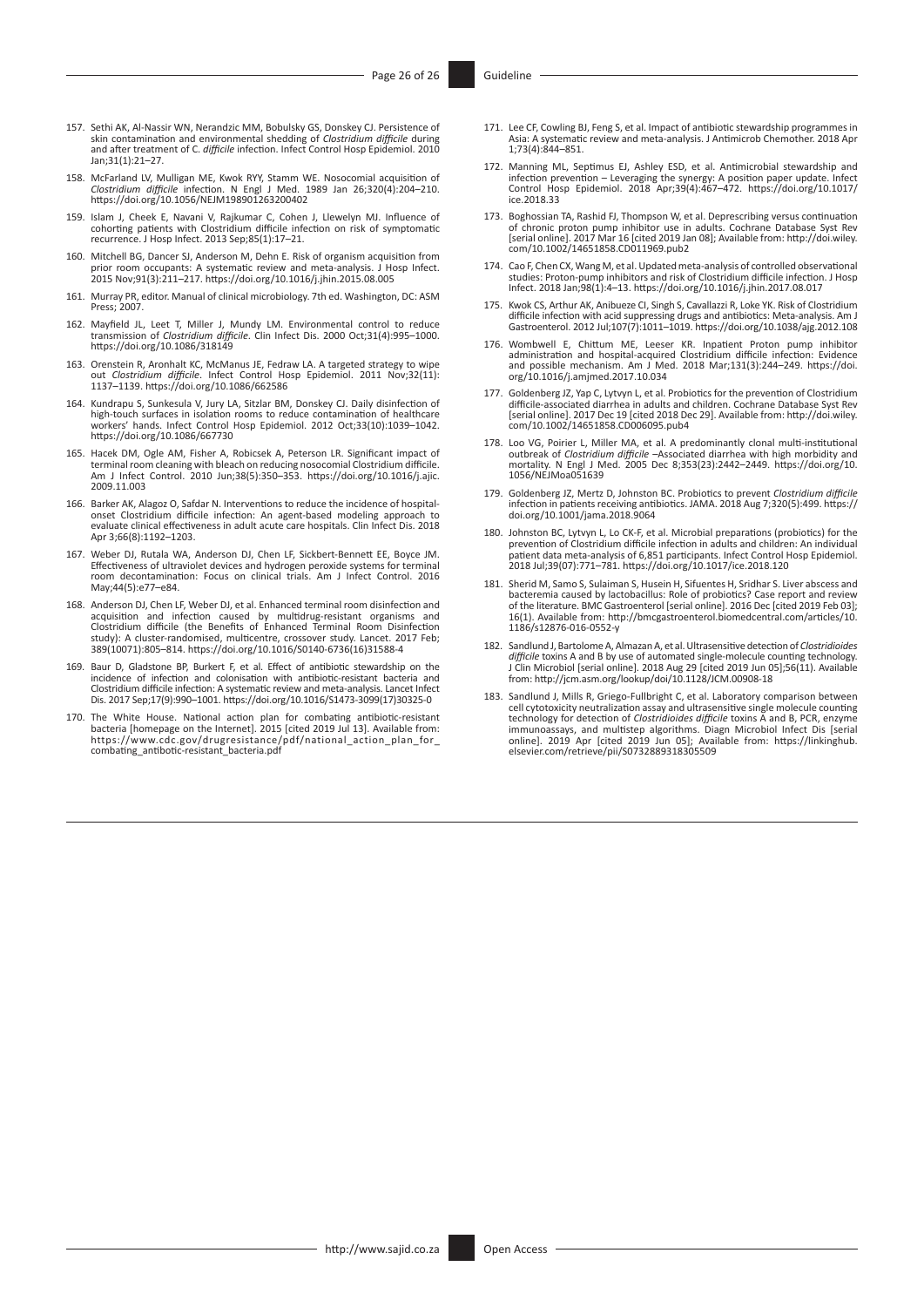157. Sethi AK, Al-Nassir WN, Nerandzic MM, Bobulsky GS, Donskey CJ. Persistence of skin contamination and environmental shedding of *Clostridium difficile* during and after treatment of C. *difficile* infection. Infect Control Hosp Epidemiol. 2010 Jan;31(1):21–27.

158. McFarland LV, Mulligan ME, Kwok RYY, Stamm WE. Nosocomial acquisition of *Clostridium difficile* infection. N Engl J Med. 1989 Jan 26;320(4):204–210. https://doi.org/10.1056/NEJM198901263200402

159. Islam J, Cheek E, Navani V, Rajkumar C, Cohen J, Llewelyn MJ. Influence of cohorting patients with Clostridium difficile infection on risk of symptomatic recurrence. J Hosp Infect. 2013 Sep;85(1):17–21.

160. Mitchell BG, Dancer SJ, Anderson M, Dehn E. Risk of organism acquisition from prior room occupants: A systematic review and meta-analysis. J Hosp Infect. 2015 Nov;91(3):211–217. https://doi.org/10.1016/j.jhin.2015.08.005

161. Murray PR, editor. Manual of clinical microbiology. 7th ed. Washington, DC: ASM Press; 2007.

162. Mayfield JL, Leet T, Miller J, Mundy LM. Environmental control to reduce transmission of *Clostridium difficile*. Clin Infect Dis. 2000 Oct;31(4):995–1000. https://doi.org/10.1086/318149

163. Orenstein R, Aronhalt KC, McManus JE, Fedraw LA. A targeted strategy to wipe out *Clostridium difficile*. Infect Control Hosp Epidemiol. 2011 Nov;32(11): 1137–1139. https://doi.org/10.1086/662586

164. Kundrapu S, Sunkesula V, Jury LA, Sitzlar BM, Donskey CJ. Daily disinfection of high-touch surfaces in isolation rooms to reduce contamination of healthcare workers' hands. Infect Control Hosp Epidemiol. 2012 Oct;33(10):1039–1042. https://doi.org/10.1086/667730

165. Hacek DM, Ogle AM, Fisher A, Robicsek A, Peterson LR. Significant impact of terminal room cleaning with bleach on reducing nosocomial Clostridium difficile. Am J Infect Control. 2010 Jun;38(5):350–353. https://doi.org/10.1016/j.ajic.2009.11.003

166. Barker AK, Alagoz O, Safdar N. Interventions to reduce the incidence of hospital-onset Clostridium difficile infection: An agent-based modeling approach to evaluate clinical effectiveness in adult acute care hospitals. Clin Infect Dis. 2018 Apr 3;66(8):1192–1203.

167. Weber DJ, Rutala WA, Anderson DJ, Chen LF, Sickbert-Bennett EE, Boyce JM. Effectiveness of ultraviolet devices and hydrogen peroxide systems for terminal room decontamination: Focus on clinical trials. Am J Infect Control. 2016 May;44(5):e77–e84.

168. Anderson DJ, Chen LF, Weber DJ, et al. Enhanced terminal room disinfection and acquisition and infection caused by multidrug-resistant organisms and Clostridium difficile (the Benefits of Enhanced Terminal Room Disinfection study): A cluster-randomised, multicentre, crossover study. Lancet. 2017 Feb; 389(10071):805–814. https://doi.org/10.1016/S0140-6736(16)31588-4

169. Baur D, Gladstone BP, Burkert F, et al. Effect of antibiotic stewardship on the incidence of infection and colonisation with antibiotic-resistant bacteria and Clostridium difficile infection: A systematic review and meta-analysis. Lancet Infect Dis. 2017 Sep;17(9):990–1001. https://doi.org/10.1016/S1473-3099(17)30325-0

170. The White House. National action plan for combating antibiotic-resistant bacteria [homepage on the Internet]. 2015 [cited 2019 Jul 13]. Available from: https://www.cdc.gov/drugresistance/pdf/national_action_plan_for_combating_antibotic-resistant_bacteria.pdf

171. Lee CF, Cowling BJ, Feng S, et al. Impact of antibiotic stewardship programmes in Asia: A systematic review and meta-analysis. J Antimicrob Chemother. 2018 Apr 1;73(4):844–851.

172. Manning ML, Septimus EJ, Ashley ESD, et al. Antimicrobial stewardship and infection prevention – Leveraging the synergy: A position paper update. Infect Control Hosp Epidemiol. 2018 Apr;39(4):467–472. https://doi.org/10.1017/ice.2018.33

173. Boghossian TA, Rashid FJ, Thompson W, et al. Deprescribing versus continuation of chronic proton pump inhibitor use in adults. Cochrane Database Syst Rev [serial online]. 2017 Mar 16 [cited 2019 Jan 08]; Available from: http://doi.wiley.com/10.1002/14651858.CD011969.pub2

174. Cao F, Chen CX, Wang M, et al. Updated meta-analysis of controlled observational studies: Proton-pump inhibitors and risk of Clostridium difficile infection. J Hosp Infect. 2018 Jan;98(1):4–13. https://doi.org/10.1016/j.jhin.2017.08.017

175. Kwok CS, Arthur AK, Anibueze CI, Singh S, Cavallazzi R, Loke YK. Risk of Clostridium difficile infection with acid suppressing drugs and antibiotics: Meta-analysis. Am J Gastroenterol. 2012 Jul;107(7):1011–1019. https://doi.org/10.1038/ajg.2012.108

176. Wombwell E, Chittum ME, Leeser KR. Inpatient Proton pump inhibitor administration and hospital-acquired Clostridium difficile infection: Evidence and possible mechanism. Am J Med. 2018 Mar;131(3):244–249. https://doi.org/10.1016/j.amjmed.2017.10.034

177. Goldenberg JZ, Yap C, Lytvyn L, et al. Probiotics for the prevention of Clostridium difficile-associated diarrhea in adults and children. Cochrane Database Syst Rev [serial online]. 2017 Dec 19 [cited 2018 Dec 29]. Available from: http://doi.wiley.com/10.1002/14651858.CD006095.pub4

178. Loo VG, Poirier L, Miller MA, et al. A predominantly clonal multi-institutional outbreak of *Clostridium difficile* –Associated diarrhea with high morbidity and mortality. N Engl J Med. 2005 Dec 8;353(23):2442–2449. https://doi.org/10.1056/NEJMoa051639

179. Goldenberg JZ, Mertz D, Johnston BC. Probiotics to prevent *Clostridium difficile* infection in patients receiving antibiotics. JAMA. 2018 Aug 7;320(5):499. https://doi.org/10.1001/jama.2018.9064

180. Johnston BC, Lytvyn L, Lo CK-F, et al. Microbial preparations (probiotics) for the prevention of Clostridium difficile infection in adults and children: An individual patient data meta-analysis of 6,851 participants. Infect Control Hosp Epidemiol. 2018 Jul;39(07):771–781. https://doi.org/10.1017/ice.2018.120

181. Sherid M, Samo S, Sulaiman S, Husein H, Sifuentes H, Sridhar S. Liver abscess and bacteremia caused by lactobacillus: Role of probiotics? Case report and review of the literature. BMC Gastroenterol [serial online]. 2016 Dec [cited 2019 Feb 03]; 16(1). Available from: http://bmcgastroenterol.biomedcentral.com/articles/10.1186/s12876-016-0552-y

182. Sandlund J, Bartolome A, Almazan A, et al. Ultrasensitive detection of *Clostridioides difficile* toxins A and B by use of automated single-molecule counting technology. J Clin Microbiol [serial online]. 2018 Aug 29 [cited 2019 Jun 05];56(11). Available from: http://jcm.asm.org/lookup/doi/10.1128/JCM.00908-18

183. Sandlund J, Mills R, Griego-Fullbright C, et al. Laboratory comparison between cell cytotoxicity neutralization assay and ultrasensitive single molecule counting technology for detection of *Clostridioides difficile* toxins A and B, PCR, enzyme immunoassays, and multistep algorithms. Diagn Microbiol Infect Dis [serial online]. 2019 Apr [cited 2019 Jun 05]; Available from: https://linkinghub.elsevier.com/retrieve/pii/S0732889318305509